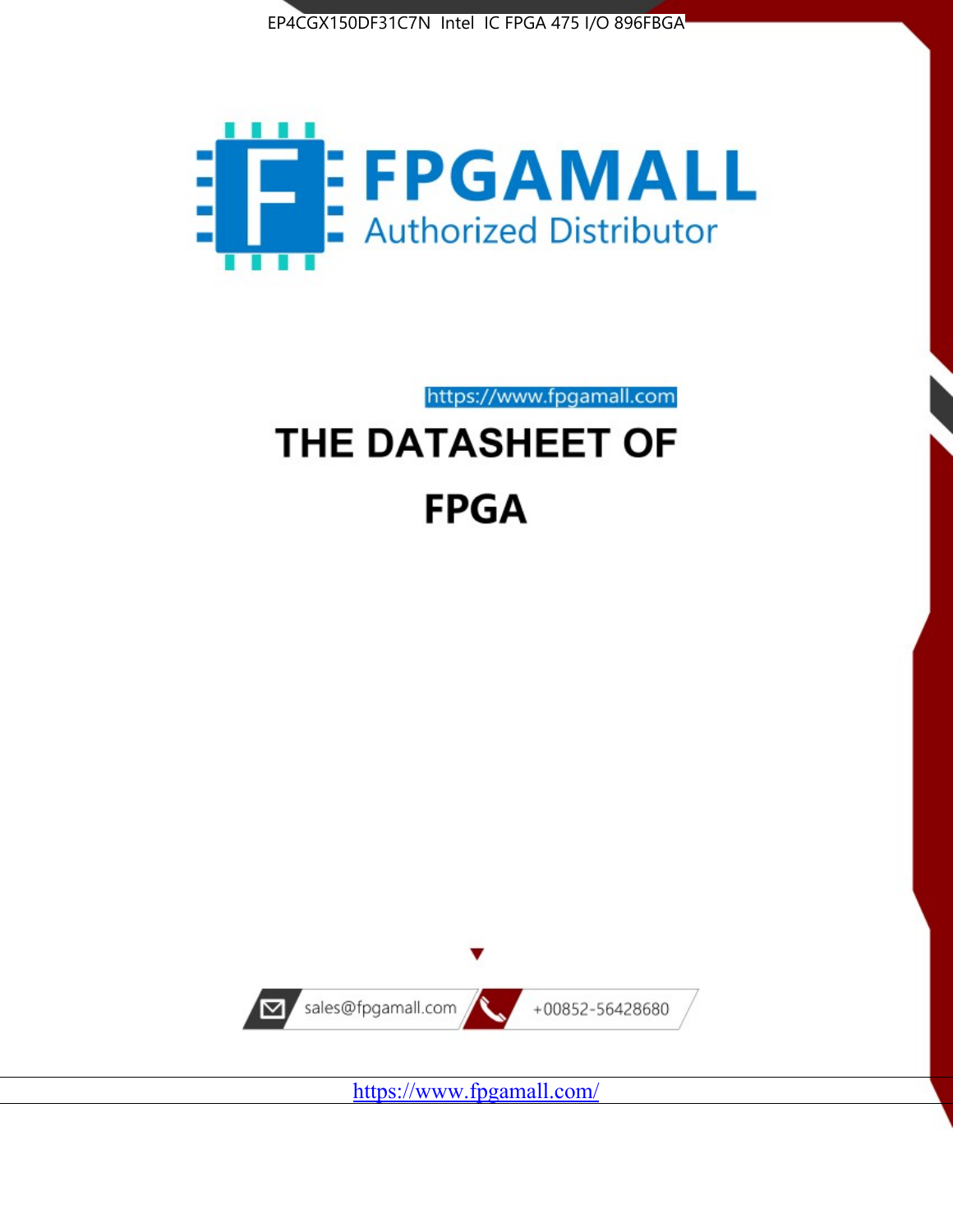EP4CGX150DF31C7N Intel IC FPGA 475 I/O 896FBGA

FPGAMALL

Authorized Distributor

https://www.fpgamall.com

# THE DATASHEET OF

# FPGA

sales@fpgamall.com

+00852-56428680

https://www.fpgamall.com/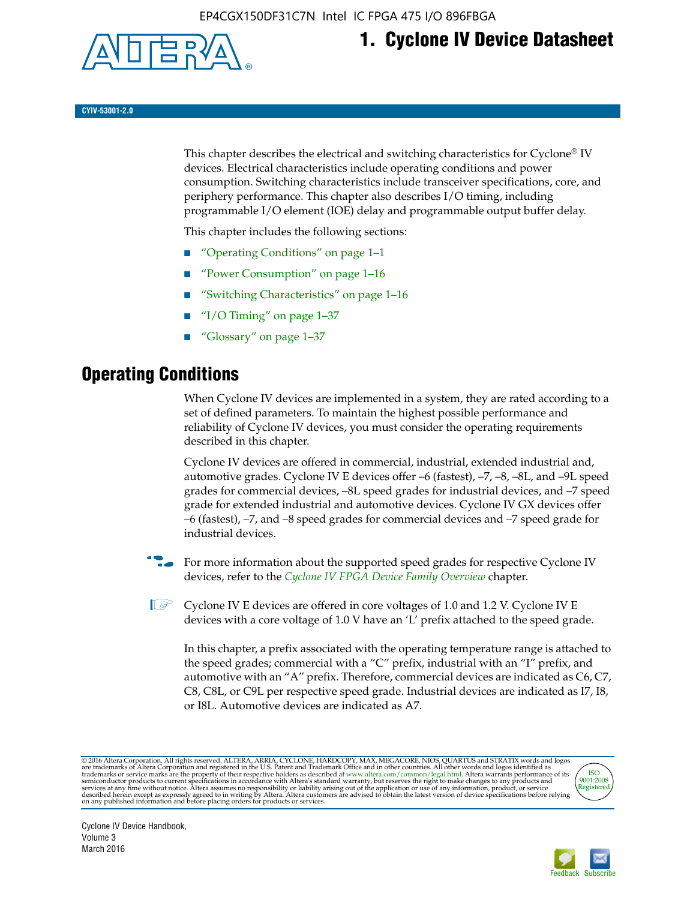# 1. Cyclone IV Device Datasheet

CYIV-53001-2.0

This chapter describes the electrical and switching characteristics for Cyclone® IV devices. Electrical characteristics include operating conditions and power consumption. Switching characteristics include transceiver specifications, core, and periphery performance. This chapter also describes I/O timing, including programmable I/O element (IOE) delay and programmable output buffer delay.

This chapter includes the following sections:

- "Operating Conditions" on page 1–1
- "Power Consumption" on page 1–16
- "Switching Characteristics" on page 1–16
- "I/O Timing" on page 1–37
- "Glossary" on page 1–37

## Operating Conditions

When Cyclone IV devices are implemented in a system, they are rated according to a set of defined parameters. To maintain the highest possible performance and reliability of Cyclone IV devices, you must consider the operating requirements described in this chapter.

Cyclone IV devices are offered in commercial, industrial, extended industrial and, automotive grades. Cyclone IV E devices offer –6 (fastest), –7, –8, –8L, and –9L speed grades for commercial devices, –8L speed grades for industrial devices, and –7 speed grade for extended industrial and automotive devices. Cyclone IV GX devices offer –6 (fastest), –7, and –8 speed grades for commercial devices and –7 speed grade for industrial devices.

For more information about the supported speed grades for respective Cyclone IV devices, refer to the *Cyclone IV FPGA Device Family Overview* chapter.

Cyclone IV E devices are offered in core voltages of 1.0 and 1.2 V. Cyclone IV E devices with a core voltage of 1.0 V have an 'L' prefix attached to the speed grade.

In this chapter, a prefix associated with the operating temperature range is attached to the speed grades; commercial with a "C" prefix, industrial with an "I" prefix, and automotive with an "A" prefix. Therefore, commercial devices are indicated as C6, C7, C8, C8L, or C9L per respective speed grade. Industrial devices are indicated as I7, I8, or I8L. Automotive devices are indicated as A7.

© 2016 Altera Corporation. All rights reserved. ALTERA, ARRIA, CYCLONE, HARDCOPY, MAX, MEGACORE, NIOS, QUARTUS and STRATIX words and logos are trademarks of Altera Corporation and registered in the U.S. Patent and Trademark Office and in other countries. All other words and logos identified as trademarks or service marks are the property of their respective holders as described at www.altera.com/common/legal.html. Altera warrants performance of its semiconductor products to current specifications in accordance with Altera's standard warranty, but reserves the right to make changes to any products and services at any time without notice. Altera assumes no responsibility or liability arising out of the application or use of any information, product, or service described herein except as expressly agreed to in writing by Altera. Altera customers are advised to obtain the latest version of device specifications before relying on any published information and before placing orders for products or services.

Cyclone IV Device Handbook,
Volume 3
March 2016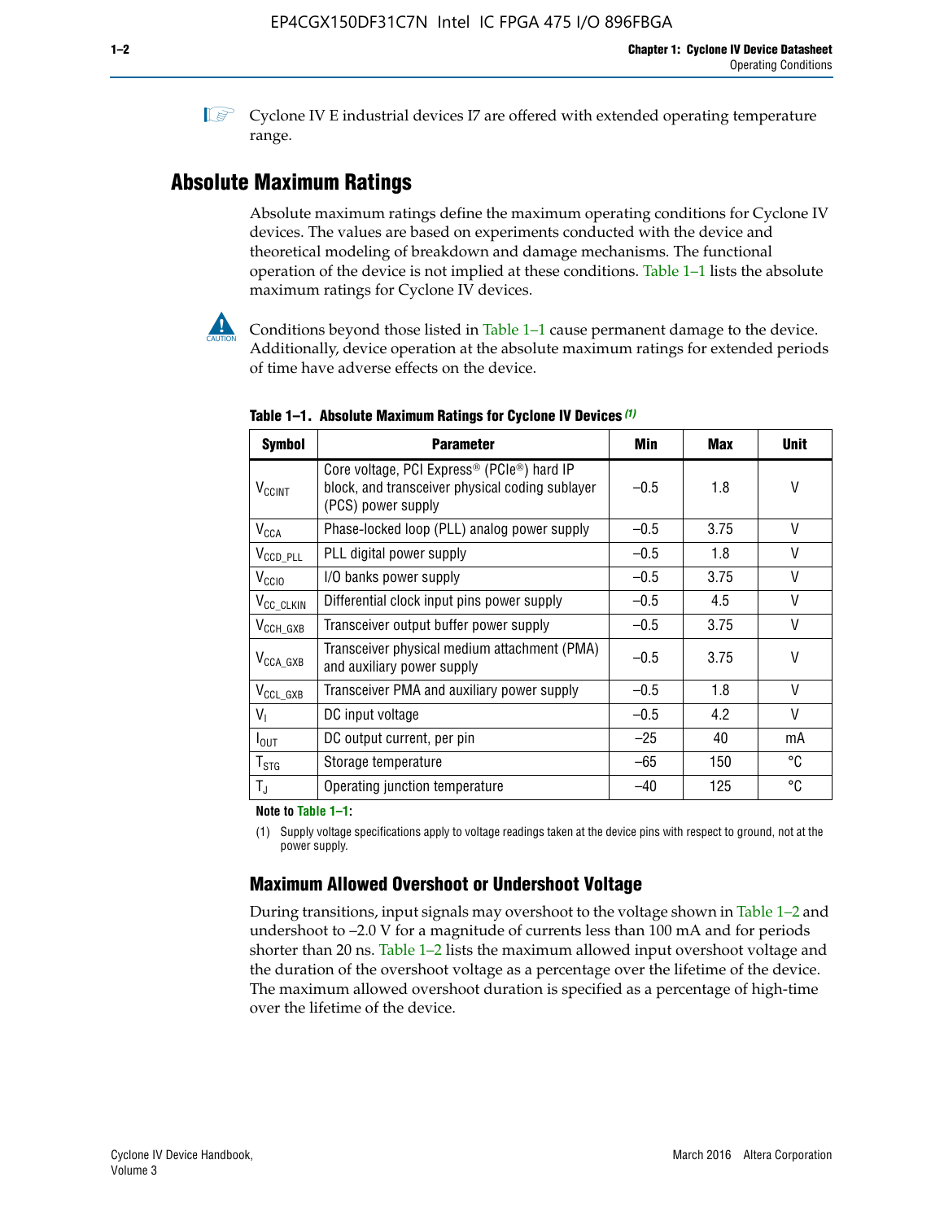Cyclone IV E industrial devices I7 are offered with extended operating temperature range.

## Absolute Maximum Ratings

Absolute maximum ratings define the maximum operating conditions for Cyclone IV devices. The values are based on experiments conducted with the device and theoretical modeling of breakdown and damage mechanisms. The functional operation of the device is not implied at these conditions. Table 1–1 lists the absolute maximum ratings for Cyclone IV devices.

Conditions beyond those listed in Table 1–1 cause permanent damage to the device. Additionally, device operation at the absolute maximum ratings for extended periods of time have adverse effects on the device.

**Table 1–1. Absolute Maximum Ratings for Cyclone IV Devices (1)**

| Symbol | Parameter | Min | Max | Unit |
|---|---|---|---|---|
| $V_{CCINT}$ | Core voltage, PCI Express® (PCIe®) hard IP block, and transceiver physical coding sublayer (PCS) power supply | –0.5 | 1.8 | V |
| $V_{CCA}$ | Phase-locked loop (PLL) analog power supply | –0.5 | 3.75 | V |
| $V_{CCD\_PLL}$ | PLL digital power supply | –0.5 | 1.8 | V |
| $V_{CCIO}$ | I/O banks power supply | –0.5 | 3.75 | V |
| $V_{CC\_CLKIN}$ | Differential clock input pins power supply | –0.5 | 4.5 | V |
| $V_{CCH\_GXB}$ | Transceiver output buffer power supply | –0.5 | 3.75 | V |
| $V_{CCA\_GXB}$ | Transceiver physical medium attachment (PMA) and auxiliary power supply | –0.5 | 3.75 | V |
| $V_{CCL\_GXB}$ | Transceiver PMA and auxiliary power supply | –0.5 | 1.8 | V |
| $V_I$ | DC input voltage | –0.5 | 4.2 | V |
| $I_{OUT}$ | DC output current, per pin | –25 | 40 | mA |
| $T_{STG}$ | Storage temperature | –65 | 150 | °C |
| $T_J$ | Operating junction temperature | –40 | 125 | °C |

**Note to Table 1–1:**

(1) Supply voltage specifications apply to voltage readings taken at the device pins with respect to ground, not at the power supply.

### Maximum Allowed Overshoot or Undershoot Voltage

During transitions, input signals may overshoot to the voltage shown in Table 1–2 and undershoot to –2.0 V for a magnitude of currents less than 100 mA and for periods shorter than 20 ns. Table 1–2 lists the maximum allowed input overshoot voltage and the duration of the overshoot voltage as a percentage over the lifetime of the device. The maximum allowed overshoot duration is specified as a percentage of high-time over the lifetime of the device.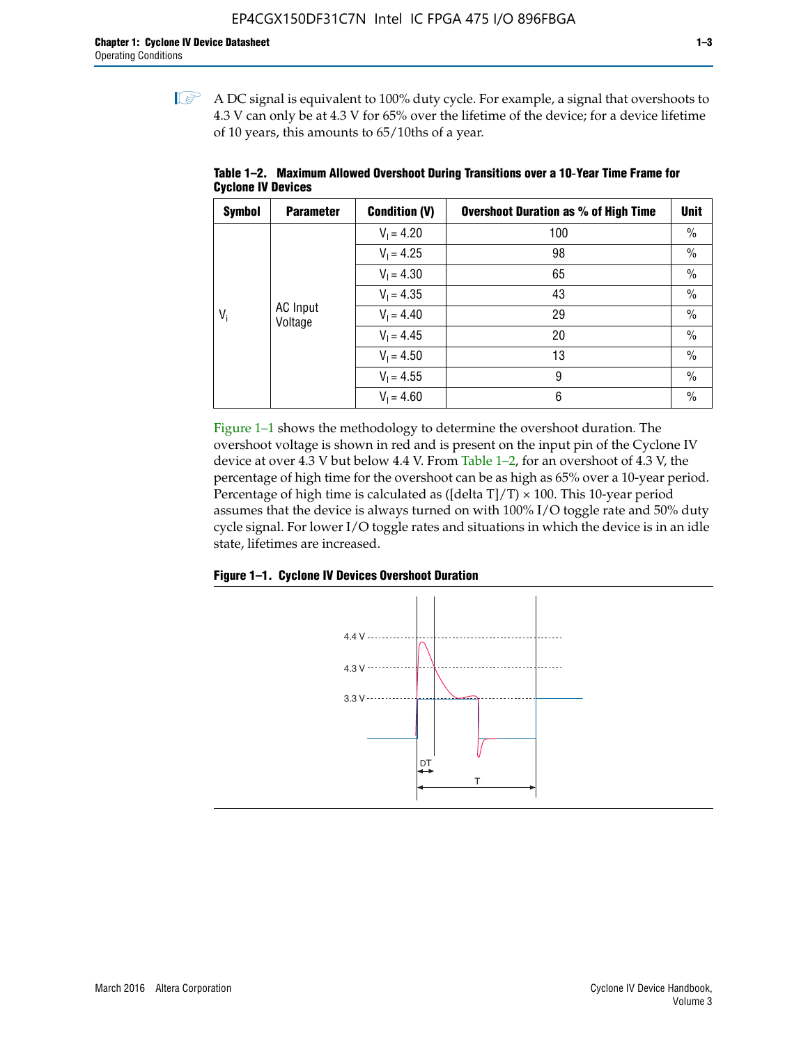A DC signal is equivalent to 100% duty cycle. For example, a signal that overshoots to 4.3 V can only be at 4.3 V for 65% over the lifetime of the device; for a device lifetime of 10 years, this amounts to 65/10ths of a year.

**Table 1–2. Maximum Allowed Overshoot During Transitions over a 10-Year Time Frame for Cyclone IV Devices**

| Symbol | Parameter | Condition (V) | Overshoot Duration as % of High Time | Unit |
|---|---|---|---|---|
| $V_i$ | AC Input Voltage | $V_I = 4.20$ | 100 | % |
| | | $V_I = 4.25$ | 98 | % |
| | | $V_I = 4.30$ | 65 | % |
| | | $V_I = 4.35$ | 43 | % |
| | | $V_I = 4.40$ | 29 | % |
| | | $V_I = 4.45$ | 20 | % |
| | | $V_I = 4.50$ | 13 | % |
| | | $V_I = 4.55$ | 9 | % |
| | | $V_I = 4.60$ | 6 | % |

Figure 1–1 shows the methodology to determine the overshoot duration. The overshoot voltage is shown in red and is present on the input pin of the Cyclone IV device at over 4.3 V but below 4.4 V. From Table 1–2, for an overshoot of 4.3 V, the percentage of high time for the overshoot can be as high as 65% over a 10-year period. Percentage of high time is calculated as ([delta T]/T) × 100. This 10-year period assumes that the device is always turned on with 100% I/O toggle rate and 50% duty cycle signal. For lower I/O toggle rates and situations in which the device is in an idle state, lifetimes are increased.

**Figure 1–1. Cyclone IV Devices Overshoot Duration**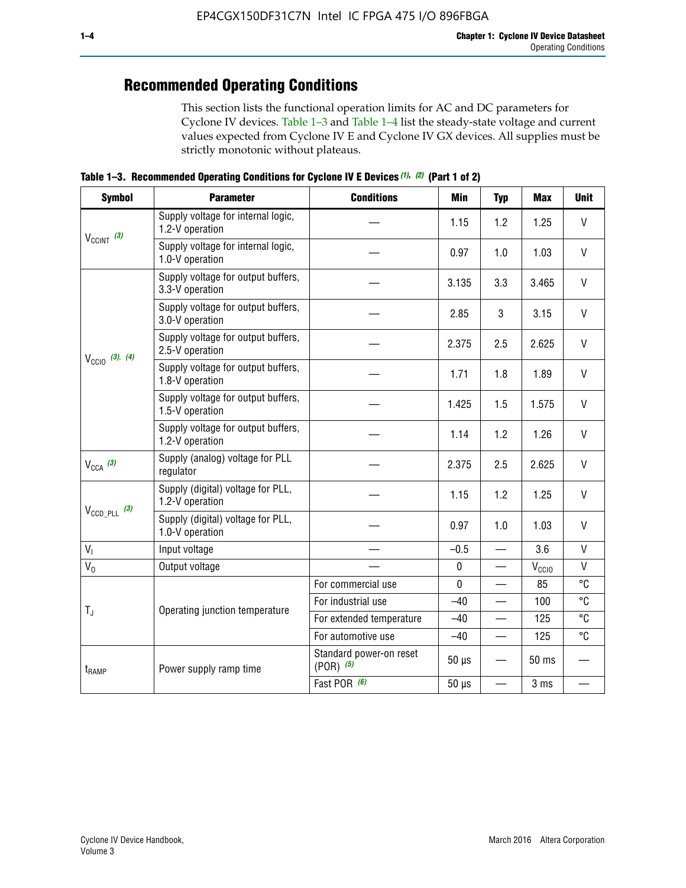## Recommended Operating Conditions

This section lists the functional operation limits for AC and DC parameters for Cyclone IV devices. Table 1–3 and Table 1–4 list the steady-state voltage and current values expected from Cyclone IV E and Cyclone IV GX devices. All supplies must be strictly monotonic without plateaus.

**Table 1–3. Recommended Operating Conditions for Cyclone IV E Devices** *(1), (2)* **(Part 1 of 2)**

| Symbol | Parameter | Conditions | Min | Typ | Max | Unit |
|---|---|---|---|---|---|---|
| $V_{CCINT}$ *(3)* | Supply voltage for internal logic, 1.2-V operation | — | 1.15 | 1.2 | 1.25 | V |
| | Supply voltage for internal logic, 1.0-V operation | — | 0.97 | 1.0 | 1.03 | V |
| $V_{CCIO}$ *(3), (4)* | Supply voltage for output buffers, 3.3-V operation | — | 3.135 | 3.3 | 3.465 | V |
| | Supply voltage for output buffers, 3.0-V operation | — | 2.85 | 3 | 3.15 | V |
| | Supply voltage for output buffers, 2.5-V operation | — | 2.375 | 2.5 | 2.625 | V |
| | Supply voltage for output buffers, 1.8-V operation | — | 1.71 | 1.8 | 1.89 | V |
| | Supply voltage for output buffers, 1.5-V operation | — | 1.425 | 1.5 | 1.575 | V |
| | Supply voltage for output buffers, 1.2-V operation | — | 1.14 | 1.2 | 1.26 | V |
| $V_{CCA}$ *(3)* | Supply (analog) voltage for PLL regulator | — | 2.375 | 2.5 | 2.625 | V |
| $V_{CCD\_PLL}$ *(3)* | Supply (digital) voltage for PLL, 1.2-V operation | — | 1.15 | 1.2 | 1.25 | V |
| | Supply (digital) voltage for PLL, 1.0-V operation | — | 0.97 | 1.0 | 1.03 | V |
| $V_I$ | Input voltage | — | –0.5 | — | 3.6 | V |
| $V_O$ | Output voltage | — | 0 | — | $V_{CCIO}$ | V |
| $T_J$ | Operating junction temperature | For commercial use | 0 | — | 85 | °C |
| | | For industrial use | –40 | — | 100 | °C |
| | | For extended temperature | –40 | — | 125 | °C |
| | | For automotive use | –40 | — | 125 | °C |
| $t_{RAMP}$ | Power supply ramp time | Standard power-on reset (POR) *(5)* | 50 µs | — | 50 ms | — |
| | | Fast POR *(6)* | 50 µs | — | 3 ms | — |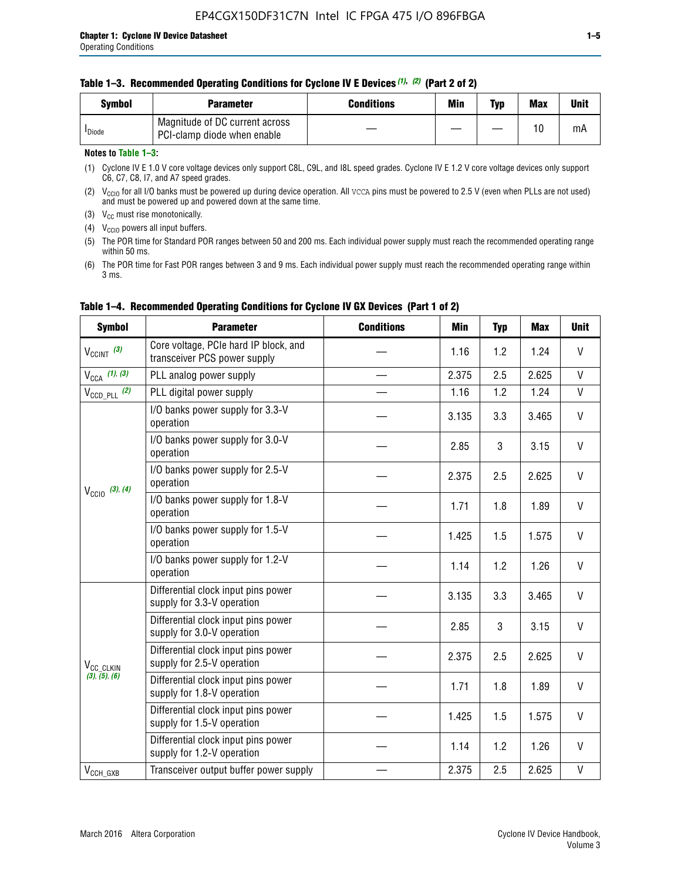**Table 1–3. Recommended Operating Conditions for Cyclone IV E Devices (1), (2) (Part 2 of 2)**

| Symbol | Parameter | Conditions | Min | Typ | Max | Unit |
|---|---|---|---|---|---|---|
| $I_{Diode}$ | Magnitude of DC current across PCI-clamp diode when enable | — | — | — | 10 | mA |

**Notes to Table 1–3:**

(1) Cyclone IV E 1.0 V core voltage devices only support C8L, C9L, and I8L speed grades. Cyclone IV E 1.2 V core voltage devices only support C6, C7, C8, I7, and A7 speed grades.

(2) $V_{CCIO}$ for all I/O banks must be powered up during device operation. All VCCA pins must be powered to 2.5 V (even when PLLs are not used) and must be powered up and powered down at the same time.

(3) $V_{CC}$ must rise monotonically.

(4) $V_{CCIO}$ powers all input buffers.

(5) The POR time for Standard POR ranges between 50 and 200 ms. Each individual power supply must reach the recommended operating range within 50 ms.

(6) The POR time for Fast POR ranges between 3 and 9 ms. Each individual power supply must reach the recommended operating range within 3 ms.

**Table 1–4. Recommended Operating Conditions for Cyclone IV GX Devices (Part 1 of 2)**

| Symbol | Parameter | Conditions | Min | Typ | Max | Unit |
|---|---|---|---|---|---|---|
| $V_{CCINT}$ (3) | Core voltage, PCIe hard IP block, and transceiver PCS power supply | — | 1.16 | 1.2 | 1.24 | V |
| $V_{CCA}$ (1), (3) | PLL analog power supply | — | 2.375 | 2.5 | 2.625 | V |
| $V_{CCD\_PLL}$ (2) | PLL digital power supply | — | 1.16 | 1.2 | 1.24 | V |
| $V_{CCIO}$ (3), (4) | I/O banks power supply for 3.3-V operation | — | 3.135 | 3.3 | 3.465 | V |
| | I/O banks power supply for 3.0-V operation | — | 2.85 | 3 | 3.15 | V |
| | I/O banks power supply for 2.5-V operation | — | 2.375 | 2.5 | 2.625 | V |
| | I/O banks power supply for 1.8-V operation | — | 1.71 | 1.8 | 1.89 | V |
| | I/O banks power supply for 1.5-V operation | — | 1.425 | 1.5 | 1.575 | V |
| | I/O banks power supply for 1.2-V operation | — | 1.14 | 1.2 | 1.26 | V |
| $V_{CC\_CLKIN}$ (3), (5), (6) | Differential clock input pins power supply for 3.3-V operation | — | 3.135 | 3.3 | 3.465 | V |
| | Differential clock input pins power supply for 3.0-V operation | — | 2.85 | 3 | 3.15 | V |
| | Differential clock input pins power supply for 2.5-V operation | — | 2.375 | 2.5 | 2.625 | V |
| | Differential clock input pins power supply for 1.8-V operation | — | 1.71 | 1.8 | 1.89 | V |
| | Differential clock input pins power supply for 1.5-V operation | — | 1.425 | 1.5 | 1.575 | V |
| | Differential clock input pins power supply for 1.2-V operation | — | 1.14 | 1.2 | 1.26 | V |
| $V_{CCH\_GXB}$ | Transceiver output buffer power supply | — | 2.375 | 2.5 | 2.625 | V |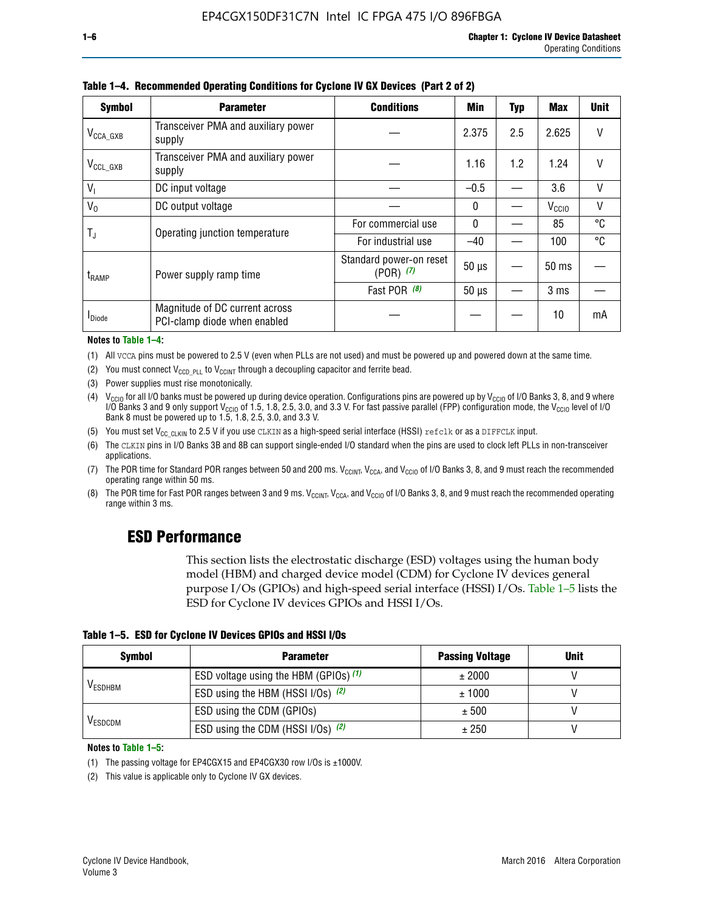**Table 1–4. Recommended Operating Conditions for Cyclone IV GX Devices (Part 2 of 2)**

| Symbol | Parameter | Conditions | Min | Typ | Max | Unit |
|---|---|---|---|---|---|---|
| $V_{CCA\_GXB}$ | Transceiver PMA and auxiliary power supply | — | 2.375 | 2.5 | 2.625 | V |
| $V_{CCL\_GXB}$ | Transceiver PMA and auxiliary power supply | — | 1.16 | 1.2 | 1.24 | V |
| $V_I$ | DC input voltage | — | –0.5 | — | 3.6 | V |
| $V_O$ | DC output voltage | — | 0 | — | $V_{CCIO}$ | V |
| $T_J$ | Operating junction temperature | For commercial use | 0 | — | 85 | °C |
| | | For industrial use | –40 | — | 100 | °C |
| $t_{RAMP}$ | Power supply ramp time | Standard power-on reset (POR) *(7)* | 50 µs | — | 50 ms | — |
| | | Fast POR *(8)* | 50 µs | — | 3 ms | — |
| $I_{Diode}$ | Magnitude of DC current across PCI-clamp diode when enabled | — | — | — | 10 | mA |

**Notes to Table 1–4:**

(1) All VCCA pins must be powered to 2.5 V (even when PLLs are not used) and must be powered up and powered down at the same time.

(2) You must connect $V_{CCD\_PLL}$ to $V_{CCINT}$ through a decoupling capacitor and ferrite bead.

(3) Power supplies must rise monotonically.

(4) $V_{CCIO}$ for all I/O banks must be powered up during device operation. Configurations pins are powered up by $V_{CCIO}$ of I/O Banks 3, 8, and 9 where I/O Banks 3 and 9 only support $V_{CCIO}$ of 1.5, 1.8, 2.5, 3.0, and 3.3 V. For fast passive parallel (FPP) configuration mode, the $V_{CCIO}$ level of I/O Bank 8 must be powered up to 1.5, 1.8, 2.5, 3.0, and 3.3 V.

(5) You must set $V_{CC\_CLKIN}$ to 2.5 V if you use CLKIN as a high-speed serial interface (HSSI) refclk or as a DIFFCLK input.

(6) The CLKIN pins in I/O Banks 3B and 8B can support single-ended I/O standard when the pins are used to clock left PLLs in non-transceiver applications.

(7) The POR time for Standard POR ranges between 50 and 200 ms. $V_{CCINT}$, $V_{CCA}$, and $V_{CCIO}$ of I/O Banks 3, 8, and 9 must reach the recommended operating range within 50 ms.

(8) The POR time for Fast POR ranges between 3 and 9 ms. $V_{CCINT}$, $V_{CCA}$, and $V_{CCIO}$ of I/O Banks 3, 8, and 9 must reach the recommended operating range within 3 ms.

## ESD Performance

This section lists the electrostatic discharge (ESD) voltages using the human body model (HBM) and charged device model (CDM) for Cyclone IV devices general purpose I/Os (GPIOs) and high-speed serial interface (HSSI) I/Os. Table 1–5 lists the ESD for Cyclone IV devices GPIOs and HSSI I/Os.

**Table 1–5. ESD for Cyclone IV Devices GPIOs and HSSI I/Os**

| Symbol | Parameter | Passing Voltage | Unit |
|---|---|---|---|
| $V_{ESDHBM}$ | ESD voltage using the HBM (GPIOs) *(1)* | ± 2000 | V |
| | ESD using the HBM (HSSI I/Os) *(2)* | ± 1000 | V |
| $V_{ESDCDM}$ | ESD using the CDM (GPIOs) | ± 500 | V |
| | ESD using the CDM (HSSI I/Os) *(2)* | ± 250 | V |

**Notes to Table 1–5:**

(1) The passing voltage for EP4CGX15 and EP4CGX30 row I/Os is ±1000V.

(2) This value is applicable only to Cyclone IV GX devices.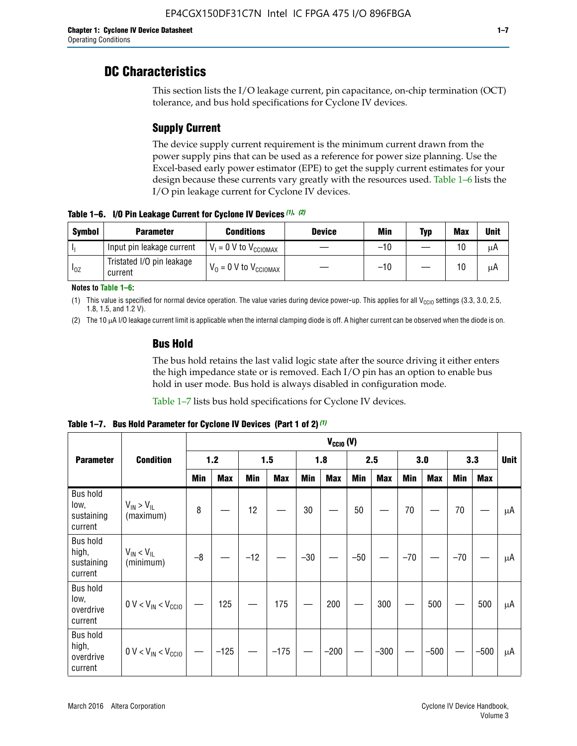# DC Characteristics

This section lists the I/O leakage current, pin capacitance, on-chip termination (OCT) tolerance, and bus hold specifications for Cyclone IV devices.

## Supply Current

The device supply current requirement is the minimum current drawn from the power supply pins that can be used as a reference for power size planning. Use the Excel-based early power estimator (EPE) to get the supply current estimates for your design because these currents vary greatly with the resources used. Table 1–6 lists the I/O pin leakage current for Cyclone IV devices.

**Table 1–6. I/O Pin Leakage Current for Cyclone IV Devices (1), (2)**

| Symbol | Parameter | Conditions | Device | Min | Typ | Max | Unit |
|---|---|---|---|---|---|---|---|
| $I_I$ | Input pin leakage current | $V_I$ = 0 V to $V_{CCIOMAX}$ | — | –10 | — | 10 | µA |
| $I_{OZ}$ | Tristated I/O pin leakage current | $V_O$ = 0 V to $V_{CCIOMAX}$ | — | –10 | — | 10 | µA |

**Notes to Table 1–6:**

(1) This value is specified for normal device operation. The value varies during device power-up. This applies for all $V_{CCIO}$ settings (3.3, 3.0, 2.5, 1.8, 1.5, and 1.2 V).

(2) The 10 µA I/O leakage current limit is applicable when the internal clamping diode is off. A higher current can be observed when the diode is on.

## Bus Hold

The bus hold retains the last valid logic state after the source driving it either enters the high impedance state or is removed. Each I/O pin has an option to enable bus hold in user mode. Bus hold is always disabled in configuration mode.

Table 1–7 lists bus hold specifications for Cyclone IV devices.

**Table 1–7. Bus Hold Parameter for Cyclone IV Devices (Part 1 of 2) (1)**

| Parameter | Condition | $V_{CCIO}$ (V) | | | | | | | | | | | | Unit |
|---|---|---|---|---|---|---|---|---|---|---|---|---|---|---|
| | | 1.2 | | 1.5 | | 1.8 | | 2.5 | | 3.0 | | 3.3 | | |
| | | Min | Max | Min | Max | Min | Max | Min | Max | Min | Max | Min | Max | |
| Bus hold low, sustaining current | $V_{IN} > V_{IL}$ (maximum) | 8 | — | 12 | — | 30 | — | 50 | — | 70 | — | 70 | — | µA |
| Bus hold high, sustaining current | $V_{IN} < V_{IL}$ (minimum) | –8 | — | –12 | — | –30 | — | –50 | — | –70 | — | –70 | — | µA |
| Bus hold low, overdrive current | 0 V < $V_{IN}$ < $V_{CCIO}$ | — | 125 | — | 175 | — | 200 | — | 300 | — | 500 | — | 500 | µA |
| Bus hold high, overdrive current | 0 V < $V_{IN}$ < $V_{CCIO}$ | — | –125 | — | –175 | — | –200 | — | –300 | — | –500 | — | –500 | µA |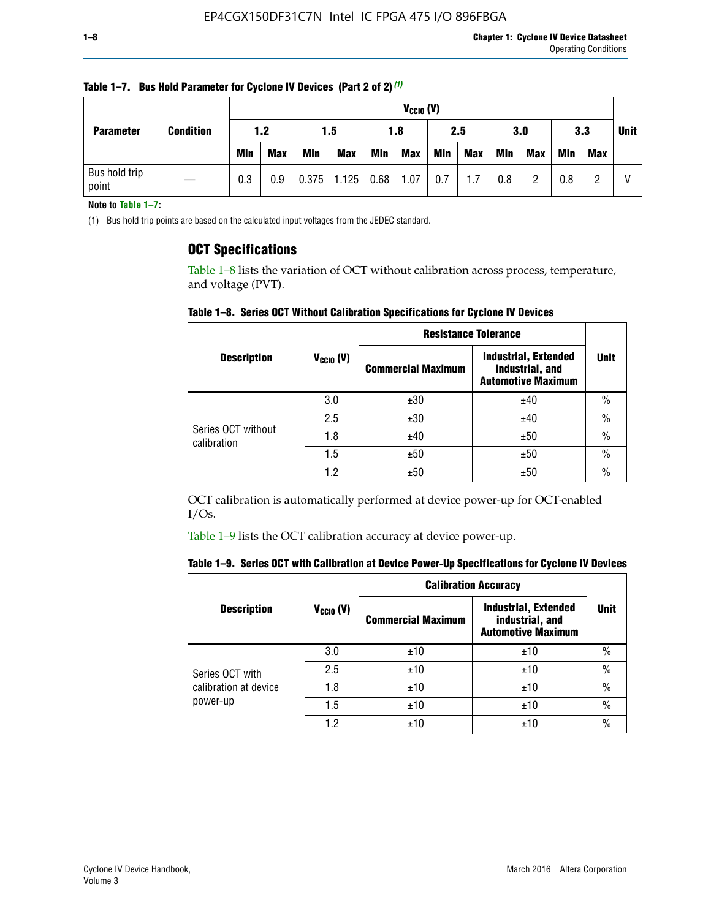**Table 1–7. Bus Hold Parameter for Cyclone IV Devices (Part 2 of 2)** (1)

| Parameter | Condition | $V_{CCIO}$ (V) | | | | | | | | | | | | Unit |
|---|---|---|---|---|---|---|---|---|---|---|---|---|---|---|
| | | 1.2 | | 1.5 | | 1.8 | | 2.5 | | 3.0 | | 3.3 | | |
| | | Min | Max | Min | Max | Min | Max | Min | Max | Min | Max | Min | Max | |
| Bus hold trip point | — | 0.3 | 0.9 | 0.375 | 1.125 | 0.68 | 1.07 | 0.7 | 1.7 | 0.8 | 2 | 0.8 | 2 | V |

**Note to Table 1–7:**

(1) Bus hold trip points are based on the calculated input voltages from the JEDEC standard.

## OCT Specifications

Table 1–8 lists the variation of OCT without calibration across process, temperature, and voltage (PVT).

**Table 1–8. Series OCT Without Calibration Specifications for Cyclone IV Devices**

| Description | $V_{CCIO}$ (V) | Resistance Tolerance | | Unit |
|---|---|---|---|---|
| | | Commercial Maximum | Industrial, Extended industrial, and Automotive Maximum | |
| Series OCT without calibration | 3.0 | ±30 | ±40 | % |
| | 2.5 | ±30 | ±40 | % |
| | 1.8 | ±40 | ±50 | % |
| | 1.5 | ±50 | ±50 | % |
| | 1.2 | ±50 | ±50 | % |

OCT calibration is automatically performed at device power-up for OCT-enabled I/Os.

Table 1–9 lists the OCT calibration accuracy at device power-up.

**Table 1–9. Series OCT with Calibration at Device Power-Up Specifications for Cyclone IV Devices**

| Description | $V_{CCIO}$ (V) | Calibration Accuracy | | Unit |
|---|---|---|---|---|
| | | Commercial Maximum | Industrial, Extended industrial, and Automotive Maximum | |
| Series OCT with calibration at device power-up | 3.0 | ±10 | ±10 | % |
| | 2.5 | ±10 | ±10 | % |
| | 1.8 | ±10 | ±10 | % |
| | 1.5 | ±10 | ±10 | % |
| | 1.2 | ±10 | ±10 | % |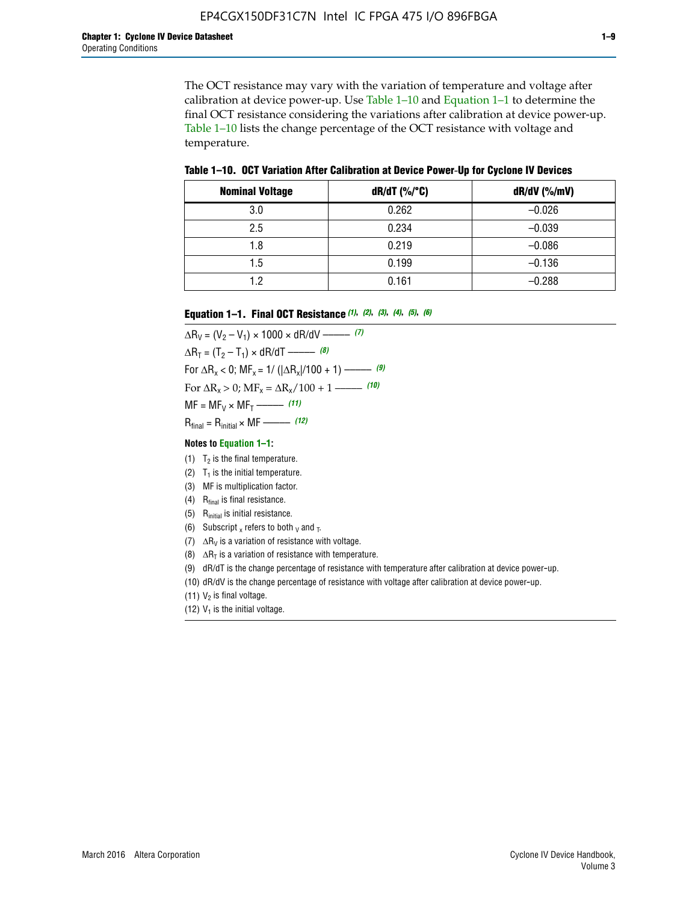The OCT resistance may vary with the variation of temperature and voltage after calibration at device power-up. Use Table 1–10 and Equation 1–1 to determine the final OCT resistance considering the variations after calibration at device power-up. Table 1–10 lists the change percentage of the OCT resistance with voltage and temperature.

**Table 1–10. OCT Variation After Calibration at Device Power-Up for Cyclone IV Devices**

| Nominal Voltage | dR/dT (%/°C) | dR/dV (%/mV) |
|---|---|---|
| 3.0 | 0.262 | –0.026 |
| 2.5 | 0.234 | –0.039 |
| 1.8 | 0.219 | –0.086 |
| 1.5 | 0.199 | –0.136 |
| 1.2 | 0.161 | –0.288 |

**Equation 1–1. Final OCT Resistance** *(1), (2), (3), (4), (5), (6)*

$$\Delta R_V = (V_2 - V_1) \times 1000 \times dR/dV \text{ ——— } (7)$$

$$\Delta R_T = (T_2 - T_1) \times dR/dT \text{ ——— } (8)$$

$$\text{For } \Delta R_x < 0;\ MF_x = 1/ (|\Delta R_x|/100 + 1) \text{ ——— } (9)$$

$$\text{For } \Delta R_x > 0;\ MF_x = \Delta R_x/100 + 1 \text{ ——— } (10)$$

$$MF = MF_V \times MF_T \text{ ——— } (11)$$

$$R_{final} = R_{initial} \times MF \text{ ——— } (12)$$

**Notes to Equation 1–1:**

(1) $T_2$ is the final temperature.

(2) $T_1$ is the initial temperature.

(3) MF is multiplication factor.

(4) $R_{final}$ is final resistance.

(5) $R_{initial}$ is initial resistance.

(6) Subscript $_x$ refers to both $_V$ and $_T$.

(7) $\Delta R_V$ is a variation of resistance with voltage.

(8) $\Delta R_T$ is a variation of resistance with temperature.

(9) dR/dT is the change percentage of resistance with temperature after calibration at device power-up.

(10) dR/dV is the change percentage of resistance with voltage after calibration at device power-up.

(11) $V_2$ is final voltage.

(12) $V_1$ is the initial voltage.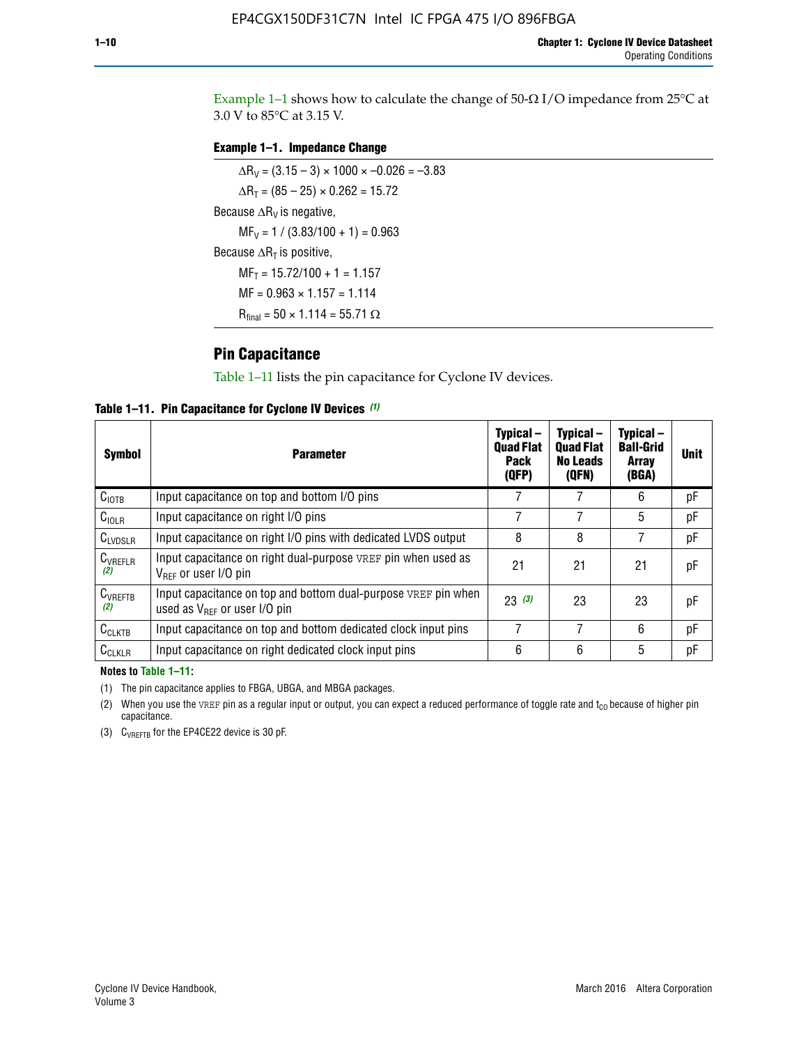Example 1–1 shows how to calculate the change of 50-Ω I/O impedance from 25°C at 3.0 V to 85°C at 3.15 V.

**Example 1–1. Impedance Change**

$\Delta R_V = (3.15 - 3) \times 1000 \times -0.026 = -3.83$

$\Delta R_T = (85 - 25) \times 0.262 = 15.72$

Because $\Delta R_V$ is negative,

$MF_V = 1 / (3.83/100 + 1) = 0.963$

Because $\Delta R_T$ is positive,

$MF_T = 15.72/100 + 1 = 1.157$

$MF = 0.963 \times 1.157 = 1.114$

$R_{final} = 50 \times 1.114 = 55.71\ \Omega$

## Pin Capacitance

Table 1–11 lists the pin capacitance for Cyclone IV devices.

**Table 1–11. Pin Capacitance for Cyclone IV Devices (1)**

| Symbol | Parameter | Typical – Quad Flat Pack (QFP) | Typical – Quad Flat No Leads (QFN) | Typical – Ball-Grid Array (BGA) | Unit |
|---|---|---|---|---|---|
| $C_{IOTB}$ | Input capacitance on top and bottom I/O pins | 7 | 7 | 6 | pF |
| $C_{IOLR}$ | Input capacitance on right I/O pins | 7 | 7 | 5 | pF |
| $C_{LVDSLR}$ | Input capacitance on right I/O pins with dedicated LVDS output | 8 | 8 | 7 | pF |
| $C_{VREFLR}$ (2) | Input capacitance on right dual-purpose VREF pin when used as $V_{REF}$ or user I/O pin | 21 | 21 | 21 | pF |
| $C_{VREFTB}$ (2) | Input capacitance on top and bottom dual-purpose VREF pin when used as $V_{REF}$ or user I/O pin | 23 (3) | 23 | 23 | pF |
| $C_{CLKTB}$ | Input capacitance on top and bottom dedicated clock input pins | 7 | 7 | 6 | pF |
| $C_{CLKLR}$ | Input capacitance on right dedicated clock input pins | 6 | 6 | 5 | pF |

**Notes to Table 1–11:**

(1) The pin capacitance applies to FBGA, UBGA, and MBGA packages.

(2) When you use the VREF pin as a regular input or output, you can expect a reduced performance of toggle rate and $t_{CO}$ because of higher pin capacitance.

(3) $C_{VREFTB}$ for the EP4CE22 device is 30 pF.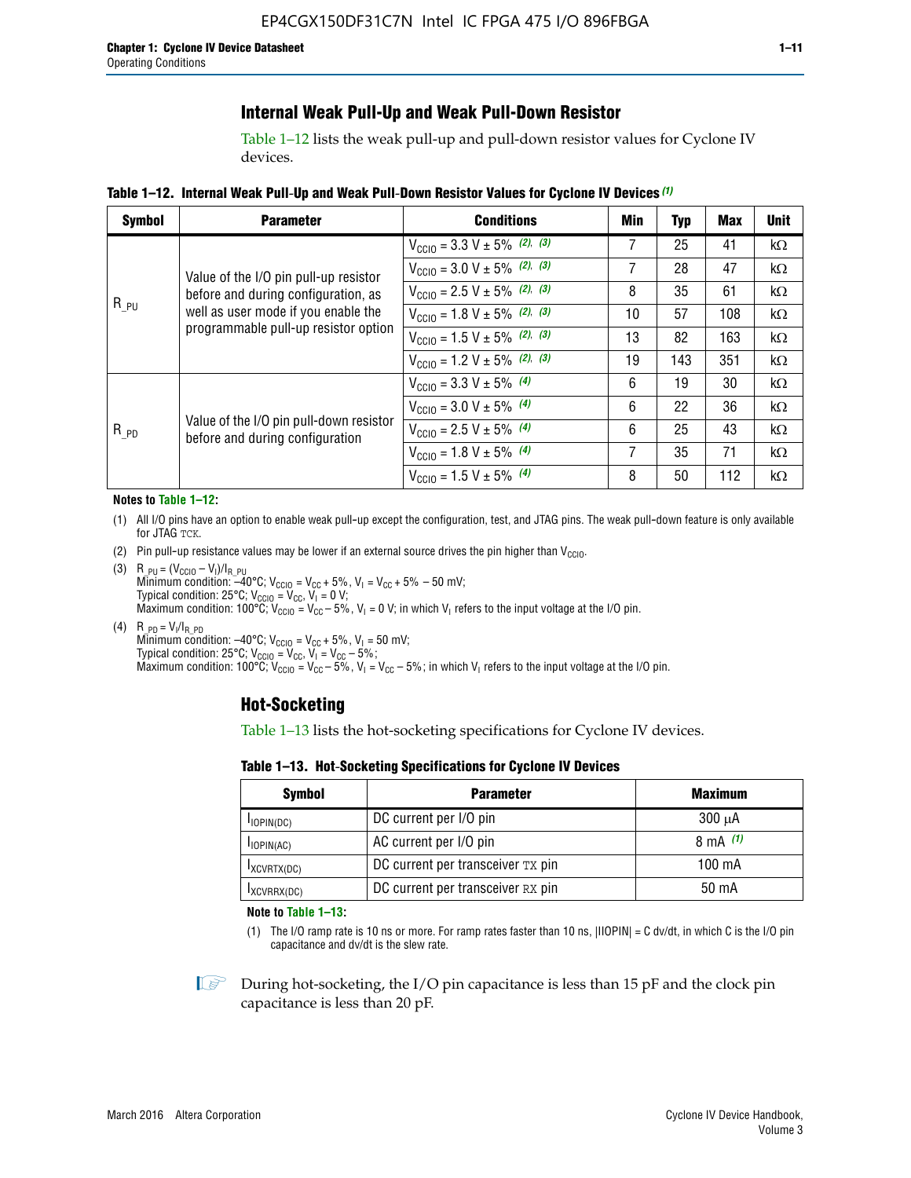## Internal Weak Pull-Up and Weak Pull-Down Resistor

Table 1–12 lists the weak pull-up and pull-down resistor values for Cyclone IV devices.

**Table 1–12. Internal Weak Pull-Up and Weak Pull-Down Resistor Values for Cyclone IV Devices** *(1)*

| Symbol | Parameter | Conditions | Min | Typ | Max | Unit |
|---|---|---|---|---|---|---|
| $R_{\_PU}$ | Value of the I/O pin pull-up resistor before and during configuration, as well as user mode if you enable the programmable pull-up resistor option | $V_{CCIO}$ = 3.3 V ± 5% *(2), (3)* | 7 | 25 | 41 | kΩ |
| | | $V_{CCIO}$ = 3.0 V ± 5% *(2), (3)* | 7 | 28 | 47 | kΩ |
| | | $V_{CCIO}$ = 2.5 V ± 5% *(2), (3)* | 8 | 35 | 61 | kΩ |
| | | $V_{CCIO}$ = 1.8 V ± 5% *(2), (3)* | 10 | 57 | 108 | kΩ |
| | | $V_{CCIO}$ = 1.5 V ± 5% *(2), (3)* | 13 | 82 | 163 | kΩ |
| | | $V_{CCIO}$ = 1.2 V ± 5% *(2), (3)* | 19 | 143 | 351 | kΩ |
| $R_{\_PD}$ | Value of the I/O pin pull-down resistor before and during configuration | $V_{CCIO}$ = 3.3 V ± 5% *(4)* | 6 | 19 | 30 | kΩ |
| | | $V_{CCIO}$ = 3.0 V ± 5% *(4)* | 6 | 22 | 36 | kΩ |
| | | $V_{CCIO}$ = 2.5 V ± 5% *(4)* | 6 | 25 | 43 | kΩ |
| | | $V_{CCIO}$ = 1.8 V ± 5% *(4)* | 7 | 35 | 71 | kΩ |
| | | $V_{CCIO}$ = 1.5 V ± 5% *(4)* | 8 | 50 | 112 | kΩ |

**Notes to Table 1–12:**

(1) All I/O pins have an option to enable weak pull-up except the configuration, test, and JTAG pins. The weak pull-down feature is only available for JTAG TCK.

(2) Pin pull-up resistance values may be lower if an external source drives the pin higher than $V_{CCIO}$.

(3) $R_{\_PU} = (V_{CCIO} - V_I)/I_{R\_PU}$
Minimum condition: –40°C; $V_{CCIO} = V_{CC} + 5\%$, $V_I = V_{CC} + 5\% - 50$ mV;
Typical condition: 25°C; $V_{CCIO} = V_{CC}$, $V_I = 0$ V;
Maximum condition: 100°C; $V_{CCIO} = V_{CC} - 5\%$, $V_I = 0$ V; in which $V_I$ refers to the input voltage at the I/O pin.

(4) $R_{\_PD} = V_I/I_{R\_PD}$
Minimum condition: –40°C; $V_{CCIO} = V_{CC} + 5\%$, $V_I = 50$ mV;
Typical condition: 25°C; $V_{CCIO} = V_{CC}$, $V_I = V_{CC} - 5\%$;
Maximum condition: 100°C; $V_{CCIO} = V_{CC} - 5\%$, $V_I = V_{CC} - 5\%$; in which $V_I$ refers to the input voltage at the I/O pin.

## Hot-Socketing

Table 1–13 lists the hot-socketing specifications for Cyclone IV devices.

**Table 1–13. Hot-Socketing Specifications for Cyclone IV Devices**

| Symbol | Parameter | Maximum |
|---|---|---|
| $I_{IOPIN(DC)}$ | DC current per I/O pin | 300 μA |
| $I_{IOPIN(AC)}$ | AC current per I/O pin | 8 mA *(1)* |
| $I_{XCVRTX(DC)}$ | DC current per transceiver TX pin | 100 mA |
| $I_{XCVRRX(DC)}$ | DC current per transceiver RX pin | 50 mA |

**Note to Table 1–13:**

(1) The I/O ramp rate is 10 ns or more. For ramp rates faster than 10 ns, $|I_{IOPIN}| = C\,dv/dt$, in which C is the I/O pin capacitance and dv/dt is the slew rate.

During hot-socketing, the I/O pin capacitance is less than 15 pF and the clock pin capacitance is less than 20 pF.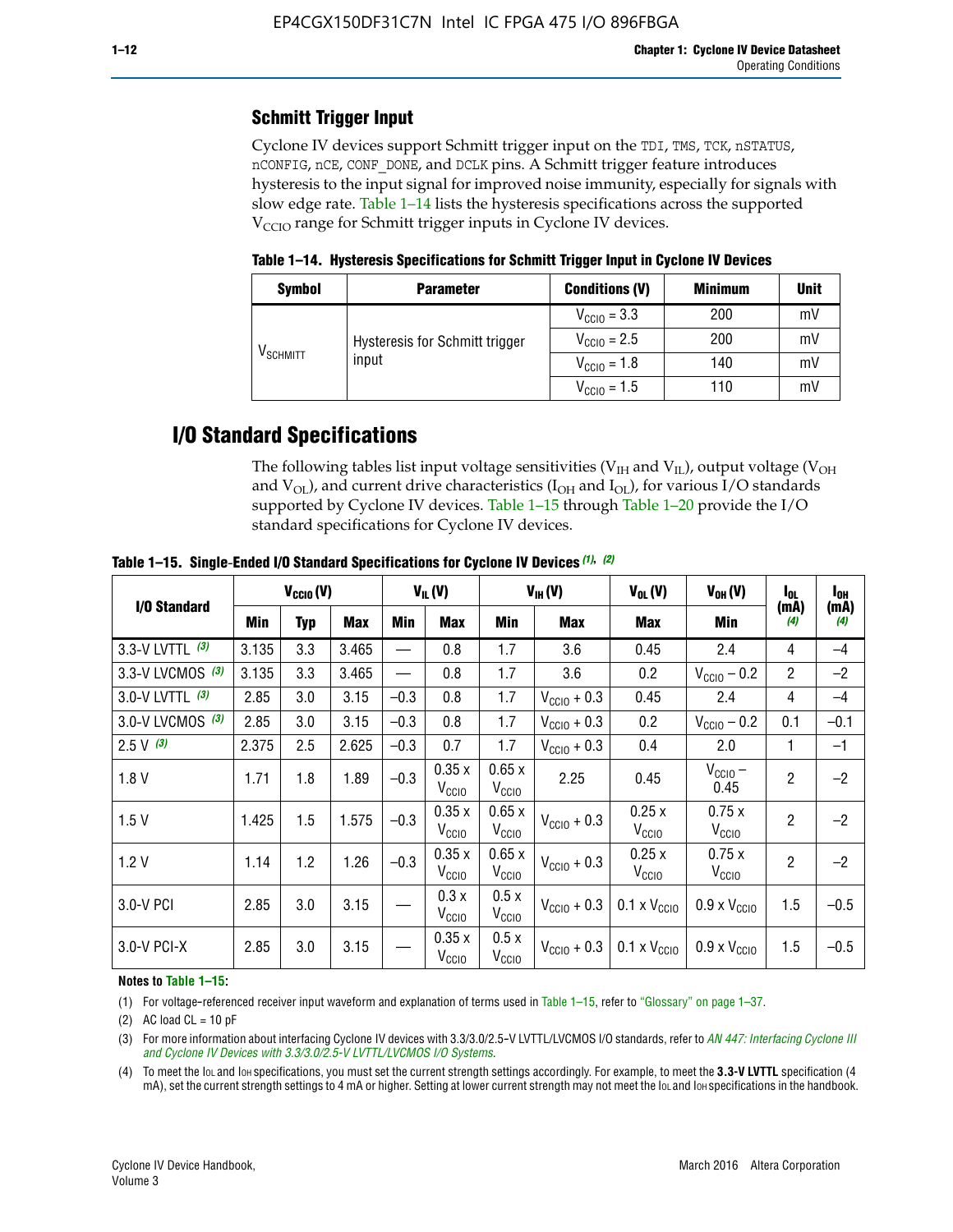### Schmitt Trigger Input

Cyclone IV devices support Schmitt trigger input on the TDI, TMS, TCK, nSTATUS, nCONFIG, nCE, CONF_DONE, and DCLK pins. A Schmitt trigger feature introduces hysteresis to the input signal for improved noise immunity, especially for signals with slow edge rate. Table 1–14 lists the hysteresis specifications across the supported $V_{CCIO}$ range for Schmitt trigger inputs in Cyclone IV devices.

**Table 1–14. Hysteresis Specifications for Schmitt Trigger Input in Cyclone IV Devices**

| Symbol | Parameter | Conditions (V) | Minimum | Unit |
|---|---|---|---|---|
| $V_{SCHMITT}$ | Hysteresis for Schmitt trigger input | $V_{CCIO}$ = 3.3 | 200 | mV |
| | | $V_{CCIO}$ = 2.5 | 200 | mV |
| | | $V_{CCIO}$ = 1.8 | 140 | mV |
| | | $V_{CCIO}$ = 1.5 | 110 | mV |

## I/O Standard Specifications

The following tables list input voltage sensitivities ($V_{IH}$ and $V_{IL}$), output voltage ($V_{OH}$ and $V_{OL}$), and current drive characteristics ($I_{OH}$ and $I_{OL}$), for various I/O standards supported by Cyclone IV devices. Table 1–15 through Table 1–20 provide the I/O standard specifications for Cyclone IV devices.

**Table 1–15. Single-Ended I/O Standard Specifications for Cyclone IV Devices (1), (2)**

| I/O Standard | $V_{CCIO}$ (V) | | | $V_{IL}$ (V) | | $V_{IH}$ (V) | | $V_{OL}$ (V) | $V_{OH}$ (V) | $I_{OL}$ (mA) (4) | $I_{OH}$ (mA) (4) |
|---|---|---|---|---|---|---|---|---|---|---|---|
| | Min | Typ | Max | Min | Max | Min | Max | Max | Min | | |
| 3.3-V LVTTL (3) | 3.135 | 3.3 | 3.465 | — | 0.8 | 1.7 | 3.6 | 0.45 | 2.4 | 4 | –4 |
| 3.3-V LVCMOS (3) | 3.135 | 3.3 | 3.465 | — | 0.8 | 1.7 | 3.6 | 0.2 | $V_{CCIO}$ – 0.2 | 2 | –2 |
| 3.0-V LVTTL (3) | 2.85 | 3.0 | 3.15 | –0.3 | 0.8 | 1.7 | $V_{CCIO}$ + 0.3 | 0.45 | 2.4 | 4 | –4 |
| 3.0-V LVCMOS (3) | 2.85 | 3.0 | 3.15 | –0.3 | 0.8 | 1.7 | $V_{CCIO}$ + 0.3 | 0.2 | $V_{CCIO}$ – 0.2 | 0.1 | –0.1 |
| 2.5 V (3) | 2.375 | 2.5 | 2.625 | –0.3 | 0.7 | 1.7 | $V_{CCIO}$ + 0.3 | 0.4 | 2.0 | 1 | –1 |
| 1.8 V | 1.71 | 1.8 | 1.89 | –0.3 | 0.35 x $V_{CCIO}$ | 0.65 x $V_{CCIO}$ | 2.25 | 0.45 | $V_{CCIO}$ – 0.45 | 2 | –2 |
| 1.5 V | 1.425 | 1.5 | 1.575 | –0.3 | 0.35 x $V_{CCIO}$ | 0.65 x $V_{CCIO}$ | $V_{CCIO}$ + 0.3 | 0.25 x $V_{CCIO}$ | 0.75 x $V_{CCIO}$ | 2 | –2 |
| 1.2 V | 1.14 | 1.2 | 1.26 | –0.3 | 0.35 x $V_{CCIO}$ | 0.65 x $V_{CCIO}$ | $V_{CCIO}$ + 0.3 | 0.25 x $V_{CCIO}$ | 0.75 x $V_{CCIO}$ | 2 | –2 |
| 3.0-V PCI | 2.85 | 3.0 | 3.15 | — | 0.3 x $V_{CCIO}$ | 0.5 x $V_{CCIO}$ | $V_{CCIO}$ + 0.3 | 0.1 x $V_{CCIO}$ | 0.9 x $V_{CCIO}$ | 1.5 | –0.5 |
| 3.0-V PCI-X | 2.85 | 3.0 | 3.15 | — | 0.35 x $V_{CCIO}$ | 0.5 x $V_{CCIO}$ | $V_{CCIO}$ + 0.3 | 0.1 x $V_{CCIO}$ | 0.9 x $V_{CCIO}$ | 1.5 | –0.5 |

**Notes to Table 1–15:**

(1) For voltage-referenced receiver input waveform and explanation of terms used in Table 1–15, refer to "Glossary" on page 1–37.

(2) AC load CL = 10 pF

(3) For more information about interfacing Cyclone IV devices with 3.3/3.0/2.5-V LVTTL/LVCMOS I/O standards, refer to *AN 447: Interfacing Cyclone III and Cyclone IV Devices with 3.3/3.0/2.5-V LVTTL/LVCMOS I/O Systems*.

(4) To meet the $I_{OL}$ and $I_{OH}$ specifications, you must set the current strength settings accordingly. For example, to meet the **3.3-V LVTTL** specification (4 mA), set the current strength settings to 4 mA or higher. Setting at lower current strength may not meet the $I_{OL}$ and $I_{OH}$ specifications in the handbook.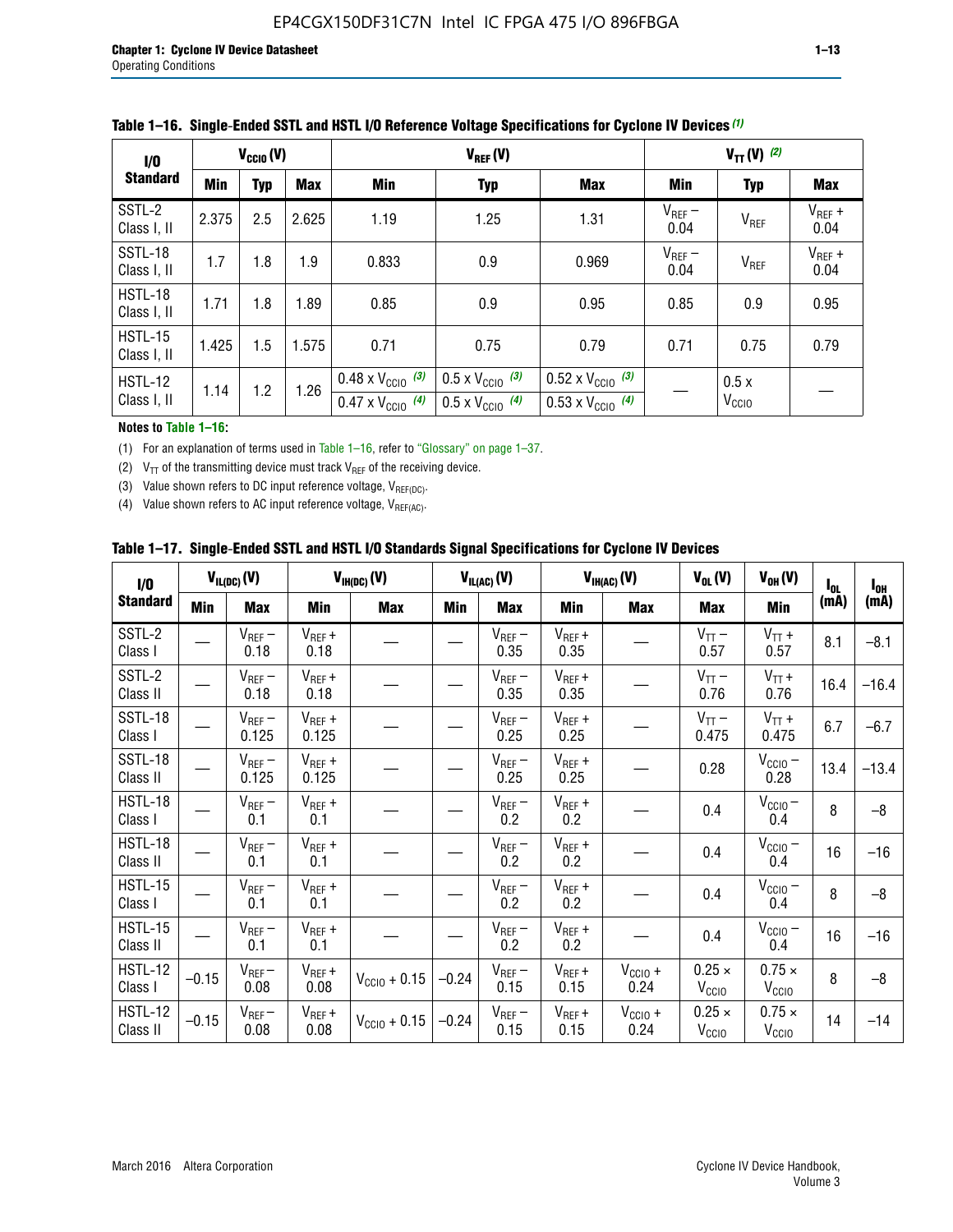**Table 1–16. Single-Ended SSTL and HSTL I/O Reference Voltage Specifications for Cyclone IV Devices (1)**

| I/O Standard | $V_{CCIO}$ (V) | | | $V_{REF}$ (V) | | | $V_{TT}$ (V) (2) | | |
|---|---|---|---|---|---|---|---|---|---|
| | Min | Typ | Max | Min | Typ | Max | Min | Typ | Max |
| SSTL-2 Class I, II | 2.375 | 2.5 | 2.625 | 1.19 | 1.25 | 1.31 | $V_{REF}$ – 0.04 | $V_{REF}$ | $V_{REF}$ + 0.04 |
| SSTL-18 Class I, II | 1.7 | 1.8 | 1.9 | 0.833 | 0.9 | 0.969 | $V_{REF}$ – 0.04 | $V_{REF}$ | $V_{REF}$ + 0.04 |
| HSTL-18 Class I, II | 1.71 | 1.8 | 1.89 | 0.85 | 0.9 | 0.95 | 0.85 | 0.9 | 0.95 |
| HSTL-15 Class I, II | 1.425 | 1.5 | 1.575 | 0.71 | 0.75 | 0.79 | 0.71 | 0.75 | 0.79 |
| HSTL-12 Class I, II | 1.14 | 1.2 | 1.26 | 0.48 x $V_{CCIO}$ (3) / 0.47 x $V_{CCIO}$ (4) | 0.5 x $V_{CCIO}$ (3) / 0.5 x $V_{CCIO}$ (4) | 0.52 x $V_{CCIO}$ (3) / 0.53 x $V_{CCIO}$ (4) | — | 0.5 x $V_{CCIO}$ | — |

**Notes to Table 1–16:**

(1) For an explanation of terms used in Table 1–16, refer to "Glossary" on page 1–37.

(2) $V_{TT}$ of the transmitting device must track $V_{REF}$ of the receiving device.

(3) Value shown refers to DC input reference voltage, $V_{REF(DC)}$.

(4) Value shown refers to AC input reference voltage, $V_{REF(AC)}$.

**Table 1–17. Single-Ended SSTL and HSTL I/O Standards Signal Specifications for Cyclone IV Devices**

| I/O Standard | $V_{IL(DC)}$ (V) | | $V_{IH(DC)}$ (V) | | $V_{IL(AC)}$ (V) | | $V_{IH(AC)}$ (V) | | $V_{OL}$ (V) | $V_{OH}$ (V) | $I_{OL}$ (mA) | $I_{OH}$ (mA) |
|---|---|---|---|---|---|---|---|---|---|---|---|---|
| | Min | Max | Min | Max | Min | Max | Min | Max | Max | Min | | |
| SSTL-2 Class I | — | $V_{REF}$ – 0.18 | $V_{REF}$ + 0.18 | — | — | $V_{REF}$ – 0.35 | $V_{REF}$ + 0.35 | — | $V_{TT}$ – 0.57 | $V_{TT}$ + 0.57 | 8.1 | –8.1 |
| SSTL-2 Class II | — | $V_{REF}$ – 0.18 | $V_{REF}$ + 0.18 | — | — | $V_{REF}$ – 0.35 | $V_{REF}$ + 0.35 | — | $V_{TT}$ – 0.76 | $V_{TT}$ + 0.76 | 16.4 | –16.4 |
| SSTL-18 Class I | — | $V_{REF}$ – 0.125 | $V_{REF}$ + 0.125 | — | — | $V_{REF}$ – 0.25 | $V_{REF}$ + 0.25 | — | $V_{TT}$ – 0.475 | $V_{TT}$ + 0.475 | 6.7 | –6.7 |
| SSTL-18 Class II | — | $V_{REF}$ – 0.125 | $V_{REF}$ + 0.125 | — | — | $V_{REF}$ – 0.25 | $V_{REF}$ + 0.25 | — | 0.28 | $V_{CCIO}$ – 0.28 | 13.4 | –13.4 |
| HSTL-18 Class I | — | $V_{REF}$ – 0.1 | $V_{REF}$ + 0.1 | — | — | $V_{REF}$ – 0.2 | $V_{REF}$ + 0.2 | — | 0.4 | $V_{CCIO}$ – 0.4 | 8 | –8 |
| HSTL-18 Class II | — | $V_{REF}$ – 0.1 | $V_{REF}$ + 0.1 | — | — | $V_{REF}$ – 0.2 | $V_{REF}$ + 0.2 | — | 0.4 | $V_{CCIO}$ – 0.4 | 16 | –16 |
| HSTL-15 Class I | — | $V_{REF}$ – 0.1 | $V_{REF}$ + 0.1 | — | — | $V_{REF}$ – 0.2 | $V_{REF}$ + 0.2 | — | 0.4 | $V_{CCIO}$ – 0.4 | 8 | –8 |
| HSTL-15 Class II | — | $V_{REF}$ – 0.1 | $V_{REF}$ + 0.1 | — | — | $V_{REF}$ – 0.2 | $V_{REF}$ + 0.2 | — | 0.4 | $V_{CCIO}$ – 0.4 | 16 | –16 |
| HSTL-12 Class I | –0.15 | $V_{REF}$ – 0.08 | $V_{REF}$ + 0.08 | $V_{CCIO}$ + 0.15 | –0.24 | $V_{REF}$ – 0.15 | $V_{REF}$ + 0.15 | $V_{CCIO}$ + 0.24 | 0.25 × $V_{CCIO}$ | 0.75 × $V_{CCIO}$ | 8 | –8 |
| HSTL-12 Class II | –0.15 | $V_{REF}$ – 0.08 | $V_{REF}$ + 0.08 | $V_{CCIO}$ + 0.15 | –0.24 | $V_{REF}$ – 0.15 | $V_{REF}$ + 0.15 | $V_{CCIO}$ + 0.24 | 0.25 × $V_{CCIO}$ | 0.75 × $V_{CCIO}$ | 14 | –14 |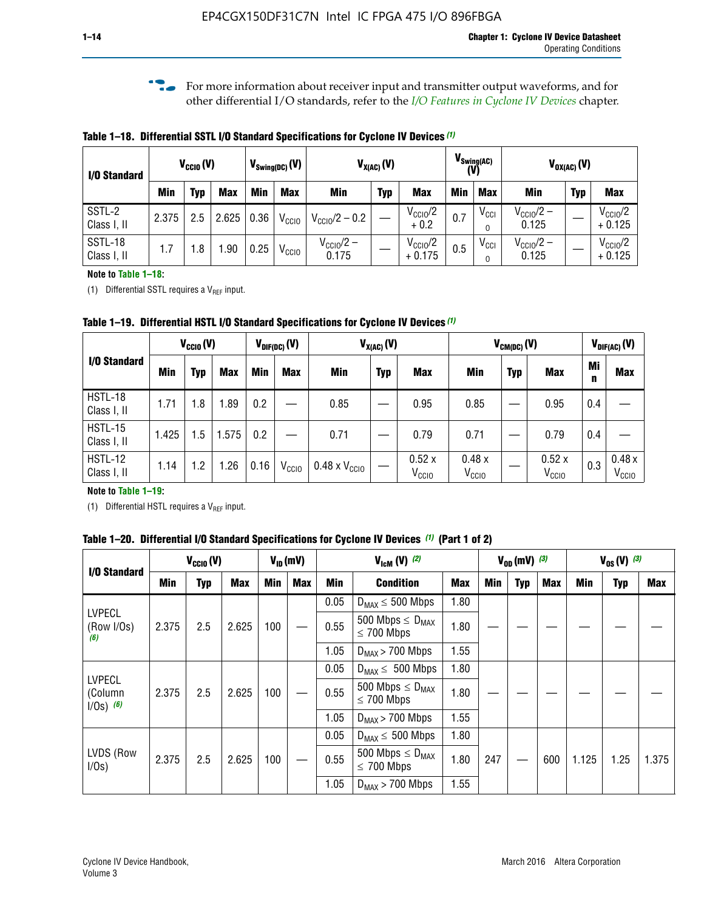For more information about receiver input and transmitter output waveforms, and for other differential I/O standards, refer to the *I/O Features in Cyclone IV Devices* chapter.

**Table 1–18. Differential SSTL I/O Standard Specifications for Cyclone IV Devices (1)**

| I/O Standard | $V_{CCIO}$ (V) | | | $V_{Swing(DC)}$ (V) | | $V_{X(AC)}$ (V) | | | $V_{Swing(AC)}$ (V) | | $V_{OX(AC)}$ (V) | | |
|---|---|---|---|---|---|---|---|---|---|---|---|---|---|
| | Min | Typ | Max | Min | Max | Min | Typ | Max | Min | Max | Min | Typ | Max |
| SSTL-2 Class I, II | 2.375 | 2.5 | 2.625 | 0.36 | $V_{CCIO}$ | $V_{CCIO}/2 - 0.2$ | — | $V_{CCIO}/2 + 0.2$ | 0.7 | $V_{CCIO}$ | $V_{CCIO}/2 - 0.125$ | — | $V_{CCIO}/2 + 0.125$ |
| SSTL-18 Class I, II | 1.7 | 1.8 | 1.90 | 0.25 | $V_{CCIO}$ | $V_{CCIO}/2 - 0.175$ | — | $V_{CCIO}/2 + 0.175$ | 0.5 | $V_{CCIO}$ | $V_{CCIO}/2 - 0.125$ | — | $V_{CCIO}/2 + 0.125$ |

**Note to Table 1–18:**

(1) Differential SSTL requires a $V_{REF}$ input.

**Table 1–19. Differential HSTL I/O Standard Specifications for Cyclone IV Devices (1)**

| I/O Standard | $V_{CCIO}$ (V) | | | $V_{DIF(DC)}$ (V) | | $V_{X(AC)}$ (V) | | | $V_{CM(DC)}$ (V) | | | $V_{DIF(AC)}$ (V) | |
|---|---|---|---|---|---|---|---|---|---|---|---|---|---|
| | Min | Typ | Max | Min | Max | Min | Typ | Max | Min | Typ | Max | Min | Max |
| HSTL-18 Class I, II | 1.71 | 1.8 | 1.89 | 0.2 | — | 0.85 | — | 0.95 | 0.85 | — | 0.95 | 0.4 | — |
| HSTL-15 Class I, II | 1.425 | 1.5 | 1.575 | 0.2 | — | 0.71 | — | 0.79 | 0.71 | — | 0.79 | 0.4 | — |
| HSTL-12 Class I, II | 1.14 | 1.2 | 1.26 | 0.16 | $V_{CCIO}$ | 0.48 x $V_{CCIO}$ | — | 0.52 x $V_{CCIO}$ | 0.48 x $V_{CCIO}$ | — | 0.52 x $V_{CCIO}$ | 0.3 | 0.48 x $V_{CCIO}$ |

**Note to Table 1–19:**

(1) Differential HSTL requires a $V_{REF}$ input.

**Table 1–20. Differential I/O Standard Specifications for Cyclone IV Devices (1) (Part 1 of 2)**

| I/O Standard | $V_{CCIO}$ (V) | | | $V_{ID}$ (mV) | | $V_{IcM}$ (V) (2) | | | $V_{OD}$ (mV) (3) | | | $V_{OS}$ (V) (3) | | |
|---|---|---|---|---|---|---|---|---|---|---|---|---|---|---|
| | Min | Typ | Max | Min | Max | Min | Condition | Max | Min | Typ | Max | Min | Typ | Max |
| LVPECL (Row I/Os) (6) | 2.375 | 2.5 | 2.625 | 100 | — | 0.05 | $D_{MAX} \leq 500$ Mbps | 1.80 | — | — | — | — | — | — |
| | | | | | | 0.55 | 500 Mbps $\leq D_{MAX} \leq 700$ Mbps | 1.80 | | | | | | |
| | | | | | | 1.05 | $D_{MAX} > 700$ Mbps | 1.55 | | | | | | |
| LVPECL (Column I/Os) (6) | 2.375 | 2.5 | 2.625 | 100 | — | 0.05 | $D_{MAX} \leq 500$ Mbps | 1.80 | — | — | — | — | — | — |
| | | | | | | 0.55 | 500 Mbps $\leq D_{MAX} \leq 700$ Mbps | 1.80 | | | | | | |
| | | | | | | 1.05 | $D_{MAX} > 700$ Mbps | 1.55 | | | | | | |
| LVDS (Row I/Os) | 2.375 | 2.5 | 2.625 | 100 | — | 0.05 | $D_{MAX} \leq 500$ Mbps | 1.80 | 247 | — | 600 | 1.125 | 1.25 | 1.375 |
| | | | | | | 0.55 | 500 Mbps $\leq D_{MAX} \leq 700$ Mbps | 1.80 | | | | | | |
| | | | | | | 1.05 | $D_{MAX} > 700$ Mbps | 1.55 | | | | | | |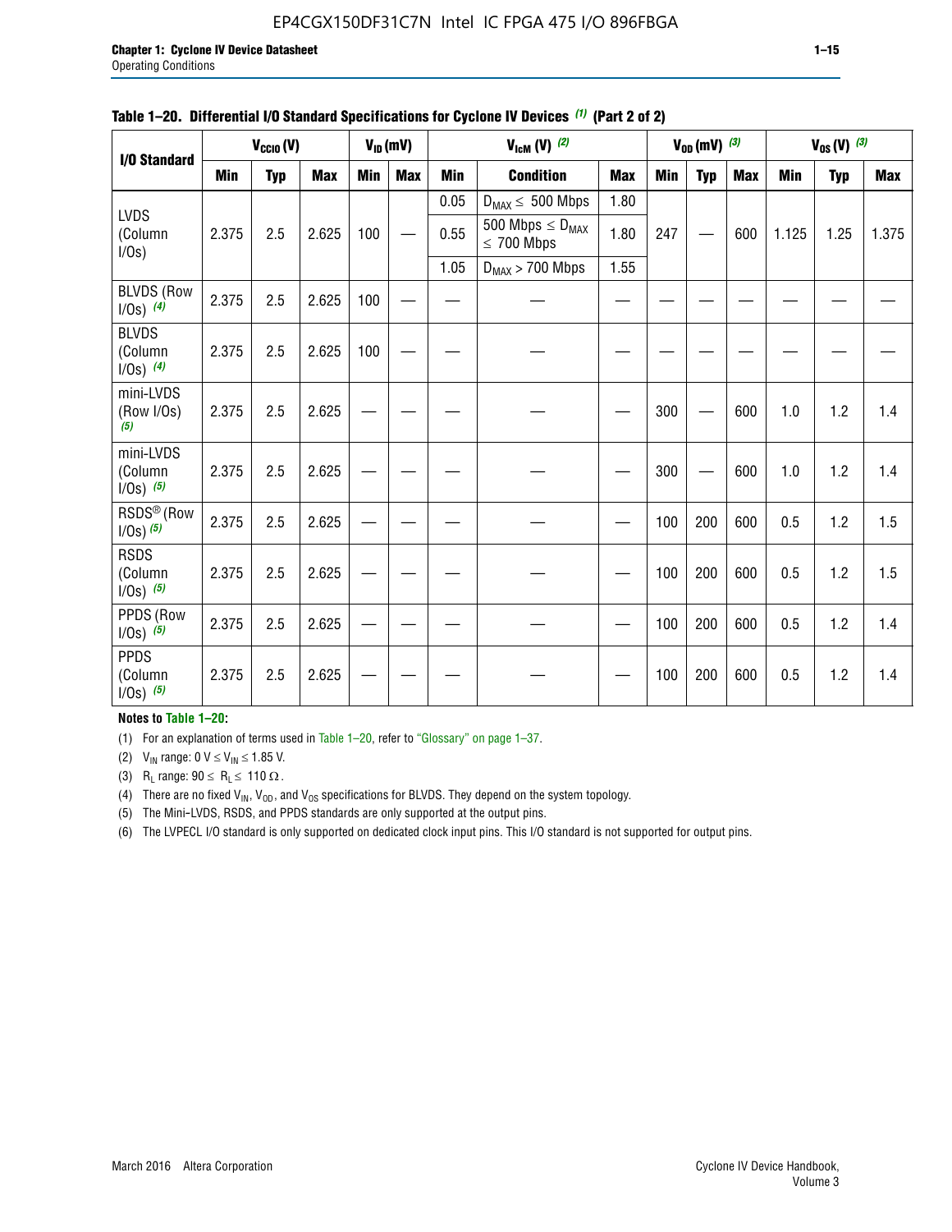**Table 1–20. Differential I/O Standard Specifications for Cyclone IV Devices (1) (Part 2 of 2)**

| I/O Standard | $V_{CCIO}$ (V) | | | $V_{ID}$ (mV) | | $V_{IcM}$ (V) (2) | | | $V_{OD}$ (mV) (3) | | | $V_{OS}$ (V) (3) | | |
|---|---|---|---|---|---|---|---|---|---|---|---|---|---|---|
| | Min | Typ | Max | Min | Max | Min | Condition | Max | Min | Typ | Max | Min | Typ | Max |
| LVDS (Column I/Os) | 2.375 | 2.5 | 2.625 | 100 | — | 0.05 | $D_{MAX} \leq$ 500 Mbps | 1.80 | 247 | — | 600 | 1.125 | 1.25 | 1.375 |
| | | | | | | 0.55 | 500 Mbps $\leq D_{MAX} \leq$ 700 Mbps | 1.80 | | | | | | |
| | | | | | | 1.05 | $D_{MAX}$ > 700 Mbps | 1.55 | | | | | | |
| BLVDS (Row I/Os) (4) | 2.375 | 2.5 | 2.625 | 100 | — | — | — | — | — | — | — | — | — | — |
| BLVDS (Column I/Os) (4) | 2.375 | 2.5 | 2.625 | 100 | — | — | — | — | — | — | — | — | — | — |
| mini-LVDS (Row I/Os) (5) | 2.375 | 2.5 | 2.625 | — | — | — | — | — | 300 | — | 600 | 1.0 | 1.2 | 1.4 |
| mini-LVDS (Column I/Os) (5) | 2.375 | 2.5 | 2.625 | — | — | — | — | — | 300 | — | 600 | 1.0 | 1.2 | 1.4 |
| RSDS® (Row I/Os) (5) | 2.375 | 2.5 | 2.625 | — | — | — | — | — | 100 | 200 | 600 | 0.5 | 1.2 | 1.5 |
| RSDS (Column I/Os) (5) | 2.375 | 2.5 | 2.625 | — | — | — | — | — | 100 | 200 | 600 | 0.5 | 1.2 | 1.5 |
| PPDS (Row I/Os) (5) | 2.375 | 2.5 | 2.625 | — | — | — | — | — | 100 | 200 | 600 | 0.5 | 1.2 | 1.4 |
| PPDS (Column I/Os) (5) | 2.375 | 2.5 | 2.625 | — | — | — | — | — | 100 | 200 | 600 | 0.5 | 1.2 | 1.4 |

**Notes to Table 1–20:**

(1) For an explanation of terms used in Table 1–20, refer to "Glossary" on page 1–37.

(2) $V_{IN}$ range: 0 V $\leq V_{IN} \leq$ 1.85 V.

(3) $R_L$ range: 90 $\leq R_L \leq$ 110 Ω.

(4) There are no fixed $V_{IN}$, $V_{OD}$, and $V_{OS}$ specifications for BLVDS. They depend on the system topology.

(5) The Mini-LVDS, RSDS, and PPDS standards are only supported at the output pins.

(6) The LVPECL I/O standard is only supported on dedicated clock input pins. This I/O standard is not supported for output pins.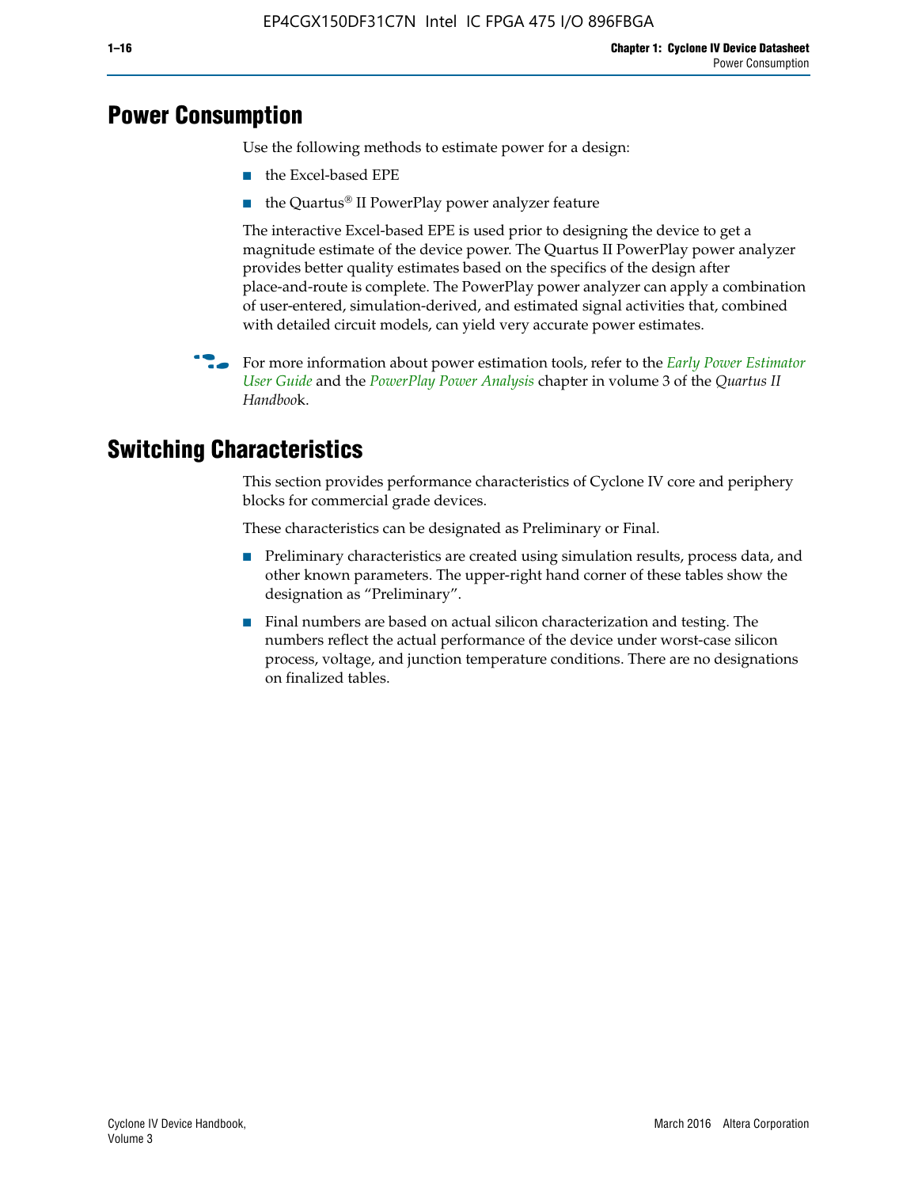## Power Consumption

Use the following methods to estimate power for a design:

- the Excel-based EPE
- the Quartus® II PowerPlay power analyzer feature

The interactive Excel-based EPE is used prior to designing the device to get a magnitude estimate of the device power. The Quartus II PowerPlay power analyzer provides better quality estimates based on the specifics of the design after place-and-route is complete. The PowerPlay power analyzer can apply a combination of user-entered, simulation-derived, and estimated signal activities that, combined with detailed circuit models, can yield very accurate power estimates.

For more information about power estimation tools, refer to the *Early Power Estimator User Guide* and the *PowerPlay Power Analysis* chapter in volume 3 of the *Quartus II Handbook*.

## Switching Characteristics

This section provides performance characteristics of Cyclone IV core and periphery blocks for commercial grade devices.

These characteristics can be designated as Preliminary or Final.

- Preliminary characteristics are created using simulation results, process data, and other known parameters. The upper-right hand corner of these tables show the designation as "Preliminary".
- Final numbers are based on actual silicon characterization and testing. The numbers reflect the actual performance of the device under worst-case silicon process, voltage, and junction temperature conditions. There are no designations on finalized tables.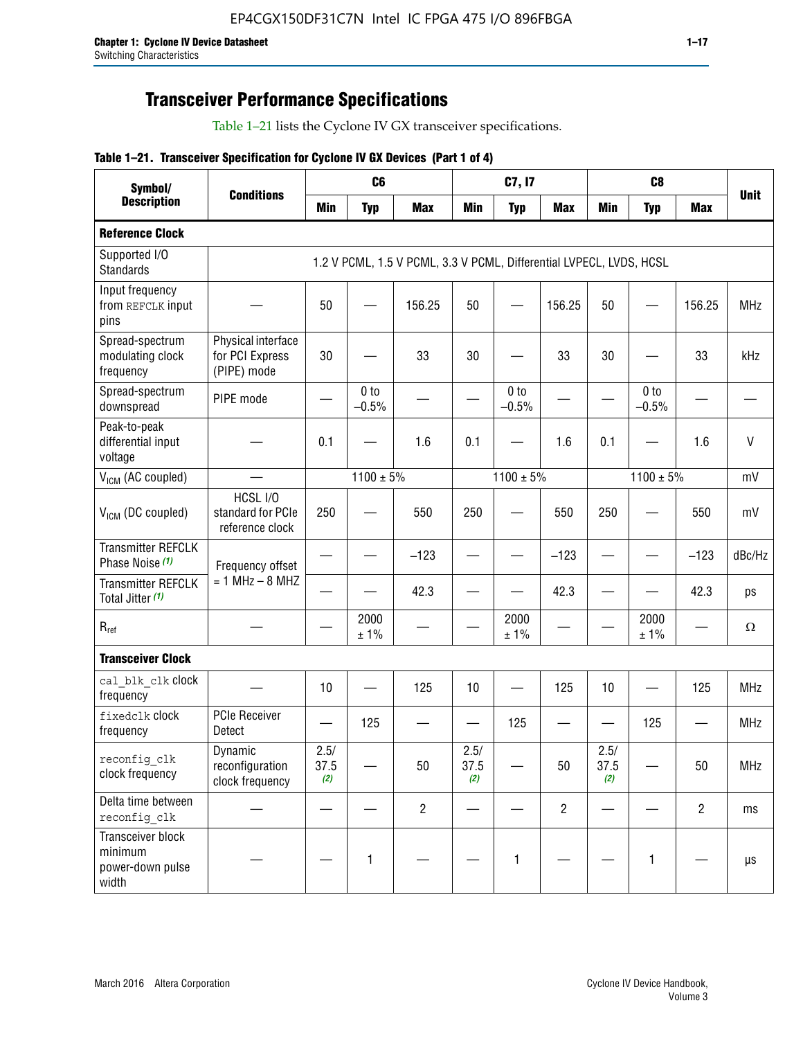# Transceiver Performance Specifications

Table 1–21 lists the Cyclone IV GX transceiver specifications.

**Table 1–21. Transceiver Specification for Cyclone IV GX Devices (Part 1 of 4)**

| Symbol/ Description | Conditions | C6 | | | C7, I7 | | | C8 | | | Unit |
|---|---|---|---|---|---|---|---|---|---|---|---|
| | | Min | Typ | Max | Min | Typ | Max | Min | Typ | Max | |
| **Reference Clock** | | | | | | | | | | | |
| Supported I/O Standards | 1.2 V PCML, 1.5 V PCML, 3.3 V PCML, Differential LVPECL, LVDS, HCSL | | | | | | | | | | |
| Input frequency from REFCLK input pins | — | 50 | — | 156.25 | 50 | — | 156.25 | 50 | — | 156.25 | MHz |
| Spread-spectrum modulating clock frequency | Physical interface for PCI Express (PIPE) mode | 30 | — | 33 | 30 | — | 33 | 30 | — | 33 | kHz |
| Spread-spectrum downspread | PIPE mode | — | 0 to −0.5% | — | — | 0 to −0.5% | — | — | 0 to −0.5% | — | — |
| Peak-to-peak differential input voltage | — | 0.1 | — | 1.6 | 0.1 | — | 1.6 | 0.1 | — | 1.6 | V |
| $V_{ICM}$ (AC coupled) | — | 1100 ± 5% | | | 1100 ± 5% | | | 1100 ± 5% | | | mV |
| $V_{ICM}$ (DC coupled) | HCSL I/O standard for PCIe reference clock | 250 | — | 550 | 250 | — | 550 | 250 | — | 550 | mV |
| Transmitter REFCLK Phase Noise *(1)* | Frequency offset = 1 MHz – 8 MHZ | — | — | −123 | — | — | −123 | — | — | −123 | dBc/Hz |
| Transmitter REFCLK Total Jitter *(1)* | | — | — | 42.3 | — | — | 42.3 | — | — | 42.3 | ps |
| $R_{ref}$ | — | — | 2000 ± 1% | — | — | 2000 ± 1% | — | — | 2000 ± 1% | — | Ω |
| **Transceiver Clock** | | | | | | | | | | | |
| cal_blk_clk clock frequency | — | 10 | — | 125 | 10 | — | 125 | 10 | — | 125 | MHz |
| fixedclk clock frequency | PCIe Receiver Detect | — | 125 | — | — | 125 | — | — | 125 | — | MHz |
| reconfig_clk clock frequency | Dynamic reconfiguration clock frequency | 2.5/ 37.5 *(2)* | — | 50 | 2.5/ 37.5 *(2)* | — | 50 | 2.5/ 37.5 *(2)* | — | 50 | MHz |
| Delta time between reconfig_clk | — | — | — | 2 | — | — | 2 | — | — | 2 | ms |
| Transceiver block minimum power-down pulse width | — | — | 1 | — | — | 1 | — | — | 1 | — | µs |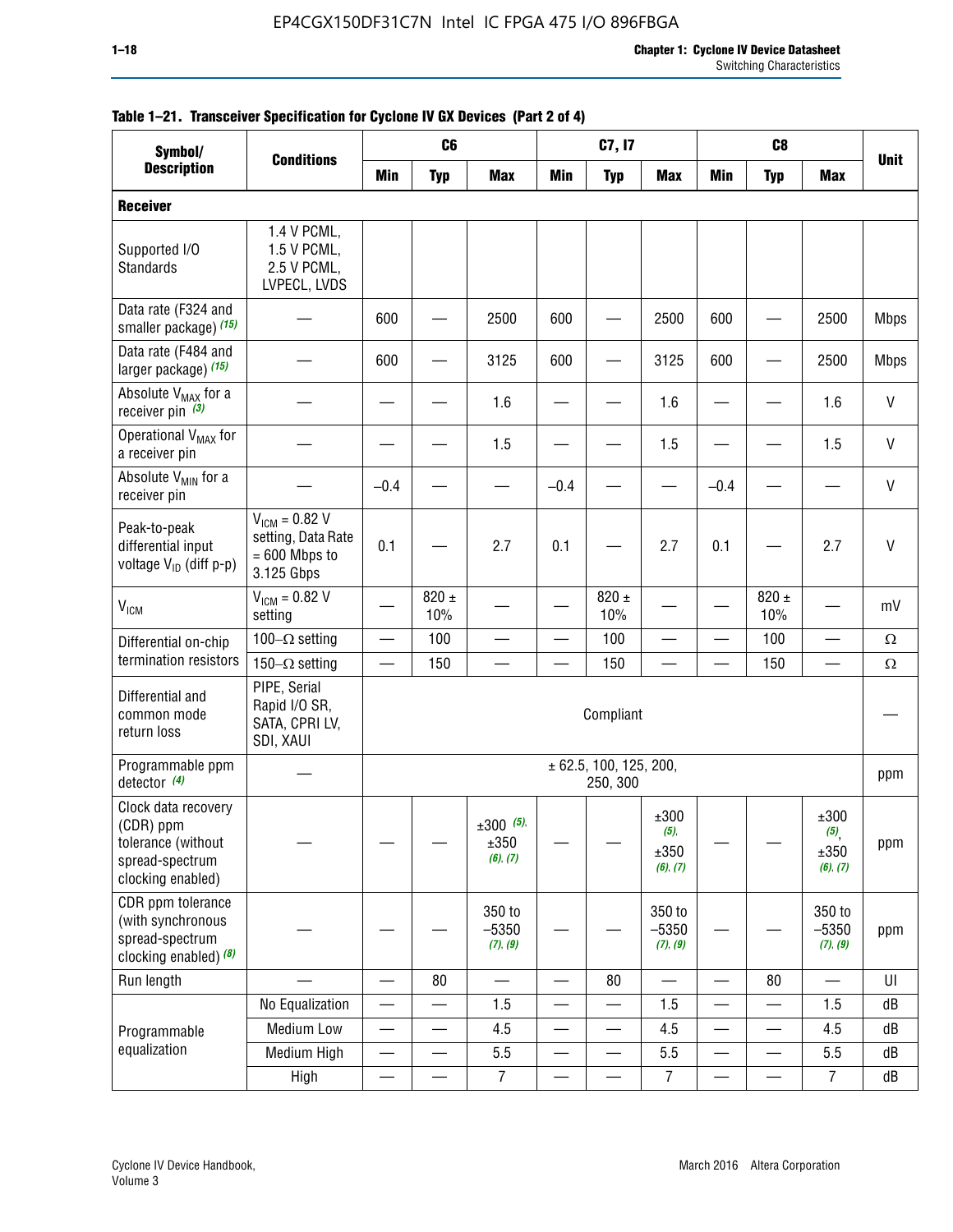**Table 1–21. Transceiver Specification for Cyclone IV GX Devices (Part 2 of 4)**

| Symbol/ Description | Conditions | C6 | | | C7, I7 | | | C8 | | | Unit |
|---|---|---|---|---|---|---|---|---|---|---|---|
| | | Min | Typ | Max | Min | Typ | Max | Min | Typ | Max | |
| **Receiver** | | | | | | | | | | | |
| Supported I/O Standards | 1.4 V PCML, 1.5 V PCML, 2.5 V PCML, LVPECL, LVDS | | | | | | | | | | |
| Data rate (F324 and smaller package) *(15)* | — | 600 | — | 2500 | 600 | — | 2500 | 600 | — | 2500 | Mbps |
| Data rate (F484 and larger package) *(15)* | — | 600 | — | 3125 | 600 | — | 3125 | 600 | — | 2500 | Mbps |
| Absolute $V_{MAX}$ for a receiver pin *(3)* | — | — | — | 1.6 | — | — | 1.6 | — | — | 1.6 | V |
| Operational $V_{MAX}$ for a receiver pin | — | — | — | 1.5 | — | — | 1.5 | — | — | 1.5 | V |
| Absolute $V_{MIN}$ for a receiver pin | — | –0.4 | — | — | –0.4 | — | — | –0.4 | — | — | V |
| Peak-to-peak differential input voltage $V_{ID}$ (diff p-p) | $V_{ICM}$ = 0.82 V setting, Data Rate = 600 Mbps to 3.125 Gbps | 0.1 | — | 2.7 | 0.1 | — | 2.7 | 0.1 | — | 2.7 | V |
| $V_{ICM}$ | $V_{ICM}$ = 0.82 V setting | — | 820 ± 10% | — | — | 820 ± 10% | — | — | 820 ± 10% | — | mV |
| Differential on-chip termination resistors | 100–Ω setting | — | 100 | — | — | 100 | — | — | 100 | — | Ω |
| | 150–Ω setting | — | 150 | — | — | 150 | — | — | 150 | — | Ω |
| Differential and common mode return loss | PIPE, Serial Rapid I/O SR, SATA, CPRI LV, SDI, XAUI | Compliant | | | | | | | | | — |
| Programmable ppm detector *(4)* | — | ± 62.5, 100, 125, 200, 250, 300 | | | | | | | | | ppm |
| Clock data recovery (CDR) ppm tolerance (without spread-spectrum clocking enabled) | — | — | — | ±300 *(5)*, ±350 *(6)*, *(7)* | — | — | ±300 *(5)*, ±350 *(6)*, *(7)* | — | — | ±300 *(5)*, ±350 *(6)*, *(7)* | ppm |
| CDR ppm tolerance (with synchronous spread-spectrum clocking enabled) *(8)* | — | — | — | 350 to –5350 *(7)*, *(9)* | — | — | 350 to –5350 *(7)*, *(9)* | — | — | 350 to –5350 *(7)*, *(9)* | ppm |
| Run length | — | — | 80 | — | — | 80 | — | — | 80 | — | UI |
| Programmable equalization | No Equalization | — | — | 1.5 | — | — | 1.5 | — | — | 1.5 | dB |
| | Medium Low | — | — | 4.5 | — | — | 4.5 | — | — | 4.5 | dB |
| | Medium High | — | — | 5.5 | — | — | 5.5 | — | — | 5.5 | dB |
| | High | — | — | 7 | — | — | 7 | — | — | 7 | dB |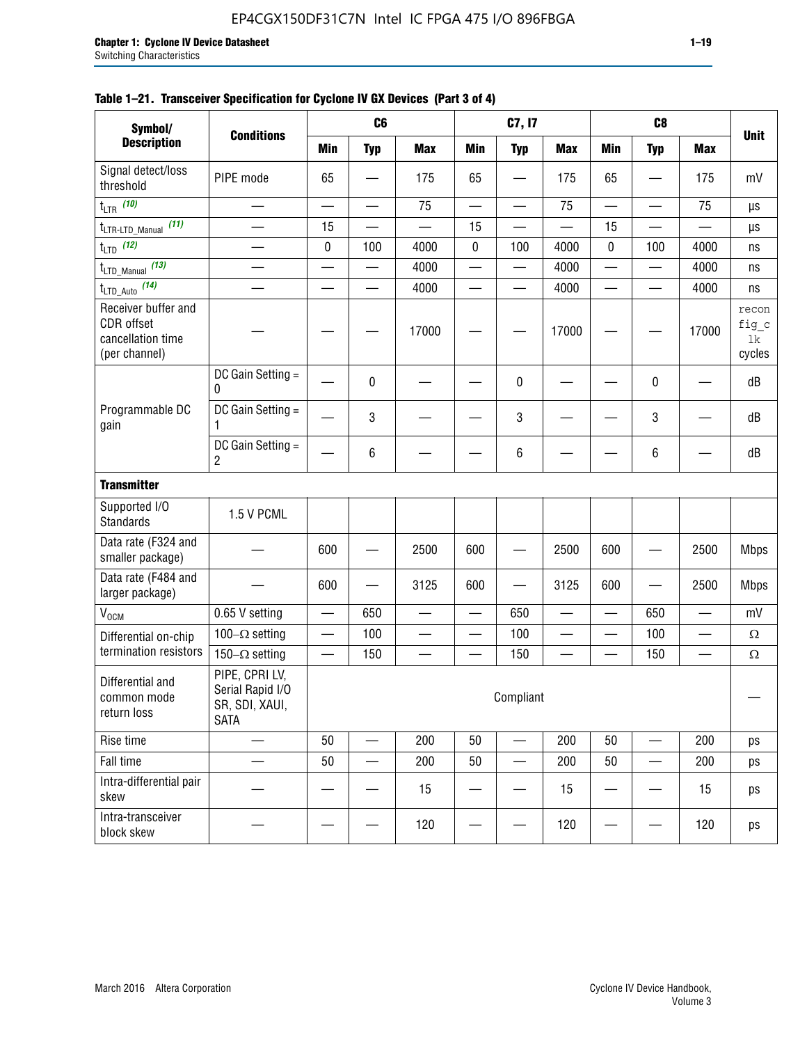**Table 1–21. Transceiver Specification for Cyclone IV GX Devices (Part 3 of 4)**

| Symbol/ Description | Conditions | C6 | | | C7, I7 | | | C8 | | | Unit |
|---|---|---|---|---|---|---|---|---|---|---|---|
| | | Min | Typ | Max | Min | Typ | Max | Min | Typ | Max | |
| Signal detect/loss threshold | PIPE mode | 65 | — | 175 | 65 | — | 175 | 65 | — | 175 | mV |
| $t_{LTR}$ (10) | — | — | — | 75 | — | — | 75 | — | — | 75 | µs |
| $t_{LTR\text{-}LTD\_Manual}$ (11) | — | 15 | — | — | 15 | — | — | 15 | — | — | µs |
| $t_{LTD}$ (12) | — | 0 | 100 | 4000 | 0 | 100 | 4000 | 0 | 100 | 4000 | ns |
| $t_{LTD\_Manual}$ (13) | — | — | — | 4000 | — | — | 4000 | — | — | 4000 | ns |
| $t_{LTD\_Auto}$ (14) | — | — | — | 4000 | — | — | 4000 | — | — | 4000 | ns |
| Receiver buffer and CDR offset cancellation time (per channel) | — | — | — | 17000 | — | — | 17000 | — | — | 17000 | reconfig_clk cycles |
| Programmable DC gain | DC Gain Setting = 0 | — | 0 | — | — | 0 | — | — | 0 | — | dB |
| | DC Gain Setting = 1 | — | 3 | — | — | 3 | — | — | 3 | — | dB |
| | DC Gain Setting = 2 | — | 6 | — | — | 6 | — | — | 6 | — | dB |
| **Transmitter** | | | | | | | | | | | |
| Supported I/O Standards | 1.5 V PCML | | | | | | | | | | |
| Data rate (F324 and smaller package) | — | 600 | — | 2500 | 600 | — | 2500 | 600 | — | 2500 | Mbps |
| Data rate (F484 and larger package) | — | 600 | — | 3125 | 600 | — | 3125 | 600 | — | 2500 | Mbps |
| $V_{OCM}$ | 0.65 V setting | — | 650 | — | — | 650 | — | — | 650 | — | mV |
| Differential on-chip termination resistors | 100–Ω setting | — | 100 | — | — | 100 | — | — | 100 | — | Ω |
| | 150–Ω setting | — | 150 | — | — | 150 | — | — | 150 | — | Ω |
| Differential and common mode return loss | PIPE, CPRI LV, Serial Rapid I/O SR, SDI, XAUI, SATA | Compliant | | | | | | | | | — |
| Rise time | — | 50 | — | 200 | 50 | — | 200 | 50 | — | 200 | ps |
| Fall time | — | 50 | — | 200 | 50 | — | 200 | 50 | — | 200 | ps |
| Intra-differential pair skew | — | — | — | 15 | — | — | 15 | — | — | 15 | ps |
| Intra-transceiver block skew | — | — | — | 120 | — | — | 120 | — | — | 120 | ps |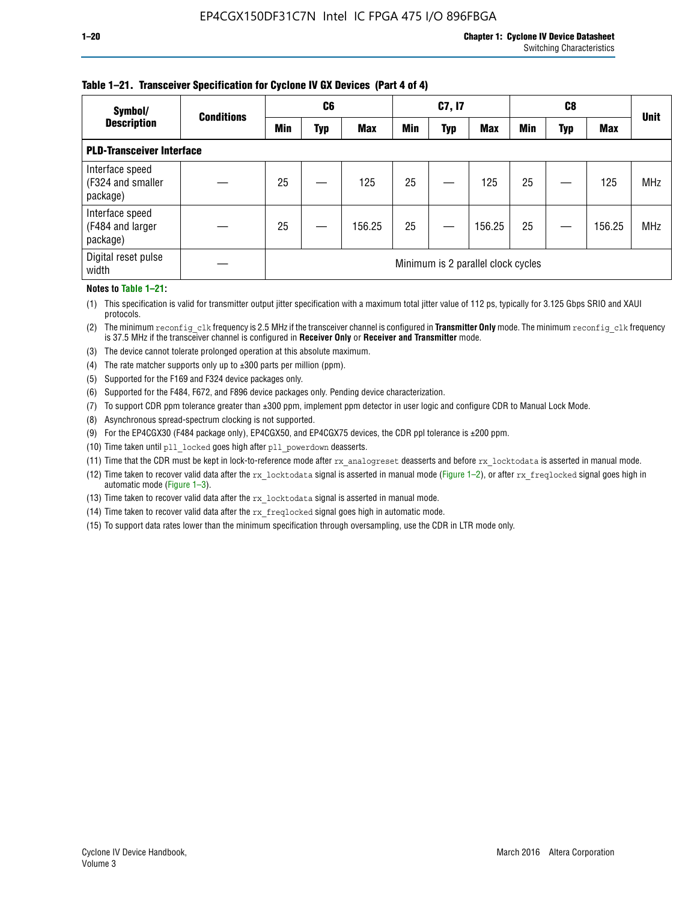**Table 1–21. Transceiver Specification for Cyclone IV GX Devices (Part 4 of 4)**

| Symbol/ Description | Conditions | C6 | | | C7, I7 | | | C8 | | | Unit |
|---|---|---|---|---|---|---|---|---|---|---|---|
| | | Min | Typ | Max | Min | Typ | Max | Min | Typ | Max | |
| **PLD-Transceiver Interface** | | | | | | | | | | | |
| Interface speed (F324 and smaller package) | — | 25 | — | 125 | 25 | — | 125 | 25 | — | 125 | MHz |
| Interface speed (F484 and larger package) | — | 25 | — | 156.25 | 25 | — | 156.25 | 25 | — | 156.25 | MHz |
| Digital reset pulse width | — | Minimum is 2 parallel clock cycles | | | | | | | | | |

**Notes to Table 1–21:**

(1) This specification is valid for transmitter output jitter specification with a maximum total jitter value of 112 ps, typically for 3.125 Gbps SRIO and XAUI protocols.

(2) The minimum `reconfig_clk` frequency is 2.5 MHz if the transceiver channel is configured in **Transmitter Only** mode. The minimum `reconfig_clk` frequency is 37.5 MHz if the transceiver channel is configured in **Receiver Only** or **Receiver and Transmitter** mode.

(3) The device cannot tolerate prolonged operation at this absolute maximum.

(4) The rate matcher supports only up to ±300 parts per million (ppm).

(5) Supported for the F169 and F324 device packages only.

(6) Supported for the F484, F672, and F896 device packages only. Pending device characterization.

(7) To support CDR ppm tolerance greater than ±300 ppm, implement ppm detector in user logic and configure CDR to Manual Lock Mode.

(8) Asynchronous spread-spectrum clocking is not supported.

(9) For the EP4CGX30 (F484 package only), EP4CGX50, and EP4CGX75 devices, the CDR ppl tolerance is ±200 ppm.

(10) Time taken until `pll_locked` goes high after `pll_powerdown` deasserts.

(11) Time that the CDR must be kept in lock-to-reference mode after `rx_analogreset` deasserts and before `rx_locktodata` is asserted in manual mode.

(12) Time taken to recover valid data after the `rx_locktodata` signal is asserted in manual mode (Figure 1–2), or after `rx_freqlocked` signal goes high in automatic mode (Figure 1–3).

(13) Time taken to recover valid data after the `rx_locktodata` signal is asserted in manual mode.

(14) Time taken to recover valid data after the `rx_freqlocked` signal goes high in automatic mode.

(15) To support data rates lower than the minimum specification through oversampling, use the CDR in LTR mode only.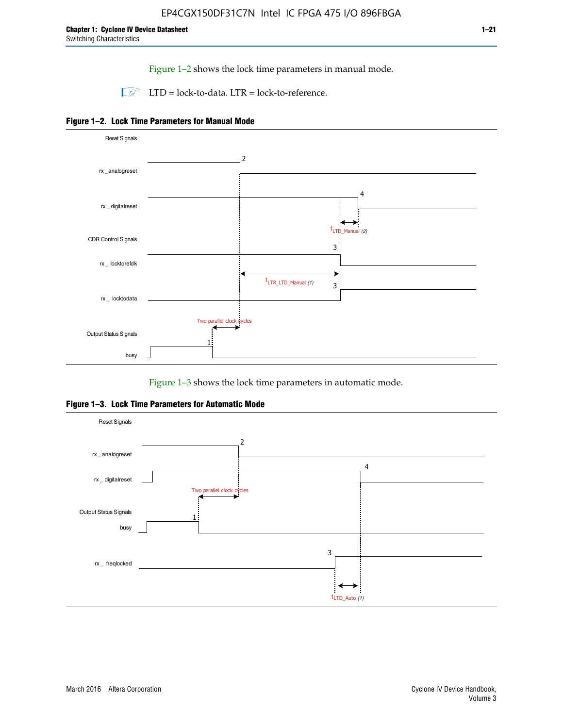Figure 1–2 shows the lock time parameters in manual mode.

LTD = lock-to-data. LTR = lock-to-reference.

**Figure 1–2. Lock Time Parameters for Manual Mode**

Figure 1–3 shows the lock time parameters in automatic mode.

**Figure 1–3. Lock Time Parameters for Automatic Mode**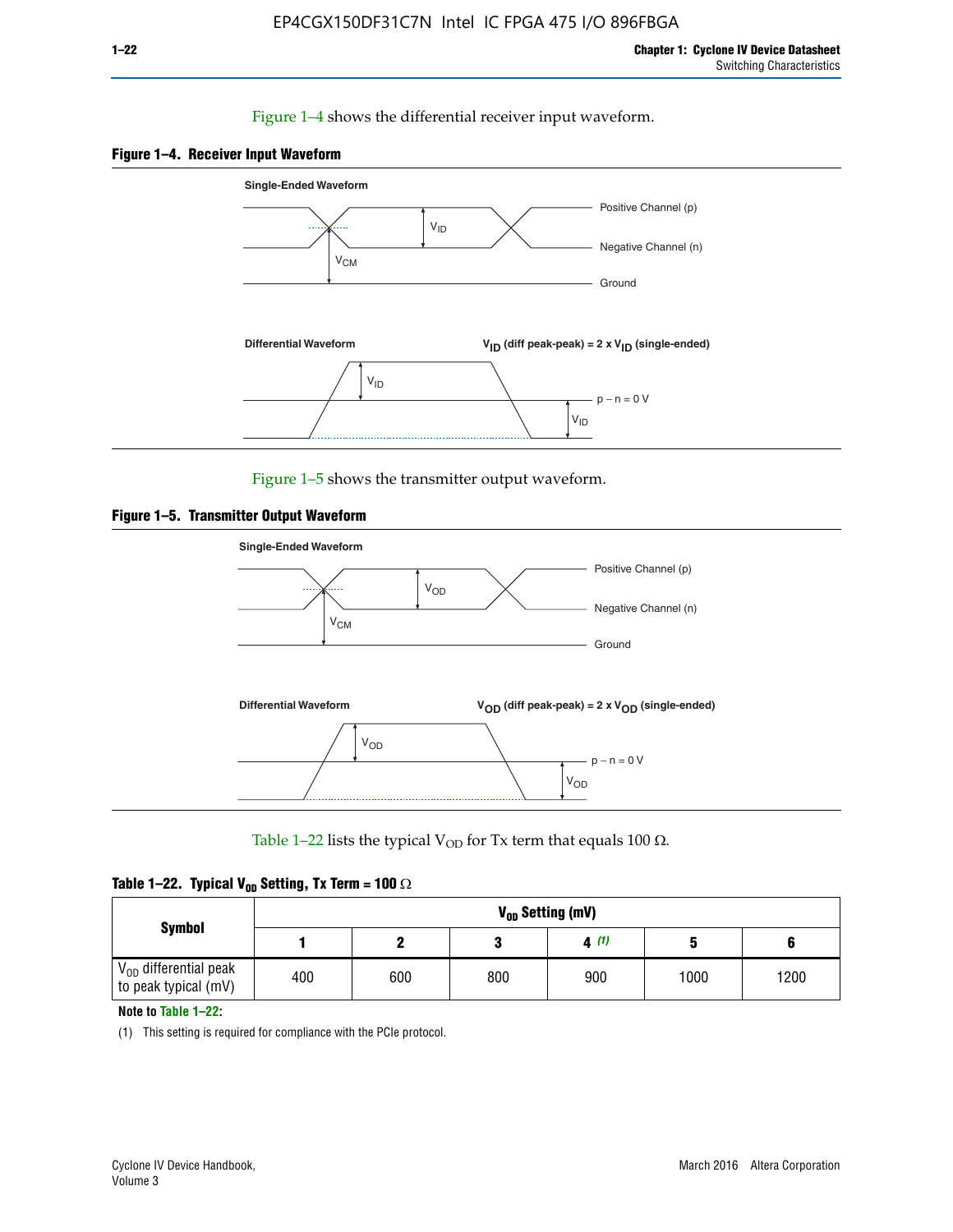Figure 1–4 shows the differential receiver input waveform.

**Figure 1–4. Receiver Input Waveform**

Single-Ended Waveform

Positive Channel (p)

Negative Channel (n)

Ground

$V_{ID}$

$V_{CM}$

Differential Waveform

$V_{ID}$ (diff peak-peak) = 2 x $V_{ID}$ (single-ended)

$V_{ID}$

p − n = 0 V

$V_{ID}$

Figure 1–5 shows the transmitter output waveform.

**Figure 1–5. Transmitter Output Waveform**

Single-Ended Waveform

Positive Channel (p)

Negative Channel (n)

Ground

$V_{OD}$

$V_{CM}$

Differential Waveform

$V_{OD}$ (diff peak-peak) = 2 x $V_{OD}$ (single-ended)

$V_{OD}$

p − n = 0 V

$V_{OD}$

Table 1–22 lists the typical $V_{OD}$ for Tx term that equals 100 Ω.

**Table 1–22. Typical $V_{OD}$ Setting, Tx Term = 100 Ω**

| Symbol | $V_{OD}$ Setting (mV) | | | | | |
|---|---|---|---|---|---|---|
| | 1 | 2 | 3 | 4 (1) | 5 | 6 |
| $V_{OD}$ differential peak to peak typical (mV) | 400 | 600 | 800 | 900 | 1000 | 1200 |

**Note to Table 1–22:**

(1) This setting is required for compliance with the PCIe protocol.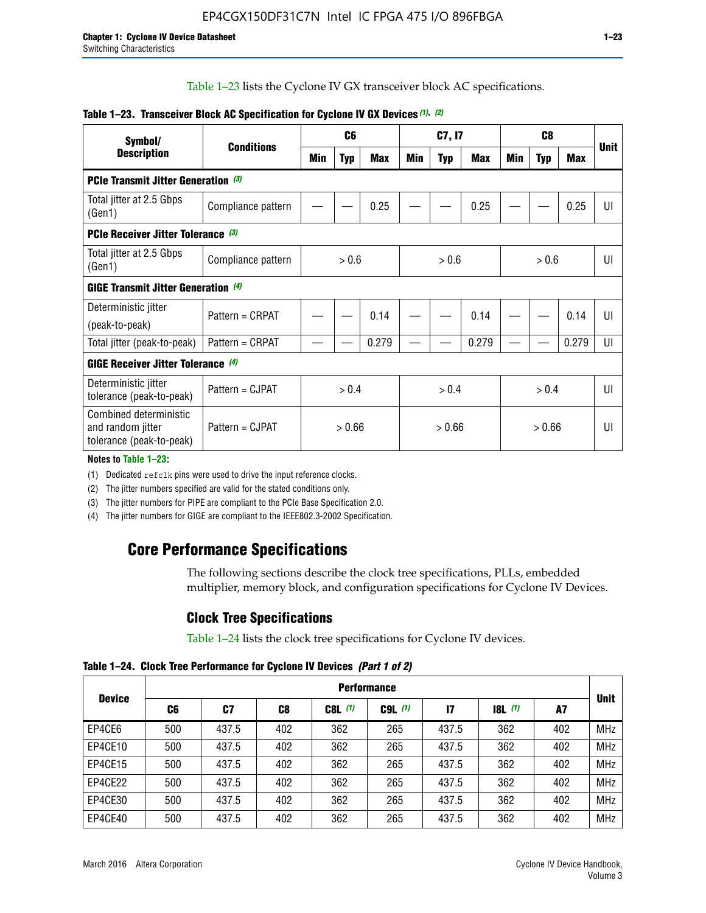Table 1–23 lists the Cyclone IV GX transceiver block AC specifications.

**Table 1–23. Transceiver Block AC Specification for Cyclone IV GX Devices (1), (2)**

| Symbol/ Description | Conditions | C6 | | | C7, I7 | | | C8 | | | Unit |
|---|---|---|---|---|---|---|---|---|---|---|---|
| | | Min | Typ | Max | Min | Typ | Max | Min | Typ | Max | |
| **PCIe Transmit Jitter Generation (3)** | | | | | | | | | | | |
| Total jitter at 2.5 Gbps (Gen1) | Compliance pattern | — | — | 0.25 | — | — | 0.25 | — | — | 0.25 | UI |
| **PCIe Receiver Jitter Tolerance (3)** | | | | | | | | | | | |
| Total jitter at 2.5 Gbps (Gen1) | Compliance pattern | > 0.6 | | | > 0.6 | | | > 0.6 | | | UI |
| **GIGE Transmit Jitter Generation (4)** | | | | | | | | | | | |
| Deterministic jitter (peak-to-peak) | Pattern = CRPAT | — | — | 0.14 | — | — | 0.14 | — | — | 0.14 | UI |
| Total jitter (peak-to-peak) | Pattern = CRPAT | — | — | 0.279 | — | — | 0.279 | — | — | 0.279 | UI |
| **GIGE Receiver Jitter Tolerance (4)** | | | | | | | | | | | |
| Deterministic jitter tolerance (peak-to-peak) | Pattern = CJPAT | > 0.4 | | | > 0.4 | | | > 0.4 | | | UI |
| Combined deterministic and random jitter tolerance (peak-to-peak) | Pattern = CJPAT | > 0.66 | | | > 0.66 | | | > 0.66 | | | UI |

**Notes to Table 1–23:**

(1) Dedicated refclk pins were used to drive the input reference clocks.

(2) The jitter numbers specified are valid for the stated conditions only.

(3) The jitter numbers for PIPE are compliant to the PCIe Base Specification 2.0.

(4) The jitter numbers for GIGE are compliant to the IEEE802.3-2002 Specification.

# Core Performance Specifications

The following sections describe the clock tree specifications, PLLs, embedded multiplier, memory block, and configuration specifications for Cyclone IV Devices.

## Clock Tree Specifications

Table 1–24 lists the clock tree specifications for Cyclone IV devices.

**Table 1–24. Clock Tree Performance for Cyclone IV Devices (Part 1 of 2)**

| Device | Performance | | | | | | | | Unit |
|---|---|---|---|---|---|---|---|---|---|
| | C6 | C7 | C8 | C8L (1) | C9L (1) | I7 | I8L (1) | A7 | |
| EP4CE6 | 500 | 437.5 | 402 | 362 | 265 | 437.5 | 362 | 402 | MHz |
| EP4CE10 | 500 | 437.5 | 402 | 362 | 265 | 437.5 | 362 | 402 | MHz |
| EP4CE15 | 500 | 437.5 | 402 | 362 | 265 | 437.5 | 362 | 402 | MHz |
| EP4CE22 | 500 | 437.5 | 402 | 362 | 265 | 437.5 | 362 | 402 | MHz |
| EP4CE30 | 500 | 437.5 | 402 | 362 | 265 | 437.5 | 362 | 402 | MHz |
| EP4CE40 | 500 | 437.5 | 402 | 362 | 265 | 437.5 | 362 | 402 | MHz |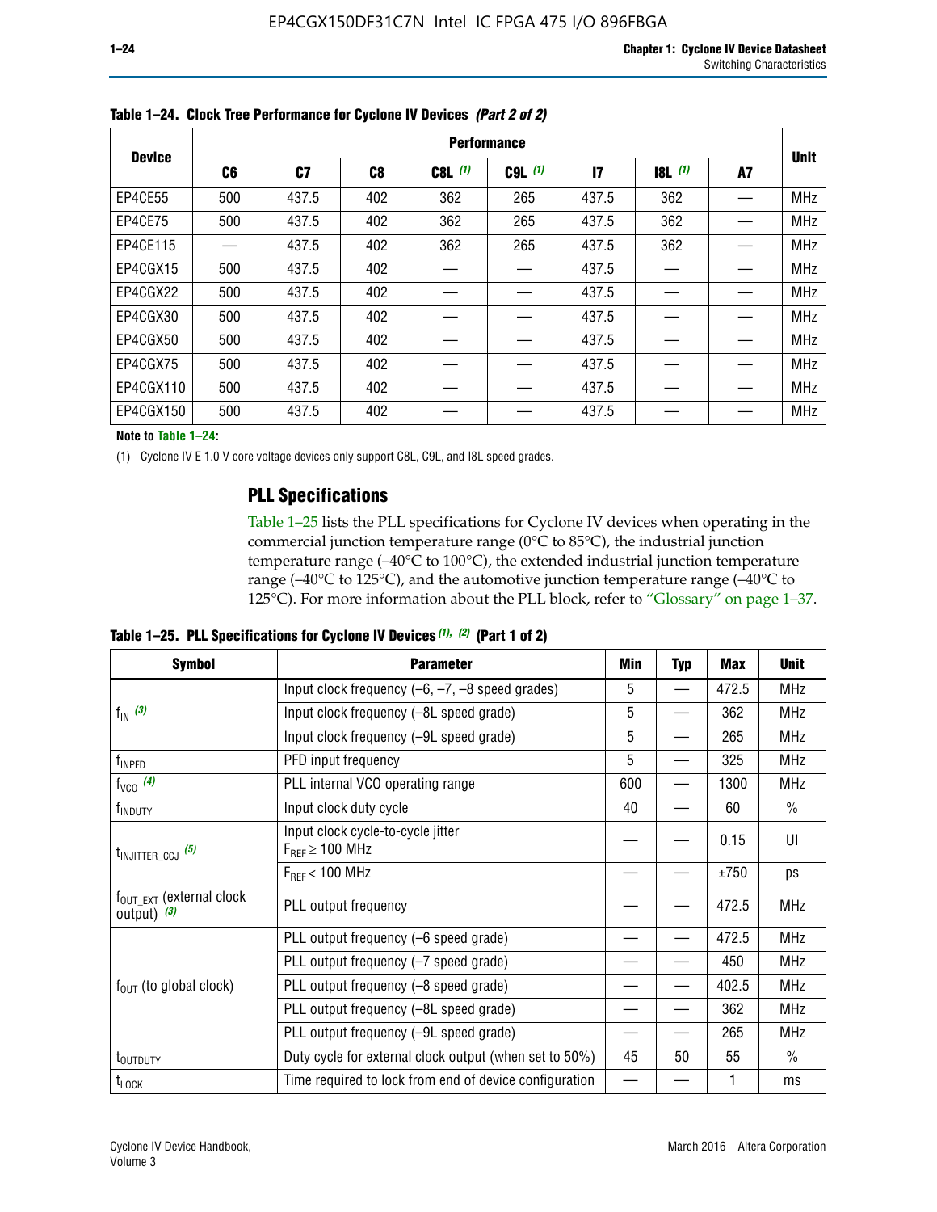**Table 1–24. Clock Tree Performance for Cyclone IV Devices *(Part 2 of 2)***

| Device | Performance | | | | | | | | Unit |
|---|---|---|---|---|---|---|---|---|---|
| | C6 | C7 | C8 | C8L *(1)* | C9L *(1)* | I7 | I8L *(1)* | A7 | |
| EP4CE55 | 500 | 437.5 | 402 | 362 | 265 | 437.5 | 362 | — | MHz |
| EP4CE75 | 500 | 437.5 | 402 | 362 | 265 | 437.5 | 362 | — | MHz |
| EP4CE115 | — | 437.5 | 402 | 362 | 265 | 437.5 | 362 | — | MHz |
| EP4CGX15 | 500 | 437.5 | 402 | — | — | 437.5 | — | — | MHz |
| EP4CGX22 | 500 | 437.5 | 402 | — | — | 437.5 | — | — | MHz |
| EP4CGX30 | 500 | 437.5 | 402 | — | — | 437.5 | — | — | MHz |
| EP4CGX50 | 500 | 437.5 | 402 | — | — | 437.5 | — | — | MHz |
| EP4CGX75 | 500 | 437.5 | 402 | — | — | 437.5 | — | — | MHz |
| EP4CGX110 | 500 | 437.5 | 402 | — | — | 437.5 | — | — | MHz |
| EP4CGX150 | 500 | 437.5 | 402 | — | — | 437.5 | — | — | MHz |

**Note to Table 1–24:**

(1) Cyclone IV E 1.0 V core voltage devices only support C8L, C9L, and I8L speed grades.

## PLL Specifications

Table 1–25 lists the PLL specifications for Cyclone IV devices when operating in the commercial junction temperature range (0°C to 85°C), the industrial junction temperature range (–40°C to 100°C), the extended industrial junction temperature range (–40°C to 125°C), and the automotive junction temperature range (–40°C to 125°C). For more information about the PLL block, refer to "Glossary" on page 1–37.

**Table 1–25. PLL Specifications for Cyclone IV Devices *(1), (2)* (Part 1 of 2)**

| Symbol | Parameter | Min | Typ | Max | Unit |
|---|---|---|---|---|---|
| $f_{IN}$ *(3)* | Input clock frequency (–6, –7, –8 speed grades) | 5 | — | 472.5 | MHz |
| | Input clock frequency (–8L speed grade) | 5 | — | 362 | MHz |
| | Input clock frequency (–9L speed grade) | 5 | — | 265 | MHz |
| $f_{INPFD}$ | PFD input frequency | 5 | — | 325 | MHz |
| $f_{VCO}$ *(4)* | PLL internal VCO operating range | 600 | — | 1300 | MHz |
| $f_{INDUTY}$ | Input clock duty cycle | 40 | — | 60 | % |
| $t_{INJITTER\_CCJ}$ *(5)* | Input clock cycle-to-cycle jitter $F_{REF} \geq 100$ MHz | — | — | 0.15 | UI |
| | $F_{REF} < 100$ MHz | — | — | ±750 | ps |
| $f_{OUT\_EXT}$ (external clock output) *(3)* | PLL output frequency | — | — | 472.5 | MHz |
| $f_{OUT}$ (to global clock) | PLL output frequency (–6 speed grade) | — | — | 472.5 | MHz |
| | PLL output frequency (–7 speed grade) | — | — | 450 | MHz |
| | PLL output frequency (–8 speed grade) | — | — | 402.5 | MHz |
| | PLL output frequency (–8L speed grade) | — | — | 362 | MHz |
| | PLL output frequency (–9L speed grade) | — | — | 265 | MHz |
| $t_{OUTDUTY}$ | Duty cycle for external clock output (when set to 50%) | 45 | 50 | 55 | % |
| $t_{LOCK}$ | Time required to lock from end of device configuration | — | — | 1 | ms |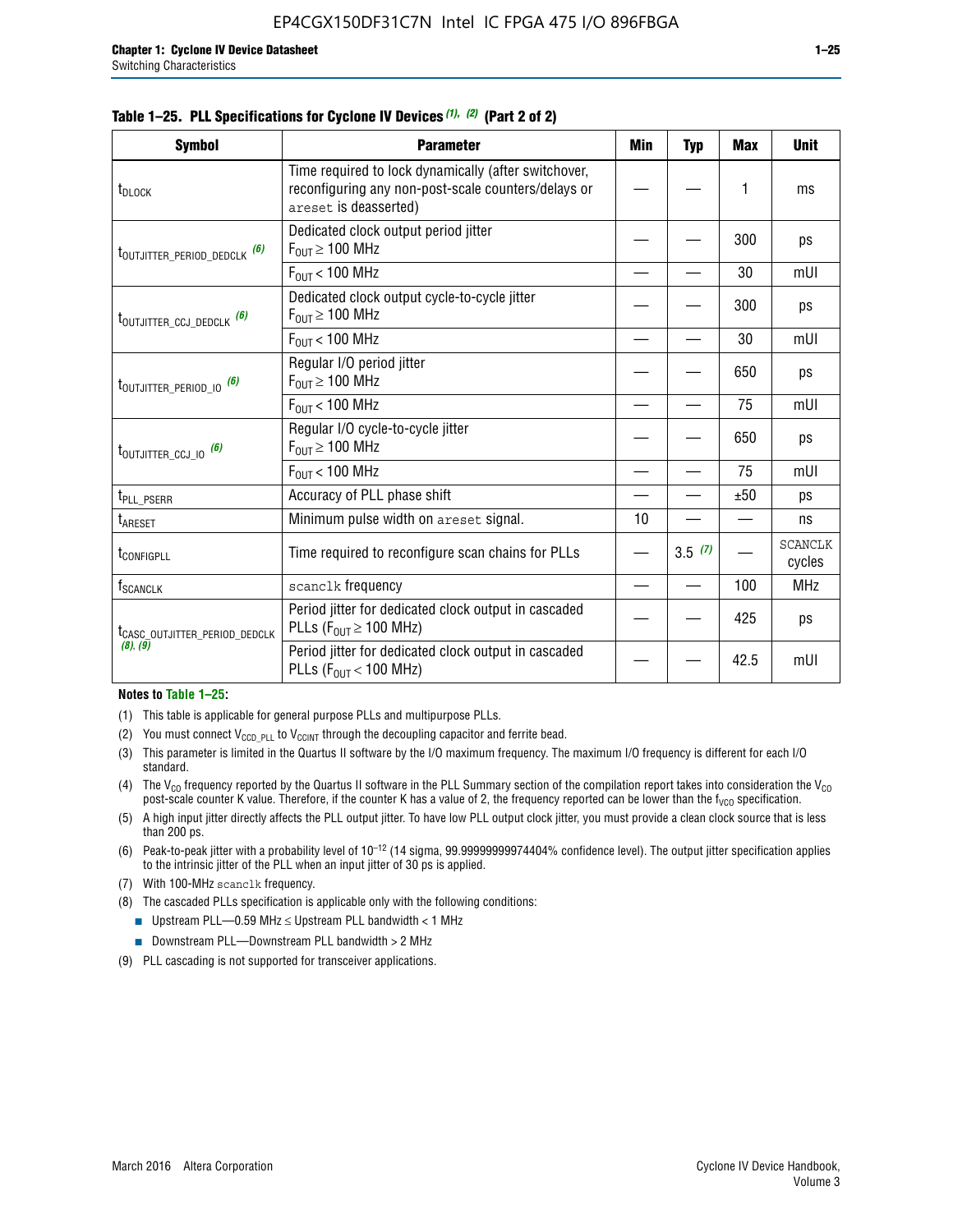**Table 1–25. PLL Specifications for Cyclone IV Devices (1), (2) (Part 2 of 2)**

| Symbol | Parameter | Min | Typ | Max | Unit |
|---|---|---|---|---|---|
| $t_{DLOCK}$ | Time required to lock dynamically (after switchover, reconfiguring any non-post-scale counters/delays or `areset` is deasserted) | — | — | 1 | ms |
| $t_{OUTJITTER\_PERIOD\_DEDCLK}$ (6) | Dedicated clock output period jitter $F_{OUT} \geq 100$ MHz | — | — | 300 | ps |
| | $F_{OUT} < 100$ MHz | — | — | 30 | mUI |
| $t_{OUTJITTER\_CCJ\_DEDCLK}$ (6) | Dedicated clock output cycle-to-cycle jitter $F_{OUT} \geq 100$ MHz | — | — | 300 | ps |
| | $F_{OUT} < 100$ MHz | — | — | 30 | mUI |
| $t_{OUTJITTER\_PERIOD\_IO}$ (6) | Regular I/O period jitter $F_{OUT} \geq 100$ MHz | — | — | 650 | ps |
| | $F_{OUT} < 100$ MHz | — | — | 75 | mUI |
| $t_{OUTJITTER\_CCJ\_IO}$ (6) | Regular I/O cycle-to-cycle jitter $F_{OUT} \geq 100$ MHz | — | — | 650 | ps |
| | $F_{OUT} < 100$ MHz | — | — | 75 | mUI |
| $t_{PLL\_PSERR}$ | Accuracy of PLL phase shift | — | — | ±50 | ps |
| $t_{ARESET}$ | Minimum pulse width on `areset` signal. | 10 | — | — | ns |
| $t_{CONFIGPLL}$ | Time required to reconfigure scan chains for PLLs | — | 3.5 (7) | — | SCANCLK cycles |
| $f_{SCANCLK}$ | `scanclk` frequency | — | — | 100 | MHz |
| $t_{CASC\_OUTJITTER\_PERIOD\_DEDCLK}$ (8), (9) | Period jitter for dedicated clock output in cascaded PLLs ($F_{OUT} \geq 100$ MHz) | — | — | 425 | ps |
| | Period jitter for dedicated clock output in cascaded PLLs ($F_{OUT} < 100$ MHz) | — | — | 42.5 | mUI |

**Notes to Table 1–25:**

(1) This table is applicable for general purpose PLLs and multipurpose PLLs.

(2) You must connect $V_{CCD\_PLL}$ to $V_{CCINT}$ through the decoupling capacitor and ferrite bead.

(3) This parameter is limited in the Quartus II software by the I/O maximum frequency. The maximum I/O frequency is different for each I/O standard.

(4) The $V_{CO}$ frequency reported by the Quartus II software in the PLL Summary section of the compilation report takes into consideration the $V_{CO}$ post-scale counter K value. Therefore, if the counter K has a value of 2, the frequency reported can be lower than the $f_{VCO}$ specification.

(5) A high input jitter directly affects the PLL output jitter. To have low PLL output clock jitter, you must provide a clean clock source that is less than 200 ps.

(6) Peak-to-peak jitter with a probability level of $10^{-12}$ (14 sigma, 99.99999999974404% confidence level). The output jitter specification applies to the intrinsic jitter of the PLL when an input jitter of 30 ps is applied.

(7) With 100-MHz `scanclk` frequency.

(8) The cascaded PLLs specification is applicable only with the following conditions:

- Upstream PLL—0.59 MHz ≤ Upstream PLL bandwidth < 1 MHz
- Downstream PLL—Downstream PLL bandwidth > 2 MHz

(9) PLL cascading is not supported for transceiver applications.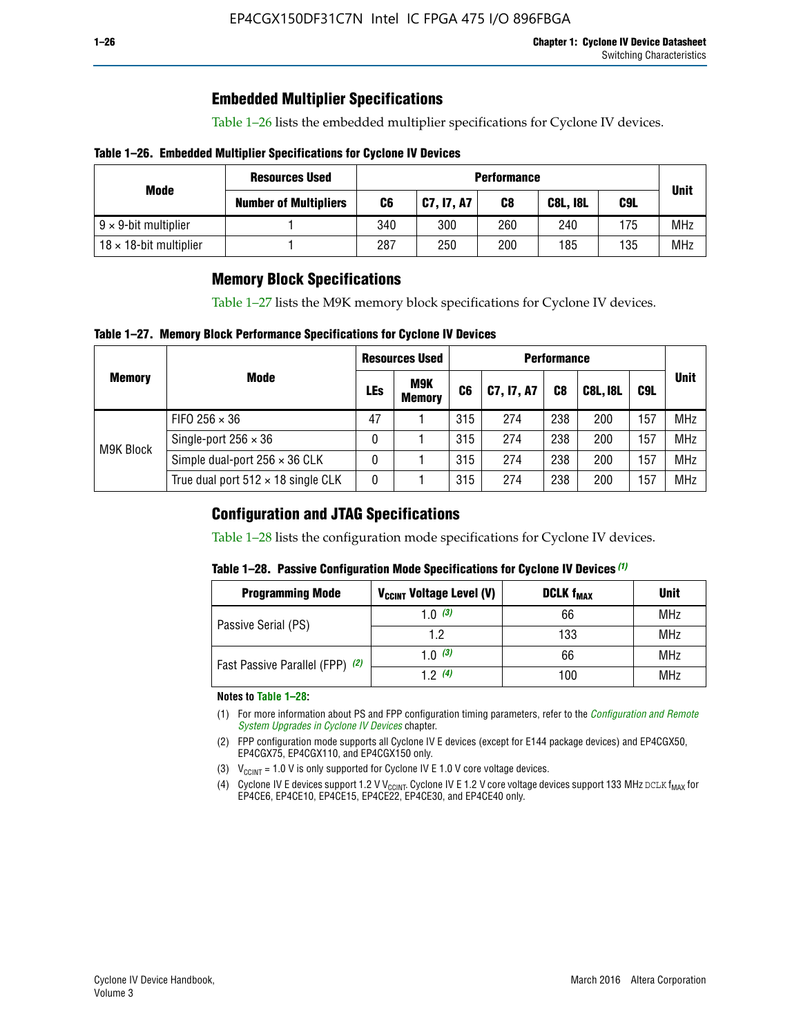## Embedded Multiplier Specifications

Table 1–26 lists the embedded multiplier specifications for Cyclone IV devices.

**Table 1–26. Embedded Multiplier Specifications for Cyclone IV Devices**

| Mode | Resources Used | Performance | | | | | Unit |
|---|---|---|---|---|---|---|---|
| | Number of Multipliers | C6 | C7, I7, A7 | C8 | C8L, I8L | C9L | |
| 9 × 9-bit multiplier | 1 | 340 | 300 | 260 | 240 | 175 | MHz |
| 18 × 18-bit multiplier | 1 | 287 | 250 | 200 | 185 | 135 | MHz |

## Memory Block Specifications

Table 1–27 lists the M9K memory block specifications for Cyclone IV devices.

**Table 1–27. Memory Block Performance Specifications for Cyclone IV Devices**

| Memory | Mode | Resources Used | | Performance | | | | | Unit |
|---|---|---|---|---|---|---|---|---|---|
| | | LEs | M9K Memory | C6 | C7, I7, A7 | C8 | C8L, I8L | C9L | |
| M9K Block | FIFO 256 × 36 | 47 | 1 | 315 | 274 | 238 | 200 | 157 | MHz |
| | Single-port 256 × 36 | 0 | 1 | 315 | 274 | 238 | 200 | 157 | MHz |
| | Simple dual-port 256 × 36 CLK | 0 | 1 | 315 | 274 | 238 | 200 | 157 | MHz |
| | True dual port 512 × 18 single CLK | 0 | 1 | 315 | 274 | 238 | 200 | 157 | MHz |

## Configuration and JTAG Specifications

Table 1–28 lists the configuration mode specifications for Cyclone IV devices.

**Table 1–28. Passive Configuration Mode Specifications for Cyclone IV Devices (1)**

| Programming Mode | $V_{CCINT}$ Voltage Level (V) | DCLK $f_{MAX}$ | Unit |
|---|---|---|---|
| Passive Serial (PS) | 1.0 (3) | 66 | MHz |
| | 1.2 | 133 | MHz |
| Fast Passive Parallel (FPP) (2) | 1.0 (3) | 66 | MHz |
| | 1.2 (4) | 100 | MHz |

**Notes to Table 1–28:**

(1) For more information about PS and FPP configuration timing parameters, refer to the *Configuration and Remote System Upgrades in Cyclone IV Devices* chapter.

(2) FPP configuration mode supports all Cyclone IV E devices (except for E144 package devices) and EP4CGX50, EP4CGX75, EP4CGX110, and EP4CGX150 only.

(3) $V_{CCINT}$ = 1.0 V is only supported for Cyclone IV E 1.0 V core voltage devices.

(4) Cyclone IV E devices support 1.2 V $V_{CCINT}$. Cyclone IV E 1.2 V core voltage devices support 133 MHz DCLK $f_{MAX}$ for EP4CE6, EP4CE10, EP4CE15, EP4CE22, EP4CE30, and EP4CE40 only.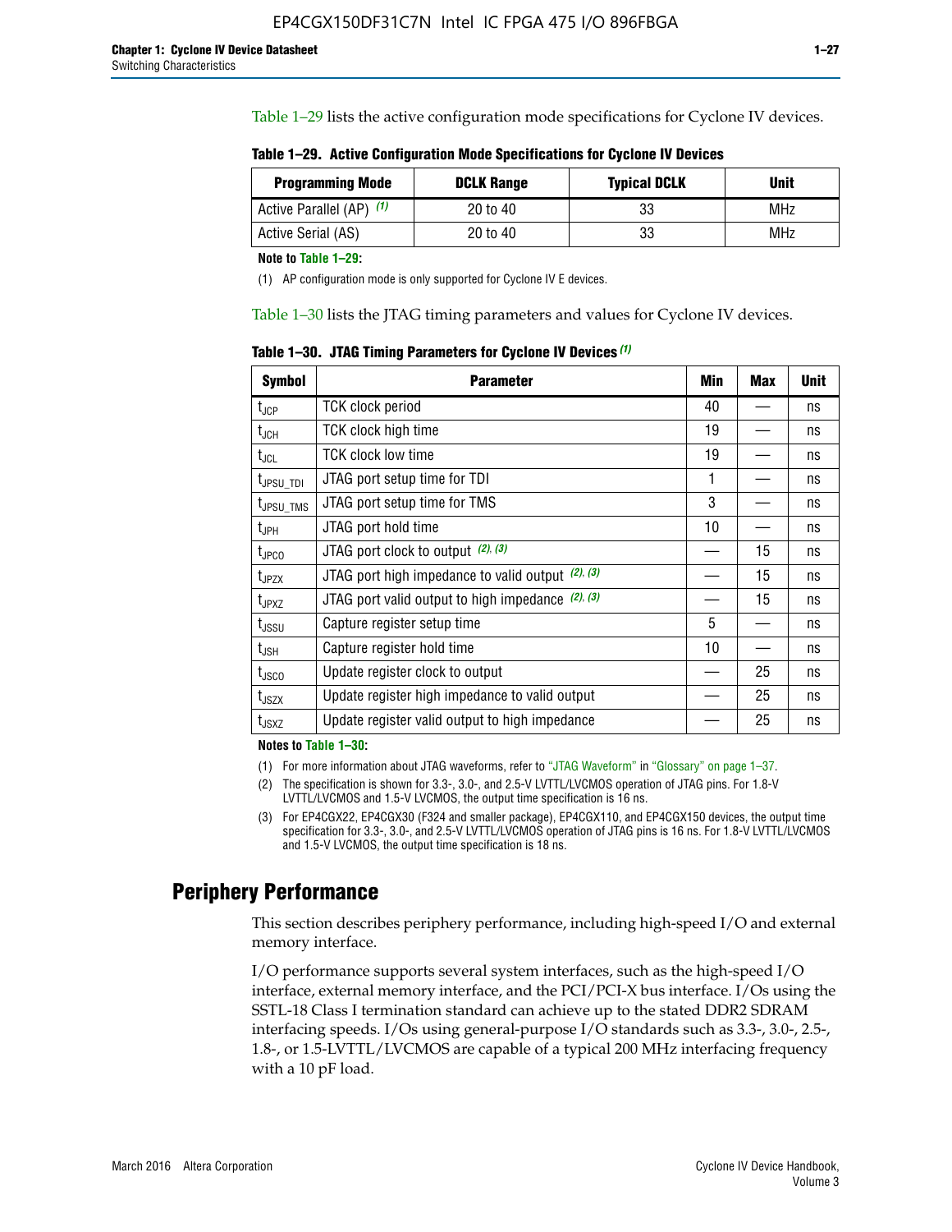Table 1–29 lists the active configuration mode specifications for Cyclone IV devices.

**Table 1–29. Active Configuration Mode Specifications for Cyclone IV Devices**

| Programming Mode | DCLK Range | Typical DCLK | Unit |
|---|---|---|---|
| Active Parallel (AP) (1) | 20 to 40 | 33 | MHz |
| Active Serial (AS) | 20 to 40 | 33 | MHz |

**Note to Table 1–29:**

(1) AP configuration mode is only supported for Cyclone IV E devices.

Table 1–30 lists the JTAG timing parameters and values for Cyclone IV devices.

**Table 1–30. JTAG Timing Parameters for Cyclone IV Devices (1)**

| Symbol | Parameter | Min | Max | Unit |
|---|---|---|---|---|
| $t_{JCP}$ | TCK clock period | 40 | — | ns |
| $t_{JCH}$ | TCK clock high time | 19 | — | ns |
| $t_{JCL}$ | TCK clock low time | 19 | — | ns |
| $t_{JPSU\_TDI}$ | JTAG port setup time for TDI | 1 | — | ns |
| $t_{JPSU\_TMS}$ | JTAG port setup time for TMS | 3 | — | ns |
| $t_{JPH}$ | JTAG port hold time | 10 | — | ns |
| $t_{JPCO}$ | JTAG port clock to output (2), (3) | — | 15 | ns |
| $t_{JPZX}$ | JTAG port high impedance to valid output (2), (3) | — | 15 | ns |
| $t_{JPXZ}$ | JTAG port valid output to high impedance (2), (3) | — | 15 | ns |
| $t_{JSSU}$ | Capture register setup time | 5 | — | ns |
| $t_{JSH}$ | Capture register hold time | 10 | — | ns |
| $t_{JSCO}$ | Update register clock to output | — | 25 | ns |
| $t_{JSZX}$ | Update register high impedance to valid output | — | 25 | ns |
| $t_{JSXZ}$ | Update register valid output to high impedance | — | 25 | ns |

**Notes to Table 1–30:**

(1) For more information about JTAG waveforms, refer to "JTAG Waveform" in "Glossary" on page 1–37.

(2) The specification is shown for 3.3-, 3.0-, and 2.5-V LVTTL/LVCMOS operation of JTAG pins. For 1.8-V LVTTL/LVCMOS and 1.5-V LVCMOS, the output time specification is 16 ns.

(3) For EP4CGX22, EP4CGX30 (F324 and smaller package), EP4CGX110, and EP4CGX150 devices, the output time specification for 3.3-, 3.0-, and 2.5-V LVTTL/LVCMOS operation of JTAG pins is 16 ns. For 1.8-V LVTTL/LVCMOS and 1.5-V LVCMOS, the output time specification is 18 ns.

## Periphery Performance

This section describes periphery performance, including high-speed I/O and external memory interface.

I/O performance supports several system interfaces, such as the high-speed I/O interface, external memory interface, and the PCI/PCI-X bus interface. I/Os using the SSTL-18 Class I termination standard can achieve up to the stated DDR2 SDRAM interfacing speeds. I/Os using general-purpose I/O standards such as 3.3-, 3.0-, 2.5-, 1.8-, or 1.5-LVTTL/LVCMOS are capable of a typical 200 MHz interfacing frequency with a 10 pF load.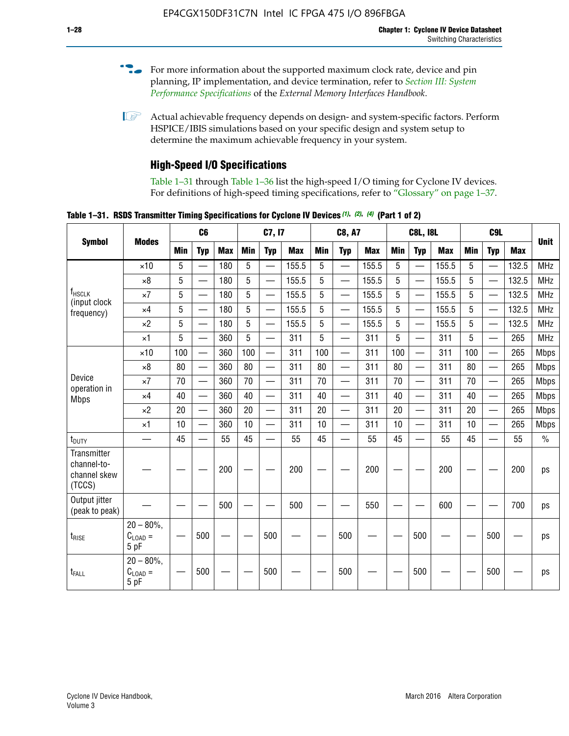For more information about the supported maximum clock rate, device and pin planning, IP implementation, and device termination, refer to *Section III: System Performance Specifications* of the *External Memory Interfaces Handbook*.

Actual achievable frequency depends on design- and system-specific factors. Perform HSPICE/IBIS simulations based on your specific design and system setup to determine the maximum achievable frequency in your system.

### High-Speed I/O Specifications

Table 1–31 through Table 1–36 list the high-speed I/O timing for Cyclone IV devices. For definitions of high-speed timing specifications, refer to "Glossary" on page 1–37.

**Table 1–31. RSDS Transmitter Timing Specifications for Cyclone IV Devices (1), (2), (4) (Part 1 of 2)**

| Symbol | Modes | C6 | | | C7, I7 | | | C8, A7 | | | C8L, I8L | | | C9L | | | Unit |
|---|---|---|---|---|---|---|---|---|---|---|---|---|---|---|---|---|---|
| | | Min | Typ | Max | Min | Typ | Max | Min | Typ | Max | Min | Typ | Max | Min | Typ | Max | |
| $f_{HSCLK}$ (input clock frequency) | ×10 | 5 | — | 180 | 5 | — | 155.5 | 5 | — | 155.5 | 5 | — | 155.5 | 5 | — | 132.5 | MHz |
| | ×8 | 5 | — | 180 | 5 | — | 155.5 | 5 | — | 155.5 | 5 | — | 155.5 | 5 | — | 132.5 | MHz |
| | ×7 | 5 | — | 180 | 5 | — | 155.5 | 5 | — | 155.5 | 5 | — | 155.5 | 5 | — | 132.5 | MHz |
| | ×4 | 5 | — | 180 | 5 | — | 155.5 | 5 | — | 155.5 | 5 | — | 155.5 | 5 | — | 132.5 | MHz |
| | ×2 | 5 | — | 180 | 5 | — | 155.5 | 5 | — | 155.5 | 5 | — | 155.5 | 5 | — | 132.5 | MHz |
| | ×1 | 5 | — | 360 | 5 | — | 311 | 5 | — | 311 | 5 | — | 311 | 5 | — | 265 | MHz |
| Device operation in Mbps | ×10 | 100 | — | 360 | 100 | — | 311 | 100 | — | 311 | 100 | — | 311 | 100 | — | 265 | Mbps |
| | ×8 | 80 | — | 360 | 80 | — | 311 | 80 | — | 311 | 80 | — | 311 | 80 | — | 265 | Mbps |
| | ×7 | 70 | — | 360 | 70 | — | 311 | 70 | — | 311 | 70 | — | 311 | 70 | — | 265 | Mbps |
| | ×4 | 40 | — | 360 | 40 | — | 311 | 40 | — | 311 | 40 | — | 311 | 40 | — | 265 | Mbps |
| | ×2 | 20 | — | 360 | 20 | — | 311 | 20 | — | 311 | 20 | — | 311 | 20 | — | 265 | Mbps |
| | ×1 | 10 | — | 360 | 10 | — | 311 | 10 | — | 311 | 10 | — | 311 | 10 | — | 265 | Mbps |
| $t_{DUTY}$ | — | 45 | — | 55 | 45 | — | 55 | 45 | — | 55 | 45 | — | 55 | 45 | — | 55 | % |
| Transmitter channel-to-channel skew (TCCS) | — | — | — | 200 | — | — | 200 | — | — | 200 | — | — | 200 | — | — | 200 | ps |
| Output jitter (peak to peak) | — | — | — | 500 | — | — | 500 | — | — | 550 | — | — | 600 | — | — | 700 | ps |
| $t_{RISE}$ | 20 – 80%, $C_{LOAD}$ = 5 pF | — | 500 | — | — | 500 | — | — | 500 | — | — | 500 | — | — | 500 | — | ps |
| $t_{FALL}$ | 20 – 80%, $C_{LOAD}$ = 5 pF | — | 500 | — | — | 500 | — | — | 500 | — | — | 500 | — | — | 500 | — | ps |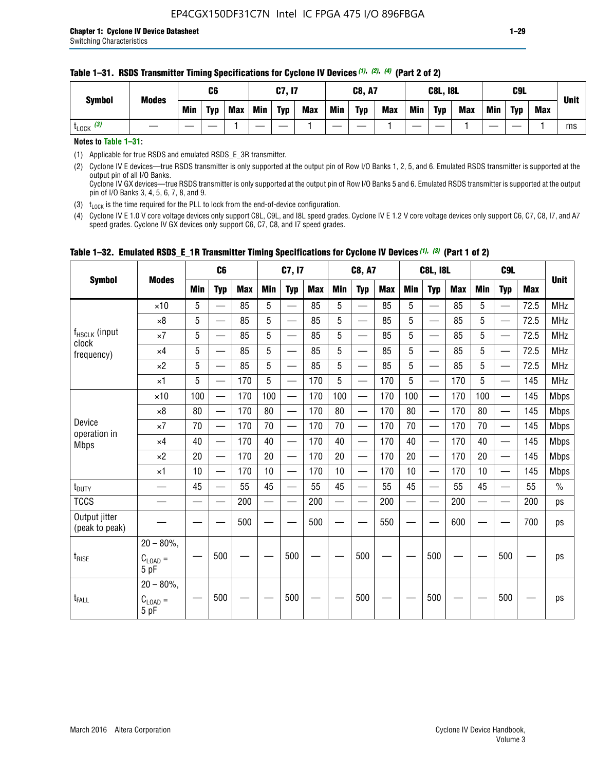**Table 1–31. RSDS Transmitter Timing Specifications for Cyclone IV Devices (1), (2), (4) (Part 2 of 2)**

| Symbol | Modes | C6 | | | C7, I7 | | | C8, A7 | | | C8L, I8L | | | C9L | | | Unit |
|---|---|---|---|---|---|---|---|---|---|---|---|---|---|---|---|---|---|
| | | Min | Typ | Max | Min | Typ | Max | Min | Typ | Max | Min | Typ | Max | Min | Typ | Max | |
| $t_{LOCK}$ (3) | — | — | — | 1 | — | — | 1 | — | — | 1 | — | — | 1 | — | — | 1 | ms |

**Notes to Table 1–31:**

(1) Applicable for true RSDS and emulated RSDS_E_3R transmitter.

(2) Cyclone IV E devices—true RSDS transmitter is only supported at the output pin of Row I/O Banks 1, 2, 5, and 6. Emulated RSDS transmitter is supported at the output pin of all I/O Banks.
Cyclone IV GX devices—true RSDS transmitter is only supported at the output pin of Row I/O Banks 5 and 6. Emulated RSDS transmitter is supported at the output pin of I/O Banks 3, 4, 5, 6, 7, 8, and 9.

(3) $t_{LOCK}$ is the time required for the PLL to lock from the end-of-device configuration.

(4) Cyclone IV E 1.0 V core voltage devices only support C8L, C9L, and I8L speed grades. Cyclone IV E 1.2 V core voltage devices only support C6, C7, C8, I7, and A7 speed grades. Cyclone IV GX devices only support C6, C7, C8, and I7 speed grades.

**Table 1–32. Emulated RSDS_E_1R Transmitter Timing Specifications for Cyclone IV Devices (1), (3) (Part 1 of 2)**

| Symbol | Modes | C6 | | | C7, I7 | | | C8, A7 | | | C8L, I8L | | | C9L | | | Unit |
|---|---|---|---|---|---|---|---|---|---|---|---|---|---|---|---|---|---|
| | | Min | Typ | Max | Min | Typ | Max | Min | Typ | Max | Min | Typ | Max | Min | Typ | Max | |
| $f_{HSCLK}$ (input clock frequency) | ×10 | 5 | — | 85 | 5 | — | 85 | 5 | — | 85 | 5 | — | 85 | 5 | — | 72.5 | MHz |
| | ×8 | 5 | — | 85 | 5 | — | 85 | 5 | — | 85 | 5 | — | 85 | 5 | — | 72.5 | MHz |
| | ×7 | 5 | — | 85 | 5 | — | 85 | 5 | — | 85 | 5 | — | 85 | 5 | — | 72.5 | MHz |
| | ×4 | 5 | — | 85 | 5 | — | 85 | 5 | — | 85 | 5 | — | 85 | 5 | — | 72.5 | MHz |
| | ×2 | 5 | — | 85 | 5 | — | 85 | 5 | — | 85 | 5 | — | 85 | 5 | — | 72.5 | MHz |
| | ×1 | 5 | — | 170 | 5 | — | 170 | 5 | — | 170 | 5 | — | 170 | 5 | — | 145 | MHz |
| Device operation in Mbps | ×10 | 100 | — | 170 | 100 | — | 170 | 100 | — | 170 | 100 | — | 170 | 100 | — | 145 | Mbps |
| | ×8 | 80 | — | 170 | 80 | — | 170 | 80 | — | 170 | 80 | — | 170 | 80 | — | 145 | Mbps |
| | ×7 | 70 | — | 170 | 70 | — | 170 | 70 | — | 170 | 70 | — | 170 | 70 | — | 145 | Mbps |
| | ×4 | 40 | — | 170 | 40 | — | 170 | 40 | — | 170 | 40 | — | 170 | 40 | — | 145 | Mbps |
| | ×2 | 20 | — | 170 | 20 | — | 170 | 20 | — | 170 | 20 | — | 170 | 20 | — | 145 | Mbps |
| | ×1 | 10 | — | 170 | 10 | — | 170 | 10 | — | 170 | 10 | — | 170 | 10 | — | 145 | Mbps |
| $t_{DUTY}$ | — | 45 | — | 55 | 45 | — | 55 | 45 | — | 55 | 45 | — | 55 | 45 | — | 55 | % |
| TCCS | — | — | — | 200 | — | — | 200 | — | — | 200 | — | — | 200 | — | — | 200 | ps |
| Output jitter (peak to peak) | — | — | — | 500 | — | — | 500 | — | — | 550 | — | — | 600 | — | — | 700 | ps |
| $t_{RISE}$ | 20 – 80%, $C_{LOAD}$ = 5 pF | — | 500 | — | — | 500 | — | — | 500 | — | — | 500 | — | — | 500 | — | ps |
| $t_{FALL}$ | 20 – 80%, $C_{LOAD}$ = 5 pF | — | 500 | — | — | 500 | — | — | 500 | — | — | 500 | — | — | 500 | — | ps |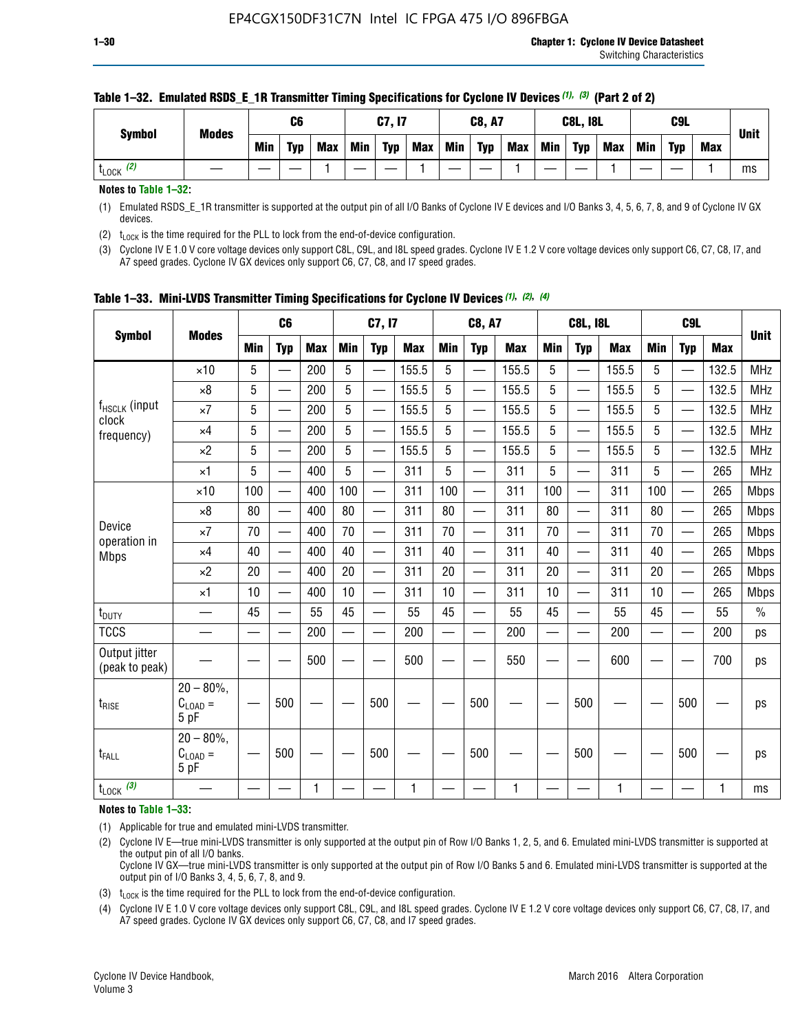**Table 1–32. Emulated RSDS_E_1R Transmitter Timing Specifications for Cyclone IV Devices (1), (3) (Part 2 of 2)**

| Symbol | Modes | C6 | | | C7, I7 | | | C8, A7 | | | C8L, I8L | | | C9L | | | Unit |
|---|---|---|---|---|---|---|---|---|---|---|---|---|---|---|---|---|---|
| | | Min | Typ | Max | Min | Typ | Max | Min | Typ | Max | Min | Typ | Max | Min | Typ | Max | |
| $t_{LOCK}$ (2) | — | — | — | 1 | — | — | 1 | — | — | 1 | — | — | 1 | — | — | 1 | ms |

**Notes to Table 1–32:**

(1) Emulated RSDS_E_1R transmitter is supported at the output pin of all I/O Banks of Cyclone IV E devices and I/O Banks 3, 4, 5, 6, 7, 8, and 9 of Cyclone IV GX devices.

(2) $t_{LOCK}$ is the time required for the PLL to lock from the end-of-device configuration.

(3) Cyclone IV E 1.0 V core voltage devices only support C8L, C9L, and I8L speed grades. Cyclone IV E 1.2 V core voltage devices only support C6, C7, C8, I7, and A7 speed grades. Cyclone IV GX devices only support C6, C7, C8, and I7 speed grades.

**Table 1–33. Mini-LVDS Transmitter Timing Specifications for Cyclone IV Devices (1), (2), (4)**

| Symbol | Modes | C6 | | | C7, I7 | | | C8, A7 | | | C8L, I8L | | | C9L | | | Unit |
|---|---|---|---|---|---|---|---|---|---|---|---|---|---|---|---|---|---|
| | | Min | Typ | Max | Min | Typ | Max | Min | Typ | Max | Min | Typ | Max | Min | Typ | Max | |
| $f_{HSCLK}$ (input clock frequency) | ×10 | 5 | — | 200 | 5 | — | 155.5 | 5 | — | 155.5 | 5 | — | 155.5 | 5 | — | 132.5 | MHz |
| | ×8 | 5 | — | 200 | 5 | — | 155.5 | 5 | — | 155.5 | 5 | — | 155.5 | 5 | — | 132.5 | MHz |
| | ×7 | 5 | — | 200 | 5 | — | 155.5 | 5 | — | 155.5 | 5 | — | 155.5 | 5 | — | 132.5 | MHz |
| | ×4 | 5 | — | 200 | 5 | — | 155.5 | 5 | — | 155.5 | 5 | — | 155.5 | 5 | — | 132.5 | MHz |
| | ×2 | 5 | — | 200 | 5 | — | 155.5 | 5 | — | 155.5 | 5 | — | 155.5 | 5 | — | 132.5 | MHz |
| | ×1 | 5 | — | 400 | 5 | — | 311 | 5 | — | 311 | 5 | — | 311 | 5 | — | 265 | MHz |
| Device operation in Mbps | ×10 | 100 | — | 400 | 100 | — | 311 | 100 | — | 311 | 100 | — | 311 | 100 | — | 265 | Mbps |
| | ×8 | 80 | — | 400 | 80 | — | 311 | 80 | — | 311 | 80 | — | 311 | 80 | — | 265 | Mbps |
| | ×7 | 70 | — | 400 | 70 | — | 311 | 70 | — | 311 | 70 | — | 311 | 70 | — | 265 | Mbps |
| | ×4 | 40 | — | 400 | 40 | — | 311 | 40 | — | 311 | 40 | — | 311 | 40 | — | 265 | Mbps |
| | ×2 | 20 | — | 400 | 20 | — | 311 | 20 | — | 311 | 20 | — | 311 | 20 | — | 265 | Mbps |
| | ×1 | 10 | — | 400 | 10 | — | 311 | 10 | — | 311 | 10 | — | 311 | 10 | — | 265 | Mbps |
| $t_{DUTY}$ | — | 45 | — | 55 | 45 | — | 55 | 45 | — | 55 | 45 | — | 55 | 45 | — | 55 | % |
| TCCS | — | — | — | 200 | — | — | 200 | — | — | 200 | — | — | 200 | — | — | 200 | ps |
| Output jitter (peak to peak) | — | — | — | 500 | — | — | 500 | — | — | 550 | — | — | 600 | — | — | 700 | ps |
| $t_{RISE}$ | 20 – 80%, $C_{LOAD}$ = 5 pF | — | 500 | — | — | 500 | — | — | 500 | — | — | 500 | — | — | 500 | — | ps |
| $t_{FALL}$ | 20 – 80%, $C_{LOAD}$ = 5 pF | — | 500 | — | — | 500 | — | — | 500 | — | — | 500 | — | — | 500 | — | ps |
| $t_{LOCK}$ (3) | — | — | — | 1 | — | — | 1 | — | — | 1 | — | — | 1 | — | — | 1 | ms |

**Notes to Table 1–33:**

(1) Applicable for true and emulated mini-LVDS transmitter.

(2) Cyclone IV E—true mini-LVDS transmitter is only supported at the output pin of Row I/O Banks 1, 2, 5, and 6. Emulated mini-LVDS transmitter is supported at the output pin of all I/O banks.
Cyclone IV GX—true mini-LVDS transmitter is only supported at the output pin of Row I/O Banks 5 and 6. Emulated mini-LVDS transmitter is supported at the output pin of I/O Banks 3, 4, 5, 6, 7, 8, and 9.

(3) $t_{LOCK}$ is the time required for the PLL to lock from the end-of-device configuration.

(4) Cyclone IV E 1.0 V core voltage devices only support C8L, C9L, and I8L speed grades. Cyclone IV E 1.2 V core voltage devices only support C6, C7, C8, I7, and A7 speed grades. Cyclone IV GX devices only support C6, C7, C8, and I7 speed grades.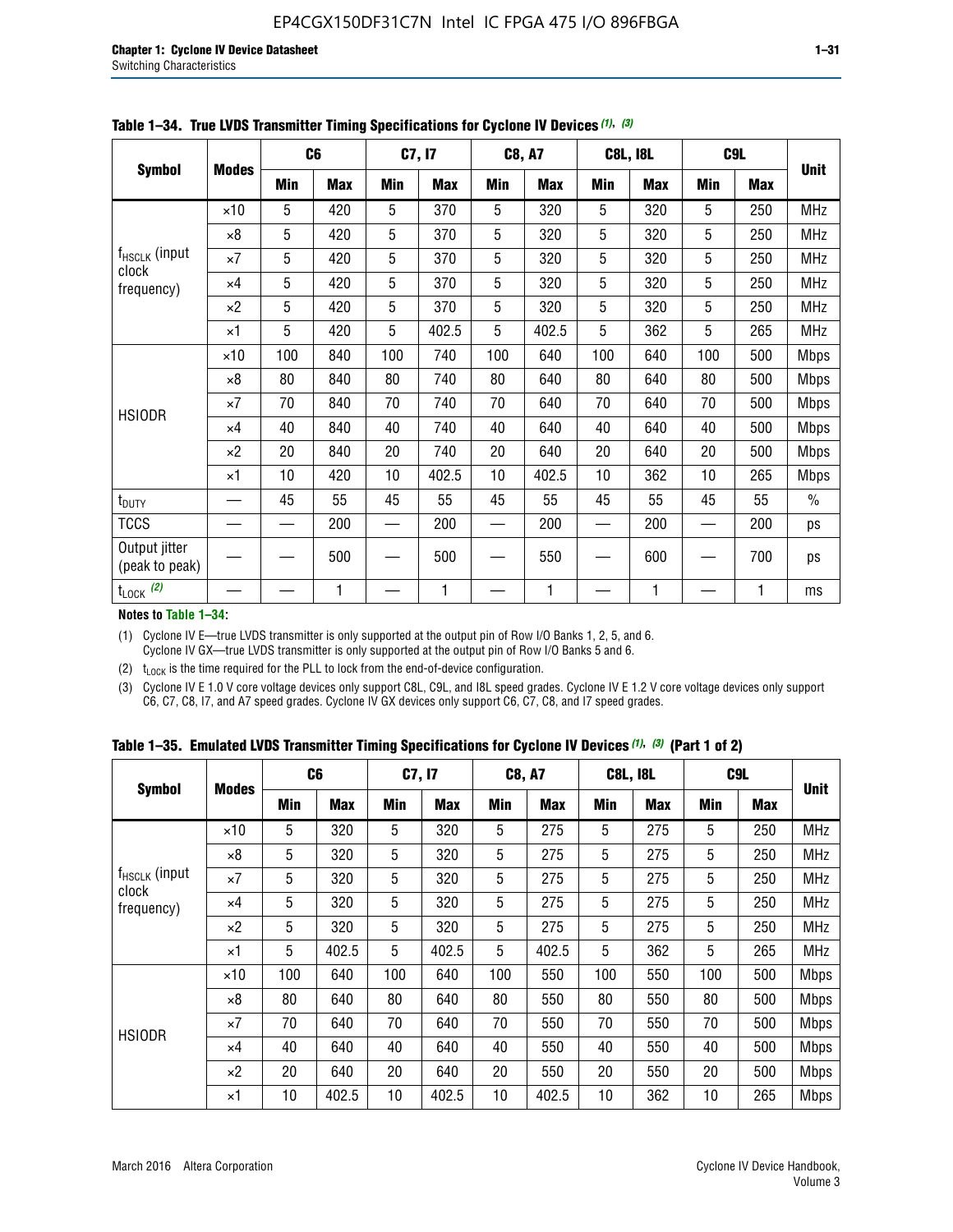**Table 1–34. True LVDS Transmitter Timing Specifications for Cyclone IV Devices (1), (3)**

| Symbol | Modes | C6 | | C7, I7 | | C8, A7 | | C8L, I8L | | C9L | | Unit |
|---|---|---|---|---|---|---|---|---|---|---|---|---|
| | | Min | Max | Min | Max | Min | Max | Min | Max | Min | Max | |
| $f_{HSCLK}$ (input clock frequency) | ×10 | 5 | 420 | 5 | 370 | 5 | 320 | 5 | 320 | 5 | 250 | MHz |
| | ×8 | 5 | 420 | 5 | 370 | 5 | 320 | 5 | 320 | 5 | 250 | MHz |
| | ×7 | 5 | 420 | 5 | 370 | 5 | 320 | 5 | 320 | 5 | 250 | MHz |
| | ×4 | 5 | 420 | 5 | 370 | 5 | 320 | 5 | 320 | 5 | 250 | MHz |
| | ×2 | 5 | 420 | 5 | 370 | 5 | 320 | 5 | 320 | 5 | 250 | MHz |
| | ×1 | 5 | 420 | 5 | 402.5 | 5 | 402.5 | 5 | 362 | 5 | 265 | MHz |
| HSIODR | ×10 | 100 | 840 | 100 | 740 | 100 | 640 | 100 | 640 | 100 | 500 | Mbps |
| | ×8 | 80 | 840 | 80 | 740 | 80 | 640 | 80 | 640 | 80 | 500 | Mbps |
| | ×7 | 70 | 840 | 70 | 740 | 70 | 640 | 70 | 640 | 70 | 500 | Mbps |
| | ×4 | 40 | 840 | 40 | 740 | 40 | 640 | 40 | 640 | 40 | 500 | Mbps |
| | ×2 | 20 | 840 | 20 | 740 | 20 | 640 | 20 | 640 | 20 | 500 | Mbps |
| | ×1 | 10 | 420 | 10 | 402.5 | 10 | 402.5 | 10 | 362 | 10 | 265 | Mbps |
| $t_{DUTY}$ | — | 45 | 55 | 45 | 55 | 45 | 55 | 45 | 55 | 45 | 55 | % |
| TCCS | — | — | 200 | — | 200 | — | 200 | — | 200 | — | 200 | ps |
| Output jitter (peak to peak) | — | — | 500 | — | 500 | — | 550 | — | 600 | — | 700 | ps |
| $t_{LOCK}$ (2) | — | — | 1 | — | 1 | — | 1 | — | 1 | — | 1 | ms |

**Notes to Table 1–34:**

(1) Cyclone IV E—true LVDS transmitter is only supported at the output pin of Row I/O Banks 1, 2, 5, and 6. Cyclone IV GX—true LVDS transmitter is only supported at the output pin of Row I/O Banks 5 and 6.

(2) $t_{LOCK}$ is the time required for the PLL to lock from the end-of-device configuration.

(3) Cyclone IV E 1.0 V core voltage devices only support C8L, C9L, and I8L speed grades. Cyclone IV E 1.2 V core voltage devices only support C6, C7, C8, I7, and A7 speed grades. Cyclone IV GX devices only support C6, C7, C8, and I7 speed grades.

**Table 1–35. Emulated LVDS Transmitter Timing Specifications for Cyclone IV Devices (1), (3) (Part 1 of 2)**

| Symbol | Modes | C6 | | C7, I7 | | C8, A7 | | C8L, I8L | | C9L | | Unit |
|---|---|---|---|---|---|---|---|---|---|---|---|---|
| | | Min | Max | Min | Max | Min | Max | Min | Max | Min | Max | |
| $f_{HSCLK}$ (input clock frequency) | ×10 | 5 | 320 | 5 | 320 | 5 | 275 | 5 | 275 | 5 | 250 | MHz |
| | ×8 | 5 | 320 | 5 | 320 | 5 | 275 | 5 | 275 | 5 | 250 | MHz |
| | ×7 | 5 | 320 | 5 | 320 | 5 | 275 | 5 | 275 | 5 | 250 | MHz |
| | ×4 | 5 | 320 | 5 | 320 | 5 | 275 | 5 | 275 | 5 | 250 | MHz |
| | ×2 | 5 | 320 | 5 | 320 | 5 | 275 | 5 | 275 | 5 | 250 | MHz |
| | ×1 | 5 | 402.5 | 5 | 402.5 | 5 | 402.5 | 5 | 362 | 5 | 265 | MHz |
| HSIODR | ×10 | 100 | 640 | 100 | 640 | 100 | 550 | 100 | 550 | 100 | 500 | Mbps |
| | ×8 | 80 | 640 | 80 | 640 | 80 | 550 | 80 | 550 | 80 | 500 | Mbps |
| | ×7 | 70 | 640 | 70 | 640 | 70 | 550 | 70 | 550 | 70 | 500 | Mbps |
| | ×4 | 40 | 640 | 40 | 640 | 40 | 550 | 40 | 550 | 40 | 500 | Mbps |
| | ×2 | 20 | 640 | 20 | 640 | 20 | 550 | 20 | 550 | 20 | 500 | Mbps |
| | ×1 | 10 | 402.5 | 10 | 402.5 | 10 | 402.5 | 10 | 362 | 10 | 265 | Mbps |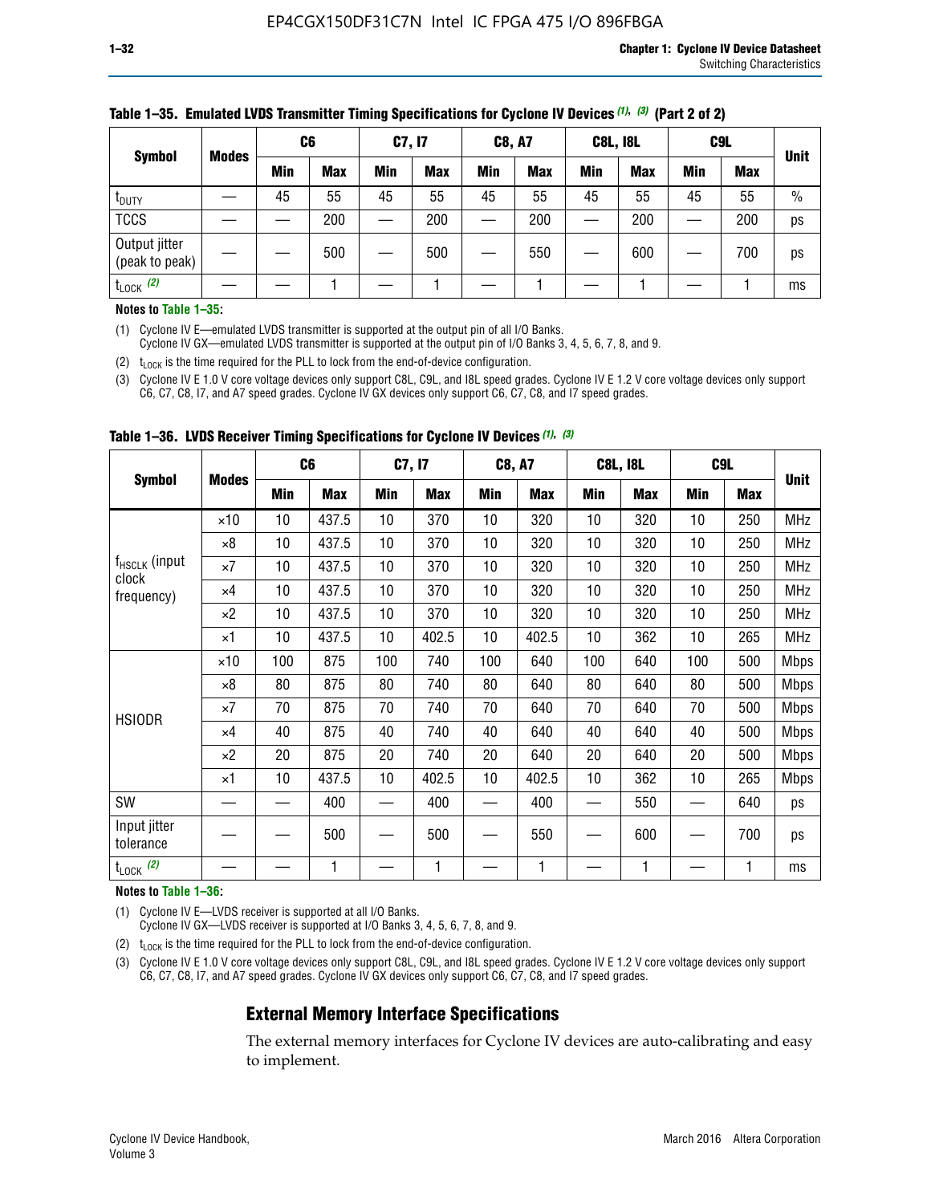**Table 1–35. Emulated LVDS Transmitter Timing Specifications for Cyclone IV Devices (1), (3) (Part 2 of 2)**

| Symbol | Modes | C6 | | C7, I7 | | C8, A7 | | C8L, I8L | | C9L | | Unit |
|---|---|---|---|---|---|---|---|---|---|---|---|---|
| | | Min | Max | Min | Max | Min | Max | Min | Max | Min | Max | |
| $t_{DUTY}$ | — | 45 | 55 | 45 | 55 | 45 | 55 | 45 | 55 | 45 | 55 | % |
| TCCS | — | — | 200 | — | 200 | — | 200 | — | 200 | — | 200 | ps |
| Output jitter (peak to peak) | — | — | 500 | — | 500 | — | 550 | — | 600 | — | 700 | ps |
| $t_{LOCK}$ (2) | — | — | 1 | — | 1 | — | 1 | — | 1 | — | 1 | ms |

**Notes to Table 1–35:**

(1) Cyclone IV E—emulated LVDS transmitter is supported at the output pin of all I/O Banks.
Cyclone IV GX—emulated LVDS transmitter is supported at the output pin of I/O Banks 3, 4, 5, 6, 7, 8, and 9.

(2) $t_{LOCK}$ is the time required for the PLL to lock from the end-of-device configuration.

(3) Cyclone IV E 1.0 V core voltage devices only support C8L, C9L, and I8L speed grades. Cyclone IV E 1.2 V core voltage devices only support C6, C7, C8, I7, and A7 speed grades. Cyclone IV GX devices only support C6, C7, C8, and I7 speed grades.

**Table 1–36. LVDS Receiver Timing Specifications for Cyclone IV Devices (1), (3)**

| Symbol | Modes | C6 | | C7, I7 | | C8, A7 | | C8L, I8L | | C9L | | Unit |
|---|---|---|---|---|---|---|---|---|---|---|---|---|
| | | Min | Max | Min | Max | Min | Max | Min | Max | Min | Max | |
| $f_{HSCLK}$ (input clock frequency) | ×10 | 10 | 437.5 | 10 | 370 | 10 | 320 | 10 | 320 | 10 | 250 | MHz |
| | ×8 | 10 | 437.5 | 10 | 370 | 10 | 320 | 10 | 320 | 10 | 250 | MHz |
| | ×7 | 10 | 437.5 | 10 | 370 | 10 | 320 | 10 | 320 | 10 | 250 | MHz |
| | ×4 | 10 | 437.5 | 10 | 370 | 10 | 320 | 10 | 320 | 10 | 250 | MHz |
| | ×2 | 10 | 437.5 | 10 | 370 | 10 | 320 | 10 | 320 | 10 | 250 | MHz |
| | ×1 | 10 | 437.5 | 10 | 402.5 | 10 | 402.5 | 10 | 362 | 10 | 265 | MHz |
| HSIODR | ×10 | 100 | 875 | 100 | 740 | 100 | 640 | 100 | 640 | 100 | 500 | Mbps |
| | ×8 | 80 | 875 | 80 | 740 | 80 | 640 | 80 | 640 | 80 | 500 | Mbps |
| | ×7 | 70 | 875 | 70 | 740 | 70 | 640 | 70 | 640 | 70 | 500 | Mbps |
| | ×4 | 40 | 875 | 40 | 740 | 40 | 640 | 40 | 640 | 40 | 500 | Mbps |
| | ×2 | 20 | 875 | 20 | 740 | 20 | 640 | 20 | 640 | 20 | 500 | Mbps |
| | ×1 | 10 | 437.5 | 10 | 402.5 | 10 | 402.5 | 10 | 362 | 10 | 265 | Mbps |
| SW | — | — | 400 | — | 400 | — | 400 | — | 550 | — | 640 | ps |
| Input jitter tolerance | — | — | 500 | — | 500 | — | 550 | — | 600 | — | 700 | ps |
| $t_{LOCK}$ (2) | — | — | 1 | — | 1 | — | 1 | — | 1 | — | 1 | ms |

**Notes to Table 1–36:**

(1) Cyclone IV E—LVDS receiver is supported at all I/O Banks.
Cyclone IV GX—LVDS receiver is supported at I/O Banks 3, 4, 5, 6, 7, 8, and 9.

(2) $t_{LOCK}$ is the time required for the PLL to lock from the end-of-device configuration.

(3) Cyclone IV E 1.0 V core voltage devices only support C8L, C9L, and I8L speed grades. Cyclone IV E 1.2 V core voltage devices only support C6, C7, C8, I7, and A7 speed grades. Cyclone IV GX devices only support C6, C7, C8, and I7 speed grades.

## External Memory Interface Specifications

The external memory interfaces for Cyclone IV devices are auto-calibrating and easy to implement.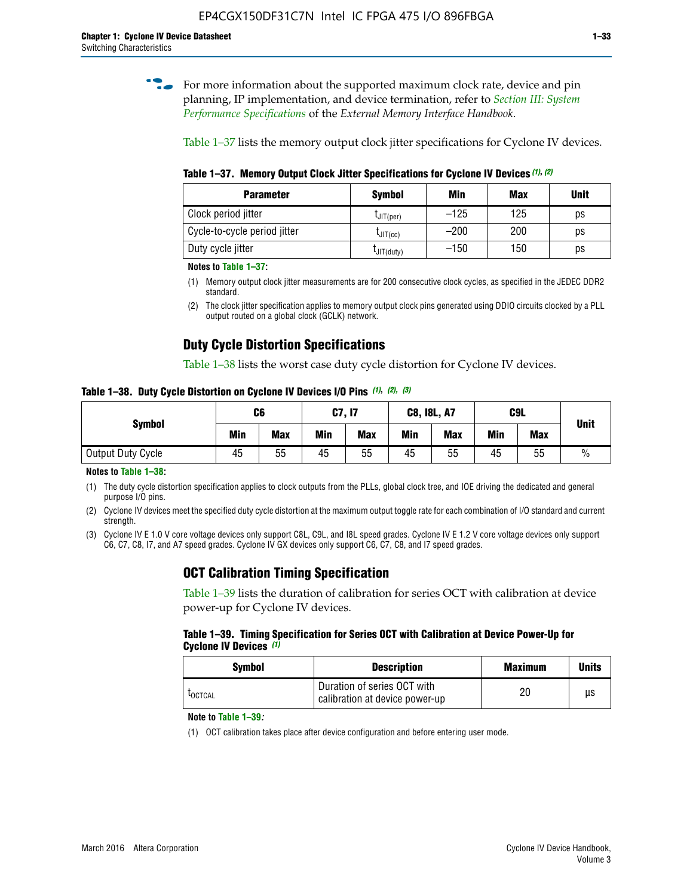For more information about the supported maximum clock rate, device and pin planning, IP implementation, and device termination, refer to *Section III: System Performance Specifications* of the *External Memory Interface Handbook*.

Table 1–37 lists the memory output clock jitter specifications for Cyclone IV devices.

**Table 1–37. Memory Output Clock Jitter Specifications for Cyclone IV Devices (1), (2)**

| Parameter | Symbol | Min | Max | Unit |
|---|---|---|---|---|
| Clock period jitter | $t_{JIT(per)}$ | –125 | 125 | ps |
| Cycle-to-cycle period jitter | $t_{JIT(cc)}$ | –200 | 200 | ps |
| Duty cycle jitter | $t_{JIT(duty)}$ | –150 | 150 | ps |

**Notes to Table 1–37:**

(1) Memory output clock jitter measurements are for 200 consecutive clock cycles, as specified in the JEDEC DDR2 standard.

(2) The clock jitter specification applies to memory output clock pins generated using DDIO circuits clocked by a PLL output routed on a global clock (GCLK) network.

## Duty Cycle Distortion Specifications

Table 1–38 lists the worst case duty cycle distortion for Cyclone IV devices.

**Table 1–38. Duty Cycle Distortion on Cyclone IV Devices I/O Pins (1), (2), (3)**

| Symbol | C6 | | C7, I7 | | C8, I8L, A7 | | C9L | | Unit |
|---|---|---|---|---|---|---|---|---|---|
| | Min | Max | Min | Max | Min | Max | Min | Max | |
| Output Duty Cycle | 45 | 55 | 45 | 55 | 45 | 55 | 45 | 55 | % |

**Notes to Table 1–38:**

(1) The duty cycle distortion specification applies to clock outputs from the PLLs, global clock tree, and IOE driving the dedicated and general purpose I/O pins.

(2) Cyclone IV devices meet the specified duty cycle distortion at the maximum output toggle rate for each combination of I/O standard and current strength.

(3) Cyclone IV E 1.0 V core voltage devices only support C8L, C9L, and I8L speed grades. Cyclone IV E 1.2 V core voltage devices only support C6, C7, C8, I7, and A7 speed grades. Cyclone IV GX devices only support C6, C7, C8, and I7 speed grades.

## OCT Calibration Timing Specification

Table 1–39 lists the duration of calibration for series OCT with calibration at device power-up for Cyclone IV devices.

**Table 1–39. Timing Specification for Series OCT with Calibration at Device Power-Up for Cyclone IV Devices (1)**

| Symbol | Description | Maximum | Units |
|---|---|---|---|
| $t_{OCTCAL}$ | Duration of series OCT with calibration at device power-up | 20 | µs |

**Note to Table 1–39:**

(1) OCT calibration takes place after device configuration and before entering user mode.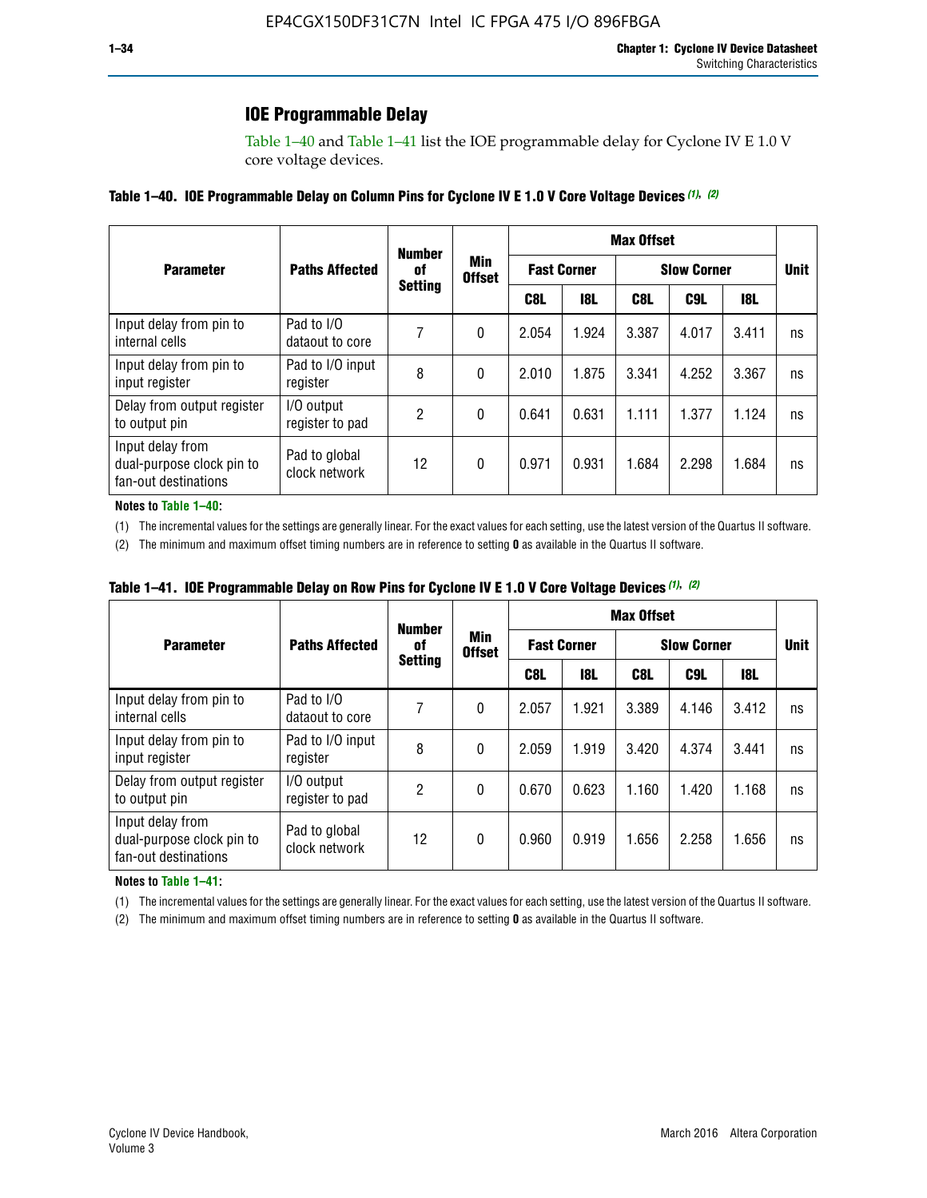## IOE Programmable Delay

Table 1–40 and Table 1–41 list the IOE programmable delay for Cyclone IV E 1.0 V core voltage devices.

**Table 1–40. IOE Programmable Delay on Column Pins for Cyclone IV E 1.0 V Core Voltage Devices (1), (2)**

| Parameter | Paths Affected | Number of Setting | Min Offset | Max Offset | | | | | Unit |
|---|---|---|---|---|---|---|---|---|---|
| | | | | Fast Corner | | Slow Corner | | | |
| | | | | C8L | I8L | C8L | C9L | I8L | |
| Input delay from pin to internal cells | Pad to I/O dataout to core | 7 | 0 | 2.054 | 1.924 | 3.387 | 4.017 | 3.411 | ns |
| Input delay from pin to input register | Pad to I/O input register | 8 | 0 | 2.010 | 1.875 | 3.341 | 4.252 | 3.367 | ns |
| Delay from output register to output pin | I/O output register to pad | 2 | 0 | 0.641 | 0.631 | 1.111 | 1.377 | 1.124 | ns |
| Input delay from dual-purpose clock pin to fan-out destinations | Pad to global clock network | 12 | 0 | 0.971 | 0.931 | 1.684 | 2.298 | 1.684 | ns |

**Notes to Table 1–40:**

(1) The incremental values for the settings are generally linear. For the exact values for each setting, use the latest version of the Quartus II software.

(2) The minimum and maximum offset timing numbers are in reference to setting **0** as available in the Quartus II software.

**Table 1–41. IOE Programmable Delay on Row Pins for Cyclone IV E 1.0 V Core Voltage Devices (1), (2)**

| Parameter | Paths Affected | Number of Setting | Min Offset | Max Offset | | | | | Unit |
|---|---|---|---|---|---|---|---|---|---|
| | | | | Fast Corner | | Slow Corner | | | |
| | | | | C8L | I8L | C8L | C9L | I8L | |
| Input delay from pin to internal cells | Pad to I/O dataout to core | 7 | 0 | 2.057 | 1.921 | 3.389 | 4.146 | 3.412 | ns |
| Input delay from pin to input register | Pad to I/O input register | 8 | 0 | 2.059 | 1.919 | 3.420 | 4.374 | 3.441 | ns |
| Delay from output register to output pin | I/O output register to pad | 2 | 0 | 0.670 | 0.623 | 1.160 | 1.420 | 1.168 | ns |
| Input delay from dual-purpose clock pin to fan-out destinations | Pad to global clock network | 12 | 0 | 0.960 | 0.919 | 1.656 | 2.258 | 1.656 | ns |

**Notes to Table 1–41:**

(1) The incremental values for the settings are generally linear. For the exact values for each setting, use the latest version of the Quartus II software.

(2) The minimum and maximum offset timing numbers are in reference to setting **0** as available in the Quartus II software.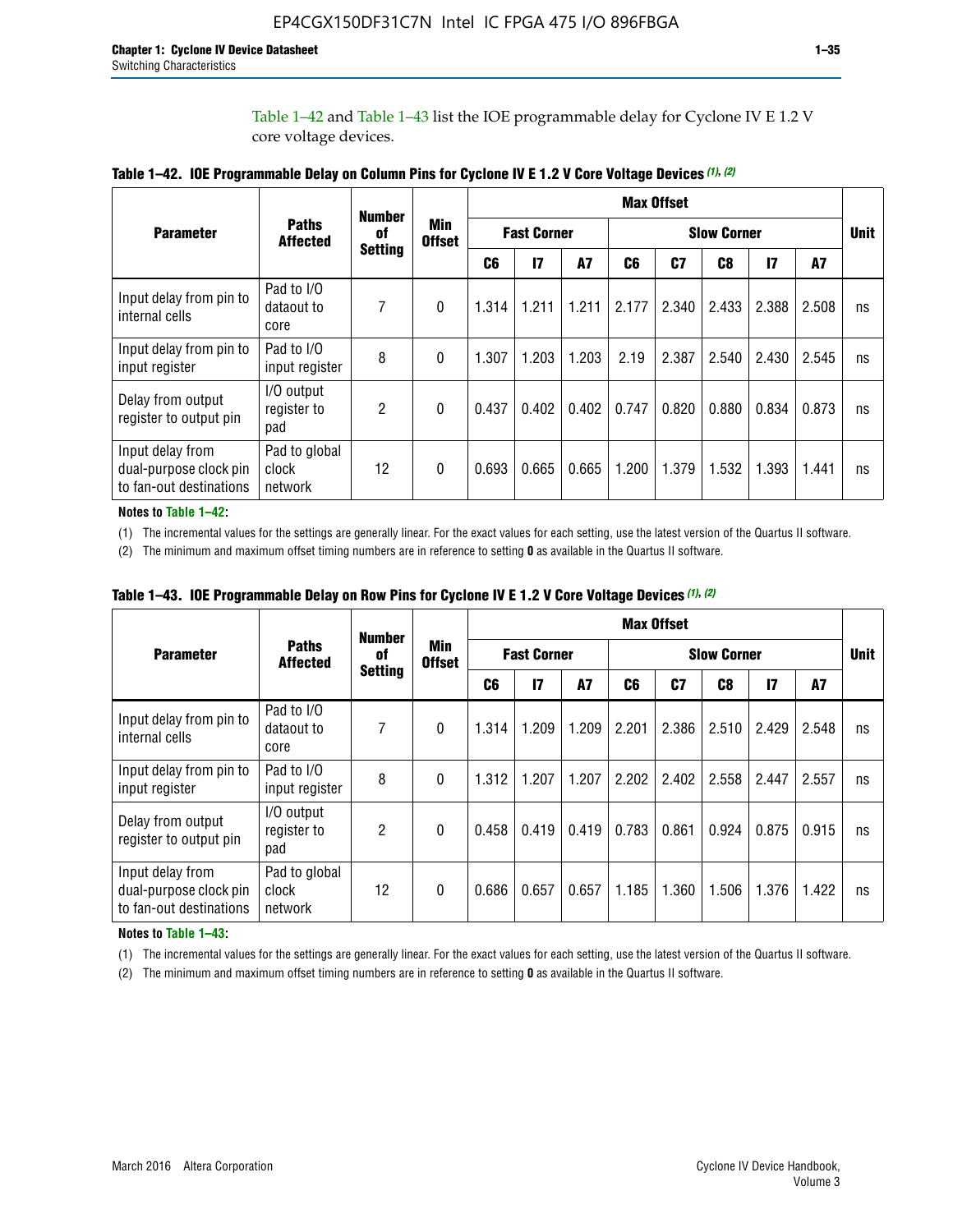Table 1–42 and Table 1–43 list the IOE programmable delay for Cyclone IV E 1.2 V core voltage devices.

**Table 1–42. IOE Programmable Delay on Column Pins for Cyclone IV E 1.2 V Core Voltage Devices (1), (2)**

| Parameter | Paths Affected | Number of Setting | Min Offset | Max Offset | | | | | | | | Unit |
|---|---|---|---|---|---|---|---|---|---|---|---|---|
| | | | | Fast Corner | | | Slow Corner | | | | | |
| | | | | C6 | I7 | A7 | C6 | C7 | C8 | I7 | A7 | |
| Input delay from pin to internal cells | Pad to I/O dataout to core | 7 | 0 | 1.314 | 1.211 | 1.211 | 2.177 | 2.340 | 2.433 | 2.388 | 2.508 | ns |
| Input delay from pin to input register | Pad to I/O input register | 8 | 0 | 1.307 | 1.203 | 1.203 | 2.19 | 2.387 | 2.540 | 2.430 | 2.545 | ns |
| Delay from output register to output pin | I/O output register to pad | 2 | 0 | 0.437 | 0.402 | 0.402 | 0.747 | 0.820 | 0.880 | 0.834 | 0.873 | ns |
| Input delay from dual-purpose clock pin to fan-out destinations | Pad to global clock network | 12 | 0 | 0.693 | 0.665 | 0.665 | 1.200 | 1.379 | 1.532 | 1.393 | 1.441 | ns |

**Notes to Table 1–42:**

(1) The incremental values for the settings are generally linear. For the exact values for each setting, use the latest version of the Quartus II software.

(2) The minimum and maximum offset timing numbers are in reference to setting **0** as available in the Quartus II software.

**Table 1–43. IOE Programmable Delay on Row Pins for Cyclone IV E 1.2 V Core Voltage Devices (1), (2)**

| Parameter | Paths Affected | Number of Setting | Min Offset | Max Offset | | | | | | | | Unit |
|---|---|---|---|---|---|---|---|---|---|---|---|---|
| | | | | Fast Corner | | | Slow Corner | | | | | |
| | | | | C6 | I7 | A7 | C6 | C7 | C8 | I7 | A7 | |
| Input delay from pin to internal cells | Pad to I/O dataout to core | 7 | 0 | 1.314 | 1.209 | 1.209 | 2.201 | 2.386 | 2.510 | 2.429 | 2.548 | ns |
| Input delay from pin to input register | Pad to I/O input register | 8 | 0 | 1.312 | 1.207 | 1.207 | 2.202 | 2.402 | 2.558 | 2.447 | 2.557 | ns |
| Delay from output register to output pin | I/O output register to pad | 2 | 0 | 0.458 | 0.419 | 0.419 | 0.783 | 0.861 | 0.924 | 0.875 | 0.915 | ns |
| Input delay from dual-purpose clock pin to fan-out destinations | Pad to global clock network | 12 | 0 | 0.686 | 0.657 | 0.657 | 1.185 | 1.360 | 1.506 | 1.376 | 1.422 | ns |

**Notes to Table 1–43:**

(1) The incremental values for the settings are generally linear. For the exact values for each setting, use the latest version of the Quartus II software.

(2) The minimum and maximum offset timing numbers are in reference to setting **0** as available in the Quartus II software.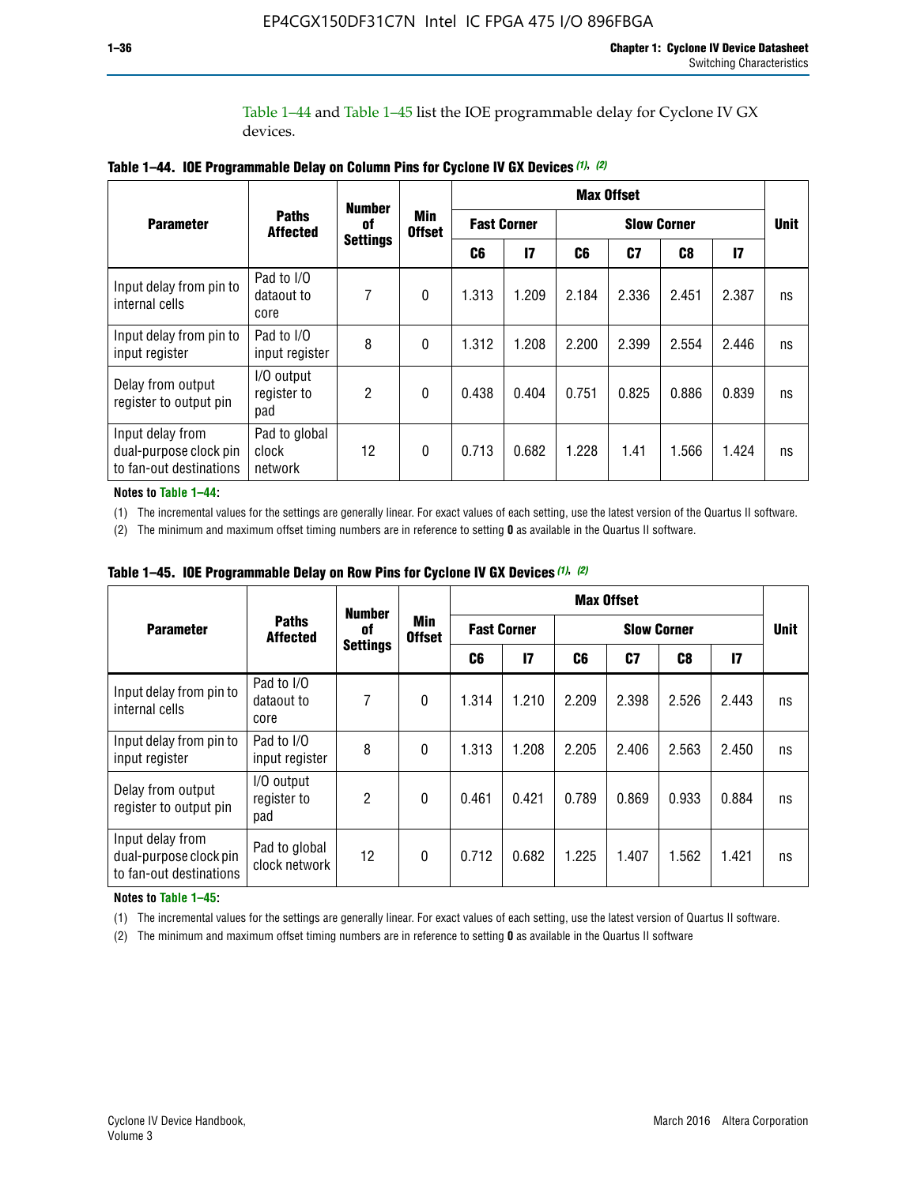Table 1–44 and Table 1–45 list the IOE programmable delay for Cyclone IV GX devices.

**Table 1–44. IOE Programmable Delay on Column Pins for Cyclone IV GX Devices (1), (2)**

| Parameter | Paths Affected | Number of Settings | Min Offset | Max Offset | | | | | | Unit |
|---|---|---|---|---|---|---|---|---|---|---|
| | | | | Fast Corner | | Slow Corner | | | | |
| | | | | C6 | I7 | C6 | C7 | C8 | I7 | |
| Input delay from pin to internal cells | Pad to I/O dataout to core | 7 | 0 | 1.313 | 1.209 | 2.184 | 2.336 | 2.451 | 2.387 | ns |
| Input delay from pin to input register | Pad to I/O input register | 8 | 0 | 1.312 | 1.208 | 2.200 | 2.399 | 2.554 | 2.446 | ns |
| Delay from output register to output pin | I/O output register to pad | 2 | 0 | 0.438 | 0.404 | 0.751 | 0.825 | 0.886 | 0.839 | ns |
| Input delay from dual-purpose clock pin to fan-out destinations | Pad to global clock network | 12 | 0 | 0.713 | 0.682 | 1.228 | 1.41 | 1.566 | 1.424 | ns |

**Notes to Table 1–44:**

(1) The incremental values for the settings are generally linear. For exact values of each setting, use the latest version of the Quartus II software.

(2) The minimum and maximum offset timing numbers are in reference to setting **0** as available in the Quartus II software.

**Table 1–45. IOE Programmable Delay on Row Pins for Cyclone IV GX Devices (1), (2)**

| Parameter | Paths Affected | Number of Settings | Min Offset | Max Offset | | | | | | Unit |
|---|---|---|---|---|---|---|---|---|---|---|
| | | | | Fast Corner | | Slow Corner | | | | |
| | | | | C6 | I7 | C6 | C7 | C8 | I7 | |
| Input delay from pin to internal cells | Pad to I/O dataout to core | 7 | 0 | 1.314 | 1.210 | 2.209 | 2.398 | 2.526 | 2.443 | ns |
| Input delay from pin to input register | Pad to I/O input register | 8 | 0 | 1.313 | 1.208 | 2.205 | 2.406 | 2.563 | 2.450 | ns |
| Delay from output register to output pin | I/O output register to pad | 2 | 0 | 0.461 | 0.421 | 0.789 | 0.869 | 0.933 | 0.884 | ns |
| Input delay from dual-purpose clock pin to fan-out destinations | Pad to global clock network | 12 | 0 | 0.712 | 0.682 | 1.225 | 1.407 | 1.562 | 1.421 | ns |

**Notes to Table 1–45:**

(1) The incremental values for the settings are generally linear. For exact values of each setting, use the latest version of Quartus II software.

(2) The minimum and maximum offset timing numbers are in reference to setting **0** as available in the Quartus II software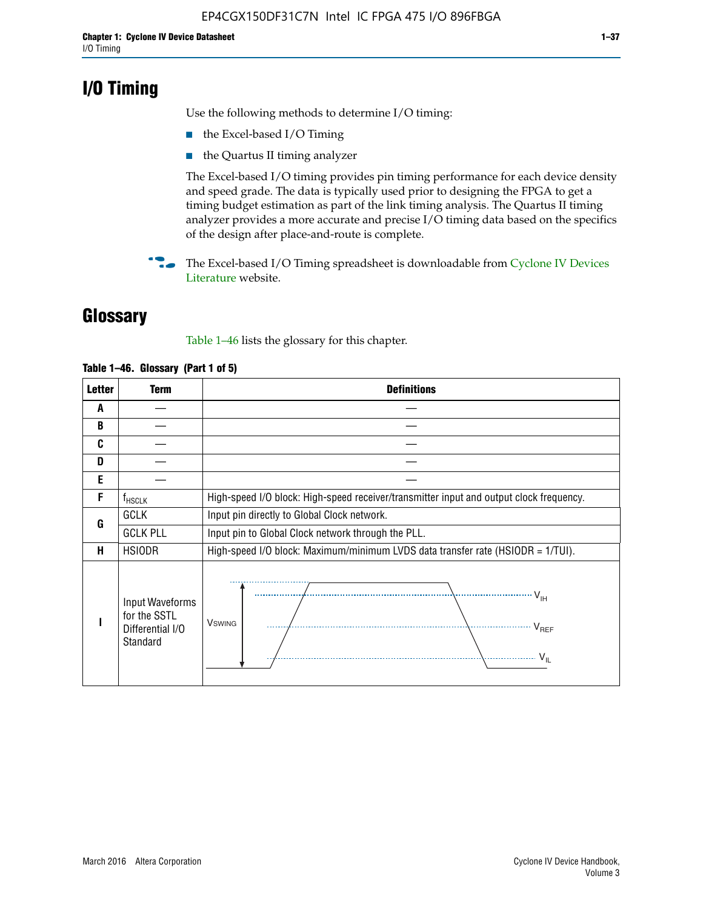# I/O Timing

Use the following methods to determine I/O timing:

- the Excel-based I/O Timing
- the Quartus II timing analyzer

The Excel-based I/O timing provides pin timing performance for each device density and speed grade. The data is typically used prior to designing the FPGA to get a timing budget estimation as part of the link timing analysis. The Quartus II timing analyzer provides a more accurate and precise I/O timing data based on the specifics of the design after place-and-route is complete.

The Excel-based I/O Timing spreadsheet is downloadable from Cyclone IV Devices Literature website.

# Glossary

Table 1–46 lists the glossary for this chapter.

**Table 1–46. Glossary (Part 1 of 5)**

| Letter | Term | Definitions |
|---|---|---|
| A | — | — |
| B | — | — |
| C | — | — |
| D | — | — |
| E | — | — |
| F | $f_{HSCLK}$ | High-speed I/O block: High-speed receiver/transmitter input and output clock frequency. |
| G | GCLK | Input pin directly to Global Clock network. |
| | GCLK PLL | Input pin to Global Clock network through the PLL. |
| H | HSIODR | High-speed I/O block: Maximum/minimum LVDS data transfer rate (HSIODR = 1/TUI). |
| I | Input Waveforms for the SSTL Differential I/O Standard | $V_{SWING}$, $V_{IH}$, $V_{REF}$, $V_{IL}$ |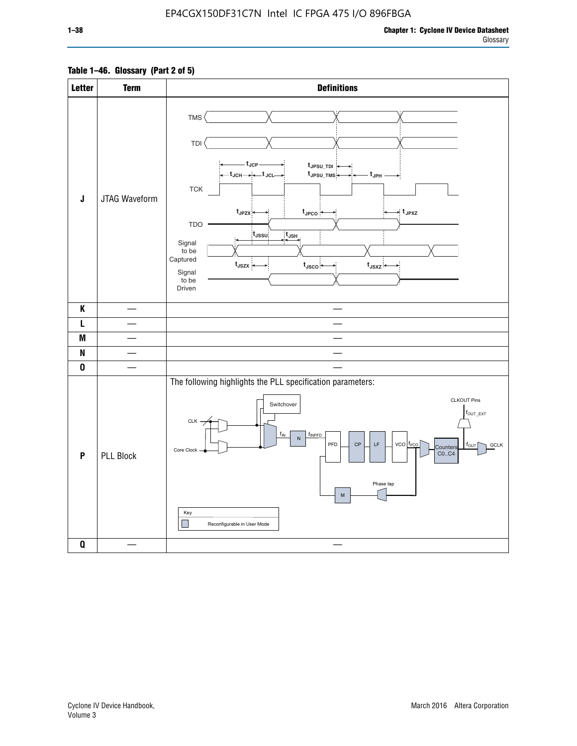**Table 1–46. Glossary (Part 2 of 5)**

| Letter | Term | Definitions |
|---|---|---|
| J | JTAG Waveform | TMS, TDI, TCK, TDO, Signal to be Captured, Signal to be Driven; $t_{JCP}$, $t_{JCH}$, $t_{JCL}$, $t_{JPSU\_TDI}$, $t_{JPSU\_TMS}$, $t_{JPH}$, $t_{JPZX}$, $t_{JPCO}$, $t_{JPXZ}$, $t_{JSSU}$, $t_{JSH}$, $t_{JSZX}$, $t_{JSCO}$, $t_{JSXZ}$ |
| K | — | — |
| L | — | — |
| M | — | — |
| N | — | — |
| O | — | — |
| P | PLL Block | The following highlights the PLL specification parameters: CLK, Core Clock, Switchover, $f_{IN}$, N, $f_{INPFD}$, PFD, CP, LF, VCO, $f_{VCO}$, Counters C0..C4, $f_{OUT}$, GCLK, CLKOUT Pins, $f_{OUT\_EXT}$, Phase tap, M. Key: Reconfigurable in User Mode |
| Q | — | — |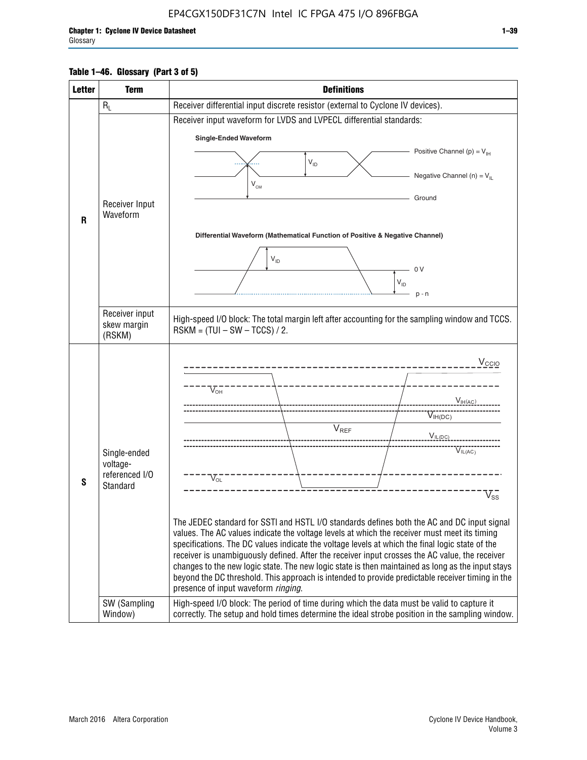**Table 1–46. Glossary (Part 3 of 5)**

| Letter | Term | Definitions |
|---|---|---|
| R | $R_L$ | Receiver differential input discrete resistor (external to Cyclone IV devices). |
| | Receiver Input Waveform | Receiver input waveform for LVDS and LVPECL differential standards: |
| | Receiver input skew margin (RSKM) | High-speed I/O block: The total margin left after accounting for the sampling window and TCCS. RSKM = (TUI – SW – TCCS) / 2. |
| S | Single-ended voltage-referenced I/O Standard | The JEDEC standard for SSTl and HSTL I/O standards defines both the AC and DC input signal values. The AC values indicate the voltage levels at which the receiver must meet its timing specifications. The DC values indicate the voltage levels at which the final logic state of the receiver is unambiguously defined. After the receiver input crosses the AC value, the receiver changes to the new logic state. The new logic state is then maintained as long as the input stays beyond the DC threshold. This approach is intended to provide predictable receiver timing in the presence of input waveform *ringing*. |
| | SW (Sampling Window) | High-speed I/O block: The period of time during which the data must be valid to capture it correctly. The setup and hold times determine the ideal strobe position in the sampling window. |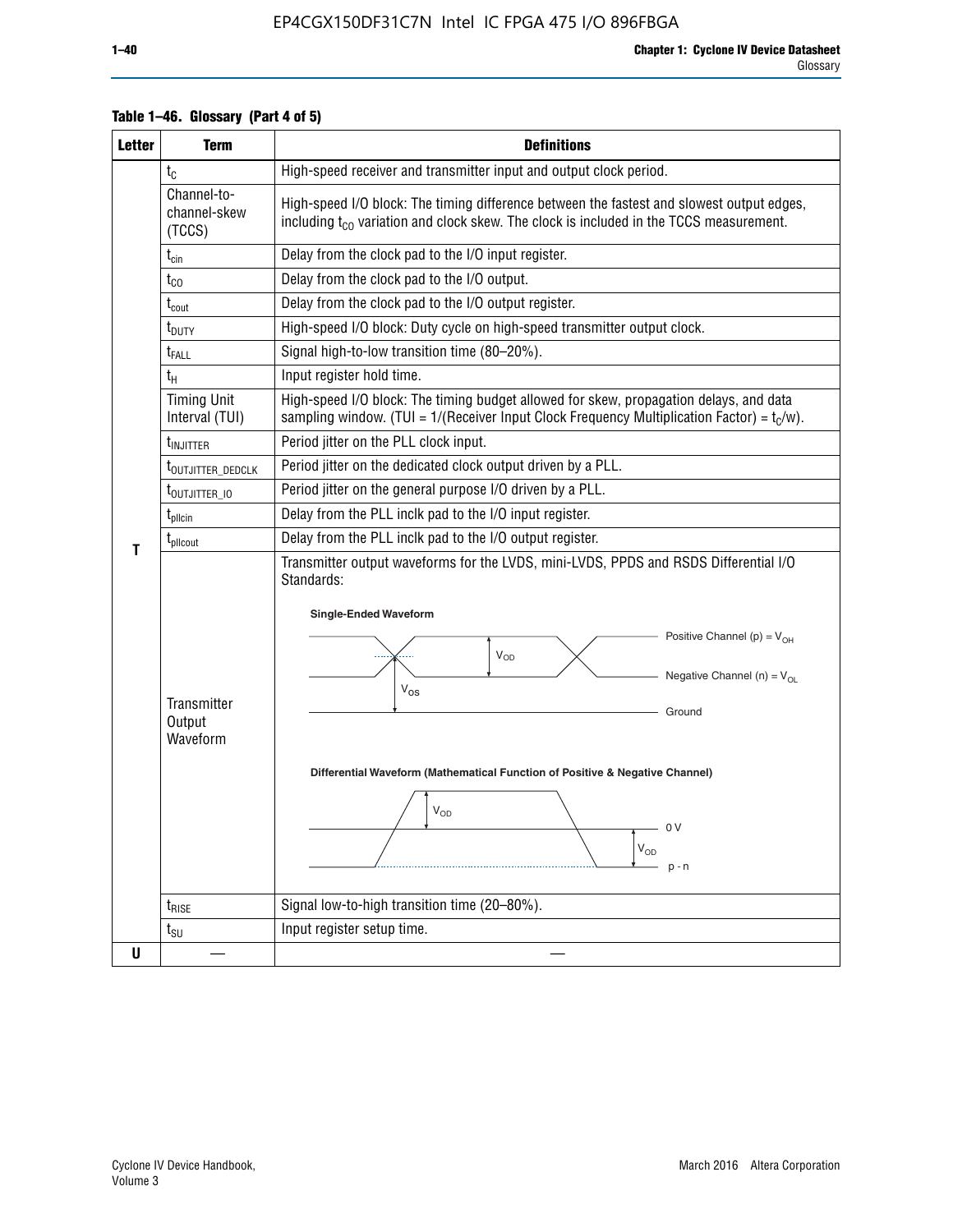**Table 1–46. Glossary (Part 4 of 5)**

| Letter | Term | Definitions |
|---|---|---|
| T | $t_C$ | High-speed receiver and transmitter input and output clock period. |
| | Channel-to-channel-skew (TCCS) | High-speed I/O block: The timing difference between the fastest and slowest output edges, including $t_{CO}$ variation and clock skew. The clock is included in the TCCS measurement. |
| | $t_{cin}$ | Delay from the clock pad to the I/O input register. |
| | $t_{CO}$ | Delay from the clock pad to the I/O output. |
| | $t_{cout}$ | Delay from the clock pad to the I/O output register. |
| | $t_{DUTY}$ | High-speed I/O block: Duty cycle on high-speed transmitter output clock. |
| | $t_{FALL}$ | Signal high-to-low transition time (80–20%). |
| | $t_H$ | Input register hold time. |
| | Timing Unit Interval (TUI) | High-speed I/O block: The timing budget allowed for skew, propagation delays, and data sampling window. (TUI = 1/(Receiver Input Clock Frequency Multiplication Factor) = $t_C$/w). |
| | $t_{INJITTER}$ | Period jitter on the PLL clock input. |
| | $t_{OUTJITTER\_DEDCLK}$ | Period jitter on the dedicated clock output driven by a PLL. |
| | $t_{OUTJITTER\_IO}$ | Period jitter on the general purpose I/O driven by a PLL. |
| | $t_{pllcin}$ | Delay from the PLL inclk pad to the I/O input register. |
| | $t_{pllcout}$ | Delay from the PLL inclk pad to the I/O output register. |
| | Transmitter Output Waveform | Transmitter output waveforms for the LVDS, mini-LVDS, PPDS and RSDS Differential I/O Standards: Single-Ended Waveform (Positive Channel (p) = $V_{OH}$; Negative Channel (n) = $V_{OL}$; $V_{OD}$; $V_{OS}$; Ground). Differential Waveform (Mathematical Function of Positive & Negative Channel) ($V_{OD}$; 0 V; p - n) |
| | $t_{RISE}$ | Signal low-to-high transition time (20–80%). |
| | $t_{SU}$ | Input register setup time. |
| U | — | — |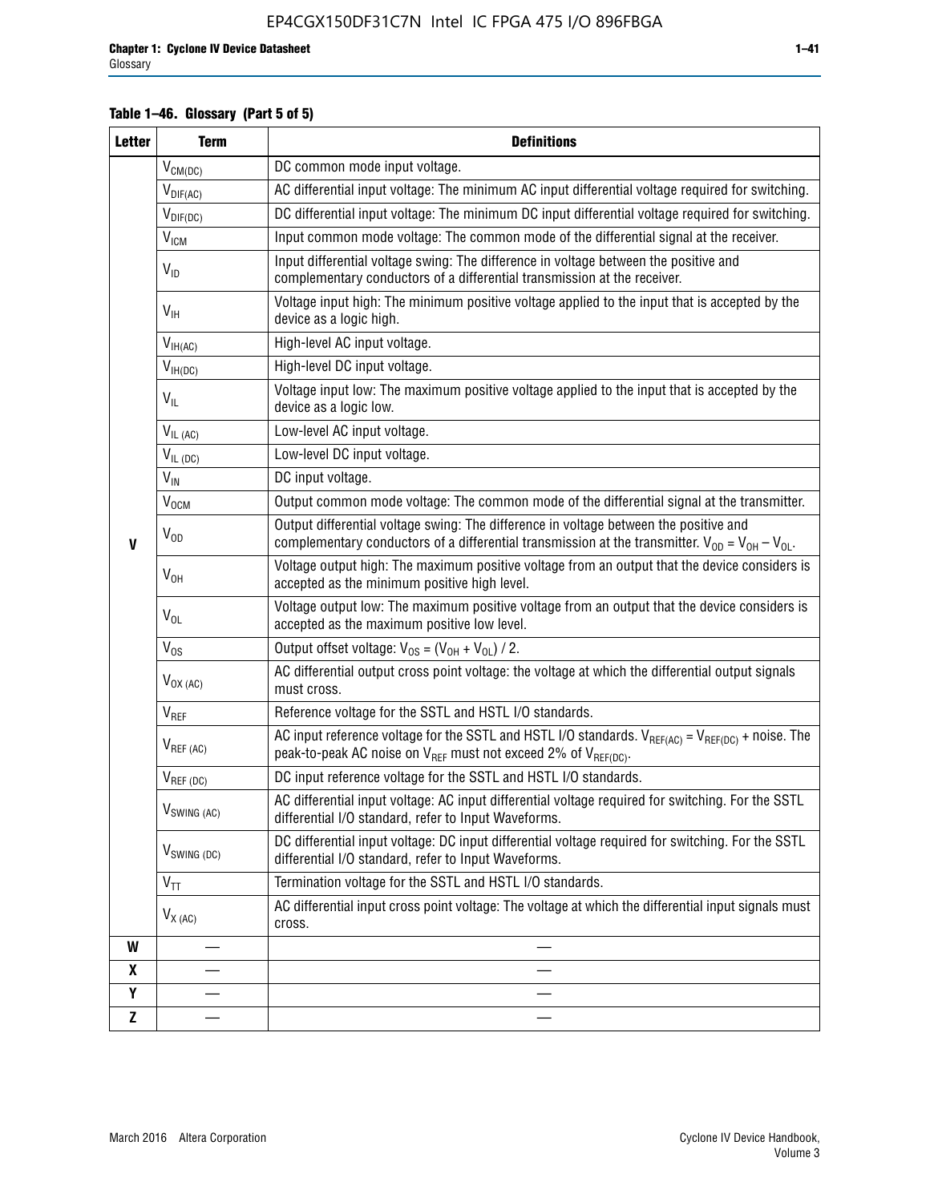**Table 1–46. Glossary (Part 5 of 5)**

| Letter | Term | Definitions |
|---|---|---|
| V | $V_{CM(DC)}$ | DC common mode input voltage. |
| | $V_{DIF(AC)}$ | AC differential input voltage: The minimum AC input differential voltage required for switching. |
| | $V_{DIF(DC)}$ | DC differential input voltage: The minimum DC input differential voltage required for switching. |
| | $V_{ICM}$ | Input common mode voltage: The common mode of the differential signal at the receiver. |
| | $V_{ID}$ | Input differential voltage swing: The difference in voltage between the positive and complementary conductors of a differential transmission at the receiver. |
| | $V_{IH}$ | Voltage input high: The minimum positive voltage applied to the input that is accepted by the device as a logic high. |
| | $V_{IH(AC)}$ | High-level AC input voltage. |
| | $V_{IH(DC)}$ | High-level DC input voltage. |
| | $V_{IL}$ | Voltage input low: The maximum positive voltage applied to the input that is accepted by the device as a logic low. |
| | $V_{IL\ (AC)}$ | Low-level AC input voltage. |
| | $V_{IL\ (DC)}$ | Low-level DC input voltage. |
| | $V_{IN}$ | DC input voltage. |
| | $V_{OCM}$ | Output common mode voltage: The common mode of the differential signal at the transmitter. |
| | $V_{OD}$ | Output differential voltage swing: The difference in voltage between the positive and complementary conductors of a differential transmission at the transmitter. $V_{OD} = V_{OH} – V_{OL}$. |
| | $V_{OH}$ | Voltage output high: The maximum positive voltage from an output that the device considers is accepted as the minimum positive high level. |
| | $V_{OL}$ | Voltage output low: The maximum positive voltage from an output that the device considers is accepted as the maximum positive low level. |
| | $V_{OS}$ | Output offset voltage: $V_{OS} = (V_{OH} + V_{OL}) / 2$. |
| | $V_{OX\ (AC)}$ | AC differential output cross point voltage: the voltage at which the differential output signals must cross. |
| | $V_{REF}$ | Reference voltage for the SSTL and HSTL I/O standards. |
| | $V_{REF\ (AC)}$ | AC input reference voltage for the SSTL and HSTL I/O standards. $V_{REF(AC)} = V_{REF(DC)}$ + noise. The peak-to-peak AC noise on $V_{REF}$ must not exceed 2% of $V_{REF(DC)}$. |
| | $V_{REF\ (DC)}$ | DC input reference voltage for the SSTL and HSTL I/O standards. |
| | $V_{SWING\ (AC)}$ | AC differential input voltage: AC input differential voltage required for switching. For the SSTL differential I/O standard, refer to Input Waveforms. |
| | $V_{SWING\ (DC)}$ | DC differential input voltage: DC input differential voltage required for switching. For the SSTL differential I/O standard, refer to Input Waveforms. |
| | $V_{TT}$ | Termination voltage for the SSTL and HSTL I/O standards. |
| | $V_{X\ (AC)}$ | AC differential input cross point voltage: The voltage at which the differential input signals must cross. |
| W | — | — |
| X | — | — |
| Y | — | — |
| Z | — | — |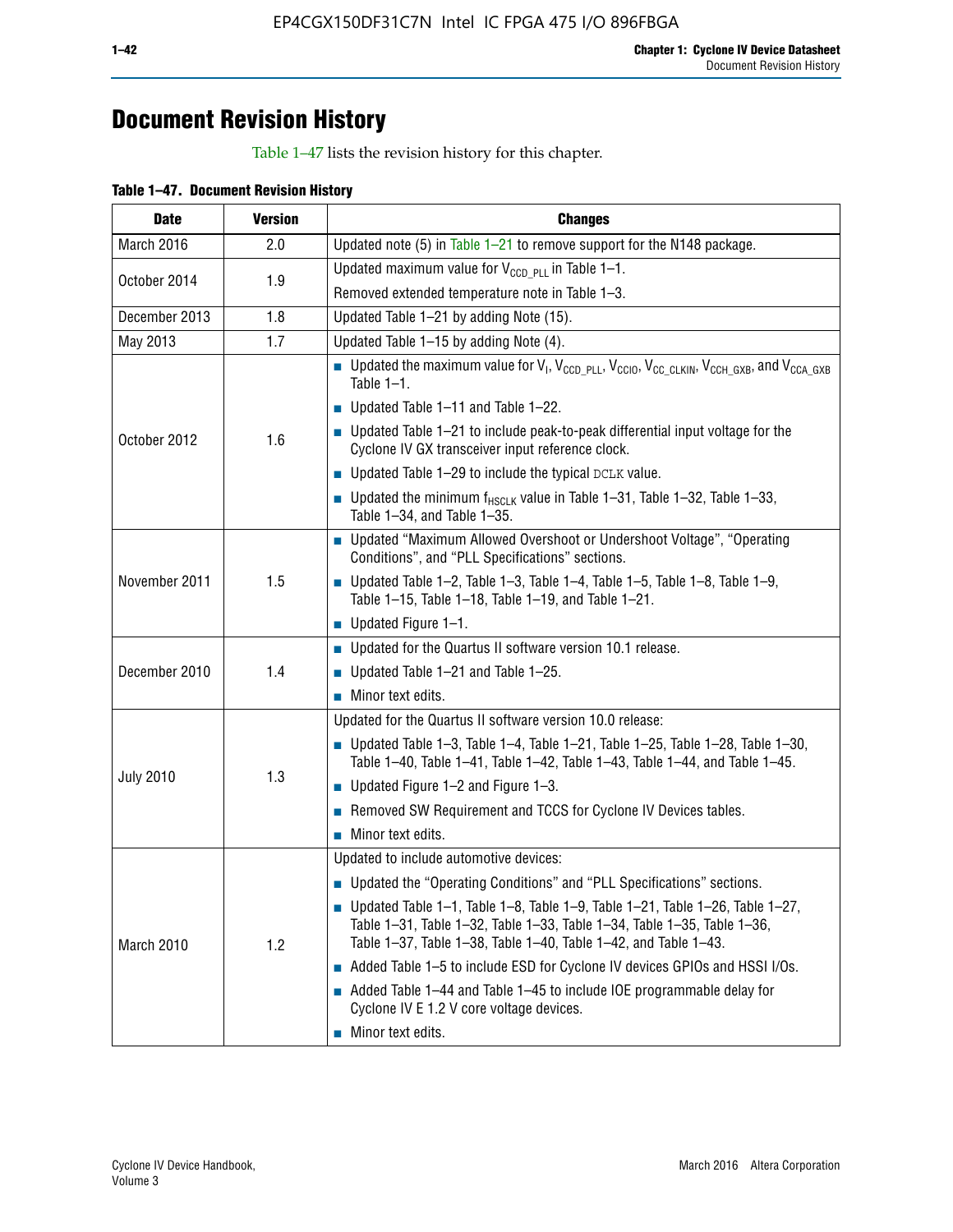# Document Revision History

Table 1–47 lists the revision history for this chapter.

**Table 1–47. Document Revision History**

| Date | Version | Changes |
|---|---|---|
| March 2016 | 2.0 | Updated note (5) in Table 1–21 to remove support for the N148 package. |
| October 2014 | 1.9 | Updated maximum value for $V_{CCD\_PLL}$ in Table 1–1. <br> Removed extended temperature note in Table 1–3. |
| December 2013 | 1.8 | Updated Table 1–21 by adding Note (15). |
| May 2013 | 1.7 | Updated Table 1–15 by adding Note (4). |
| October 2012 | 1.6 | ■ Updated the maximum value for $V_I$, $V_{CCD\_PLL}$, $V_{CCIO}$, $V_{CC\_CLKIN}$, $V_{CCH\_GXB}$, and $V_{CCA\_GXB}$ Table 1–1. <br> ■ Updated Table 1–11 and Table 1–22. <br> ■ Updated Table 1–21 to include peak-to-peak differential input voltage for the Cyclone IV GX transceiver input reference clock. <br> ■ Updated Table 1–29 to include the typical DCLK value. <br> ■ Updated the minimum $f_{HSCLK}$ value in Table 1–31, Table 1–32, Table 1–33, Table 1–34, and Table 1–35. |
| November 2011 | 1.5 | ■ Updated "Maximum Allowed Overshoot or Undershoot Voltage", "Operating Conditions", and "PLL Specifications" sections. <br> ■ Updated Table 1–2, Table 1–3, Table 1–4, Table 1–5, Table 1–8, Table 1–9, Table 1–15, Table 1–18, Table 1–19, and Table 1–21. <br> ■ Updated Figure 1–1. |
| December 2010 | 1.4 | ■ Updated for the Quartus II software version 10.1 release. <br> ■ Updated Table 1–21 and Table 1–25. <br> ■ Minor text edits. |
| July 2010 | 1.3 | Updated for the Quartus II software version 10.0 release: <br> ■ Updated Table 1–3, Table 1–4, Table 1–21, Table 1–25, Table 1–28, Table 1–30, Table 1–40, Table 1–41, Table 1–42, Table 1–43, Table 1–44, and Table 1–45. <br> ■ Updated Figure 1–2 and Figure 1–3. <br> ■ Removed SW Requirement and TCCS for Cyclone IV Devices tables. <br> ■ Minor text edits. |
| March 2010 | 1.2 | Updated to include automotive devices: <br> ■ Updated the "Operating Conditions" and "PLL Specifications" sections. <br> ■ Updated Table 1–1, Table 1–8, Table 1–9, Table 1–21, Table 1–26, Table 1–27, Table 1–31, Table 1–32, Table 1–33, Table 1–34, Table 1–35, Table 1–36, Table 1–37, Table 1–38, Table 1–40, Table 1–42, and Table 1–43. <br> ■ Added Table 1–5 to include ESD for Cyclone IV devices GPIOs and HSSI I/Os. <br> ■ Added Table 1–44 and Table 1–45 to include IOE programmable delay for Cyclone IV E 1.2 V core voltage devices. <br> ■ Minor text edits. |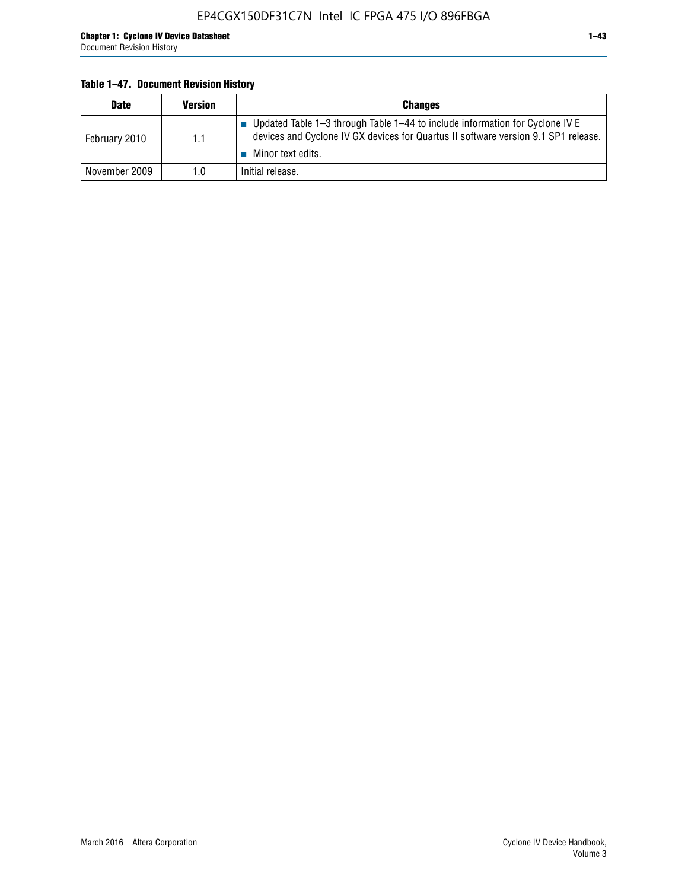**Table 1–47. Document Revision History**

| Date | Version | Changes |
|---|---|---|
| February 2010 | 1.1 | ■ Updated Table 1–3 through Table 1–44 to include information for Cyclone IV E devices and Cyclone IV GX devices for Quartus II software version 9.1 SP1 release.<br>■ Minor text edits. |
| November 2009 | 1.0 | Initial release. |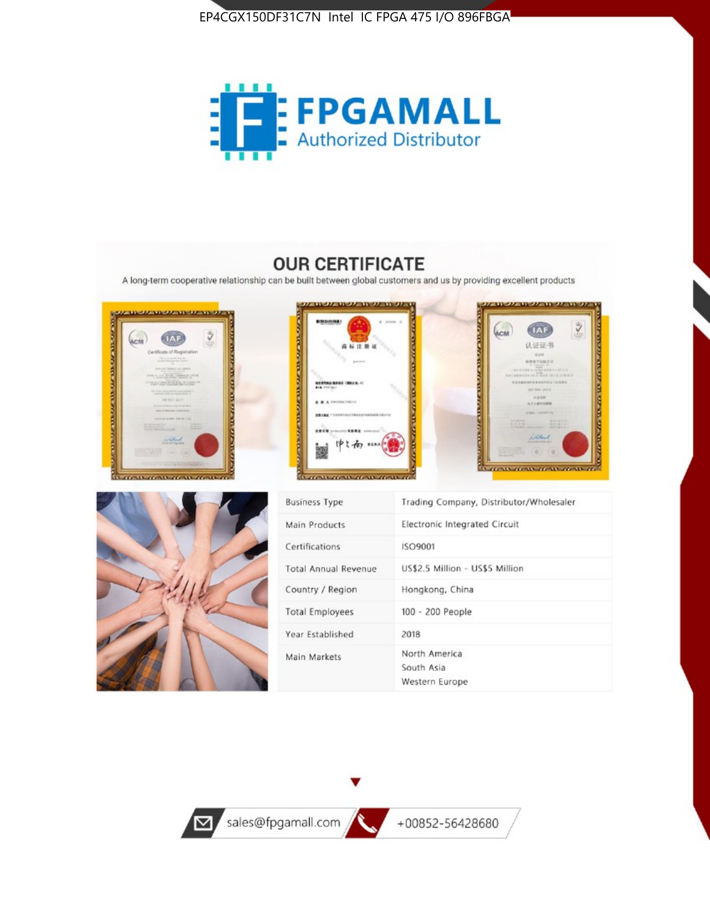FPGAMALL

Authorized Distributor

# OUR CERTIFICATE

A long-term cooperative relationship can be built between global customers and us by providing excellent products

| | |
|---|---|
| Business Type | Trading Company, Distributor/Wholesaler |
| Main Products | Electronic Integrated Circuit |
| Certifications | ISO9001 |
| Total Annual Revenue | US$2.5 Million - US$5 Million |
| Country / Region | Hongkong, China |
| Total Employees | 100 - 200 People |
| Year Established | 2018 |
| Main Markets | North America<br>South Asia<br>Western Europe |

sales@fpgamall.com

+00852-56428680